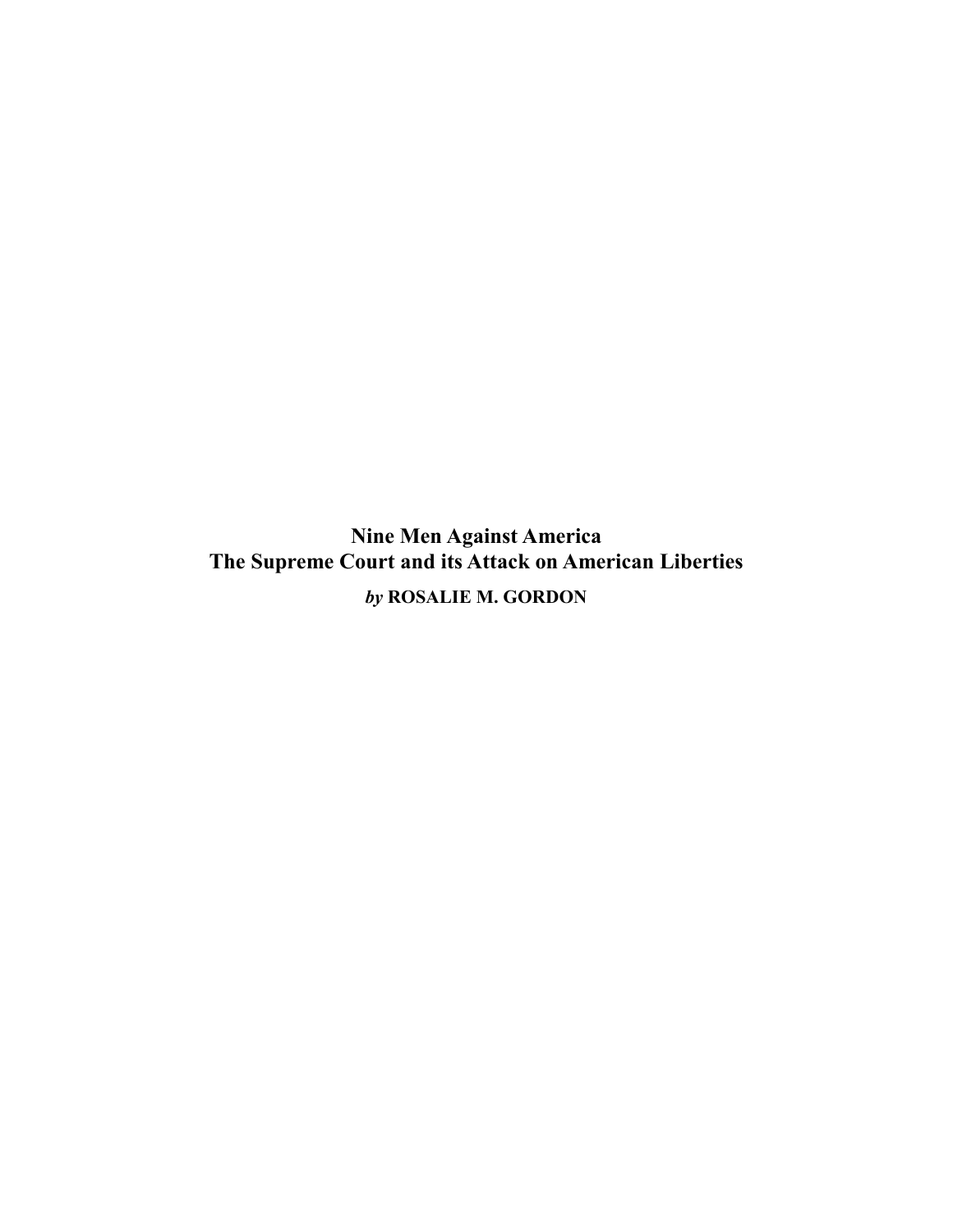# Nine Men Against America

## The Supreme Court and its Attack on American Liberties

***by* ROSALIE M. GORDON**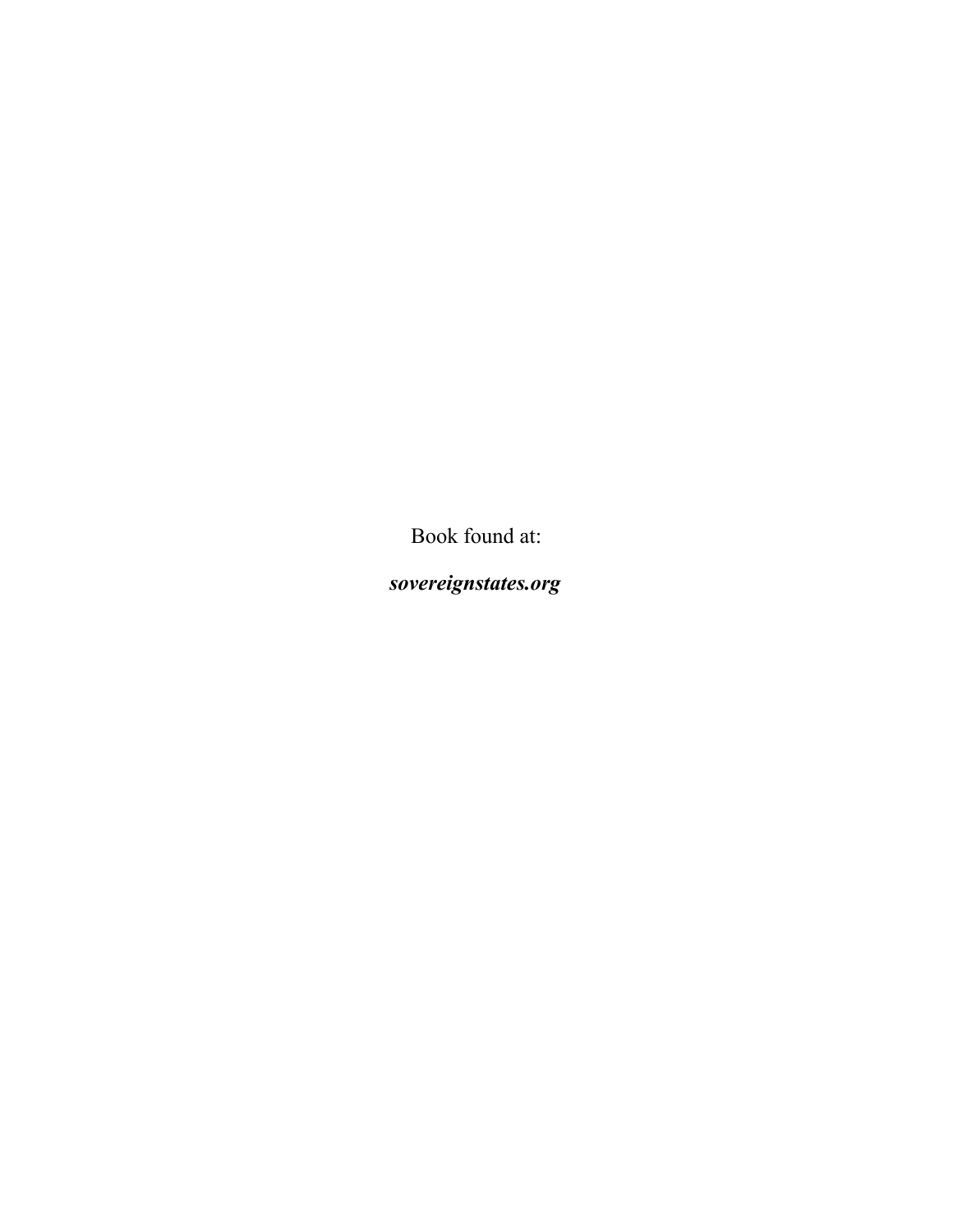Book found at:

***sovereignstates.org***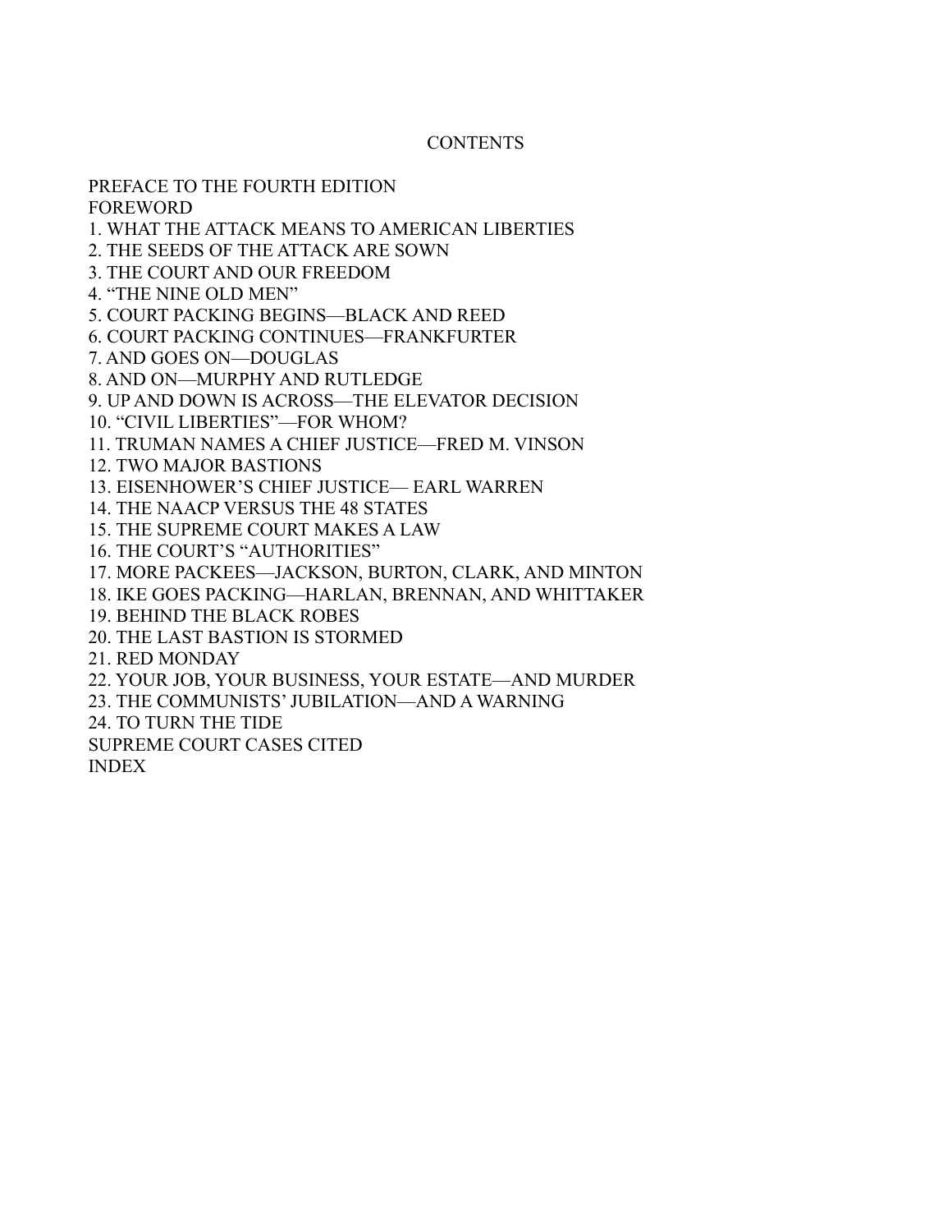# CONTENTS

PREFACE TO THE FOURTH EDITION
FOREWORD
1. WHAT THE ATTACK MEANS TO AMERICAN LIBERTIES
2. THE SEEDS OF THE ATTACK ARE SOWN
3. THE COURT AND OUR FREEDOM
4. "THE NINE OLD MEN"
5. COURT PACKING BEGINS—BLACK AND REED
6. COURT PACKING CONTINUES—FRANKFURTER
7. AND GOES ON—DOUGLAS
8. AND ON—MURPHY AND RUTLEDGE
9. UP AND DOWN IS ACROSS—THE ELEVATOR DECISION
10. "CIVIL LIBERTIES"—FOR WHOM?
11. TRUMAN NAMES A CHIEF JUSTICE—FRED M. VINSON
12. TWO MAJOR BASTIONS
13. EISENHOWER'S CHIEF JUSTICE— EARL WARREN
14. THE NAACP VERSUS THE 48 STATES
15. THE SUPREME COURT MAKES A LAW
16. THE COURT'S "AUTHORITIES"
17. MORE PACKEES—JACKSON, BURTON, CLARK, AND MINTON
18. IKE GOES PACKING—HARLAN, BRENNAN, AND WHITTAKER
19. BEHIND THE BLACK ROBES
20. THE LAST BASTION IS STORMED
21. RED MONDAY
22. YOUR JOB, YOUR BUSINESS, YOUR ESTATE—AND MURDER
23. THE COMMUNISTS' JUBILATION—AND A WARNING
24. TO TURN THE TIDE
SUPREME COURT CASES CITED
INDEX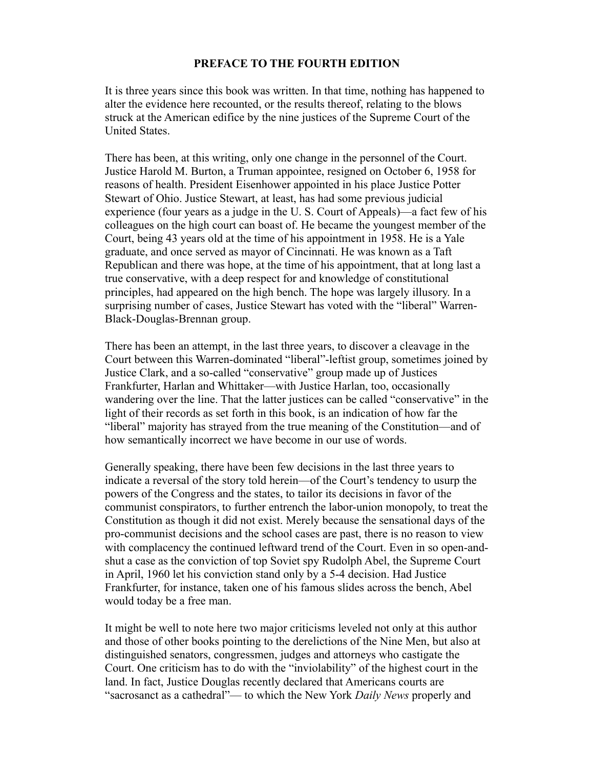## PREFACE TO THE FOURTH EDITION

It is three years since this book was written. In that time, nothing has happened to alter the evidence here recounted, or the results thereof, relating to the blows struck at the American edifice by the nine justices of the Supreme Court of the United States.

There has been, at this writing, only one change in the personnel of the Court. Justice Harold M. Burton, a Truman appointee, resigned on October 6, 1958 for reasons of health. President Eisenhower appointed in his place Justice Potter Stewart of Ohio. Justice Stewart, at least, has had some previous judicial experience (four years as a judge in the U. S. Court of Appeals)—a fact few of his colleagues on the high court can boast of. He became the youngest member of the Court, being 43 years old at the time of his appointment in 1958. He is a Yale graduate, and once served as mayor of Cincinnati. He was known as a Taft Republican and there was hope, at the time of his appointment, that at long last a true conservative, with a deep respect for and knowledge of constitutional principles, had appeared on the high bench. The hope was largely illusory. In a surprising number of cases, Justice Stewart has voted with the "liberal" Warren-Black-Douglas-Brennan group.

There has been an attempt, in the last three years, to discover a cleavage in the Court between this Warren-dominated "liberal"-leftist group, sometimes joined by Justice Clark, and a so-called "conservative" group made up of Justices Frankfurter, Harlan and Whittaker—with Justice Harlan, too, occasionally wandering over the line. That the latter justices can be called "conservative" in the light of their records as set forth in this book, is an indication of how far the "liberal" majority has strayed from the true meaning of the Constitution—and of how semantically incorrect we have become in our use of words.

Generally speaking, there have been few decisions in the last three years to indicate a reversal of the story told herein—of the Court's tendency to usurp the powers of the Congress and the states, to tailor its decisions in favor of the communist conspirators, to further entrench the labor-union monopoly, to treat the Constitution as though it did not exist. Merely because the sensational days of the pro-communist decisions and the school cases are past, there is no reason to view with complacency the continued leftward trend of the Court. Even in so open-and-shut a case as the conviction of top Soviet spy Rudolph Abel, the Supreme Court in April, 1960 let his conviction stand only by a 5-4 decision. Had Justice Frankfurter, for instance, taken one of his famous slides across the bench, Abel would today be a free man.

It might be well to note here two major criticisms leveled not only at this author and those of other books pointing to the derelictions of the Nine Men, but also at distinguished senators, congressmen, judges and attorneys who castigate the Court. One criticism has to do with the "inviolability" of the highest court in the land. In fact, Justice Douglas recently declared that Americans courts are "sacrosanct as a cathedral"— to which the New York *Daily News* properly and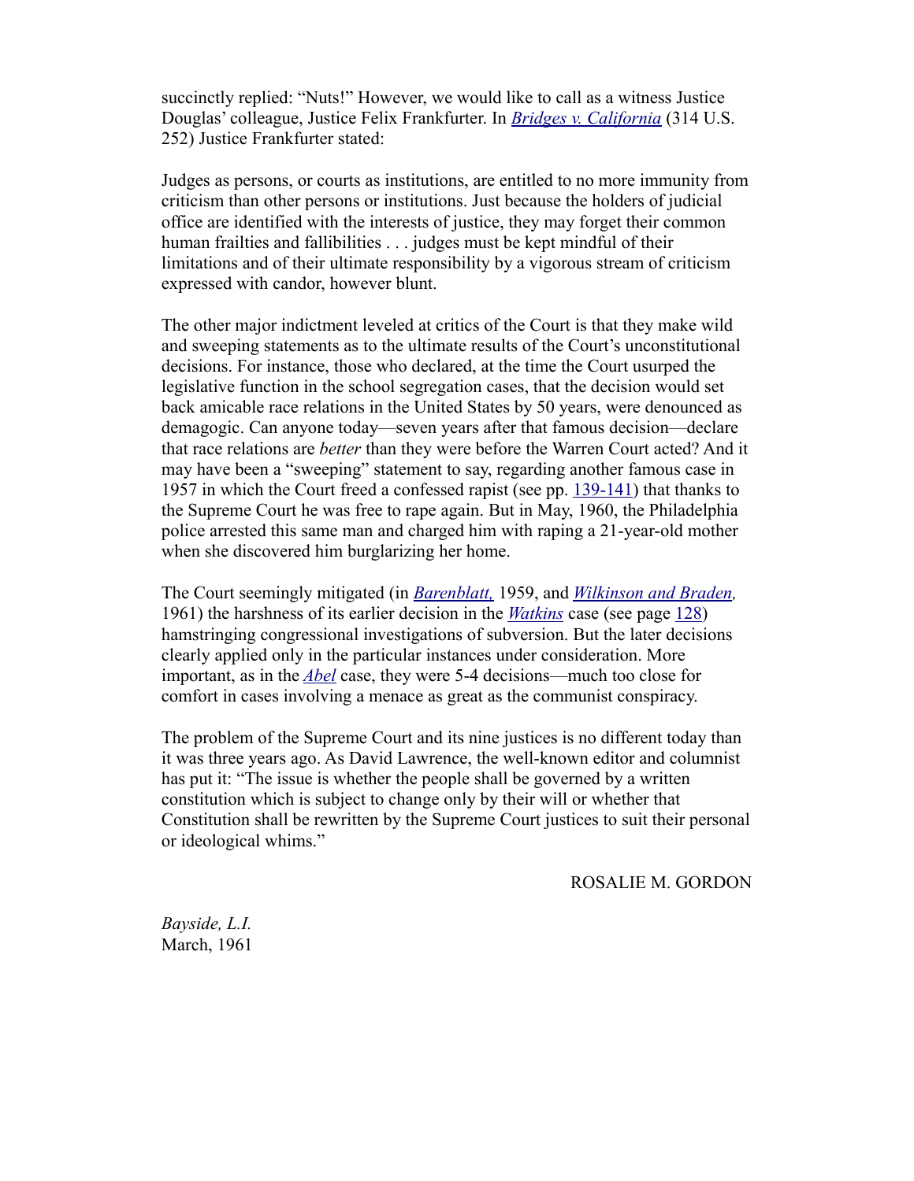succinctly replied: "Nuts!" However, we would like to call as a witness Justice Douglas' colleague, Justice Felix Frankfurter. In *Bridges v. California* (314 U.S. 252) Justice Frankfurter stated:

Judges as persons, or courts as institutions, are entitled to no more immunity from criticism than other persons or institutions. Just because the holders of judicial office are identified with the interests of justice, they may forget their common human frailties and fallibilities . . . judges must be kept mindful of their limitations and of their ultimate responsibility by a vigorous stream of criticism expressed with candor, however blunt.

The other major indictment leveled at critics of the Court is that they make wild and sweeping statements as to the ultimate results of the Court's unconstitutional decisions. For instance, those who declared, at the time the Court usurped the legislative function in the school segregation cases, that the decision would set back amicable race relations in the United States by 50 years, were denounced as demagogic. Can anyone today—seven years after that famous decision—declare that race relations are *better* than they were before the Warren Court acted? And it may have been a "sweeping" statement to say, regarding another famous case in 1957 in which the Court freed a confessed rapist (see pp. 139-141) that thanks to the Supreme Court he was free to rape again. But in May, 1960, the Philadelphia police arrested this same man and charged him with raping a 21-year-old mother when she discovered him burglarizing her home.

The Court seemingly mitigated (in *Barenblatt,* 1959, and *Wilkinson and Braden,* 1961) the harshness of its earlier decision in the *Watkins* case (see page 128) hamstringing congressional investigations of subversion. But the later decisions clearly applied only in the particular instances under consideration. More important, as in the *Abel* case, they were 5-4 decisions—much too close for comfort in cases involving a menace as great as the communist conspiracy.

The problem of the Supreme Court and its nine justices is no different today than it was three years ago. As David Lawrence, the well-known editor and columnist has put it: "The issue is whether the people shall be governed by a written constitution which is subject to change only by their will or whether that Constitution shall be rewritten by the Supreme Court justices to suit their personal or ideological whims."

ROSALIE M. GORDON

*Bayside, L.I.*
March, 1961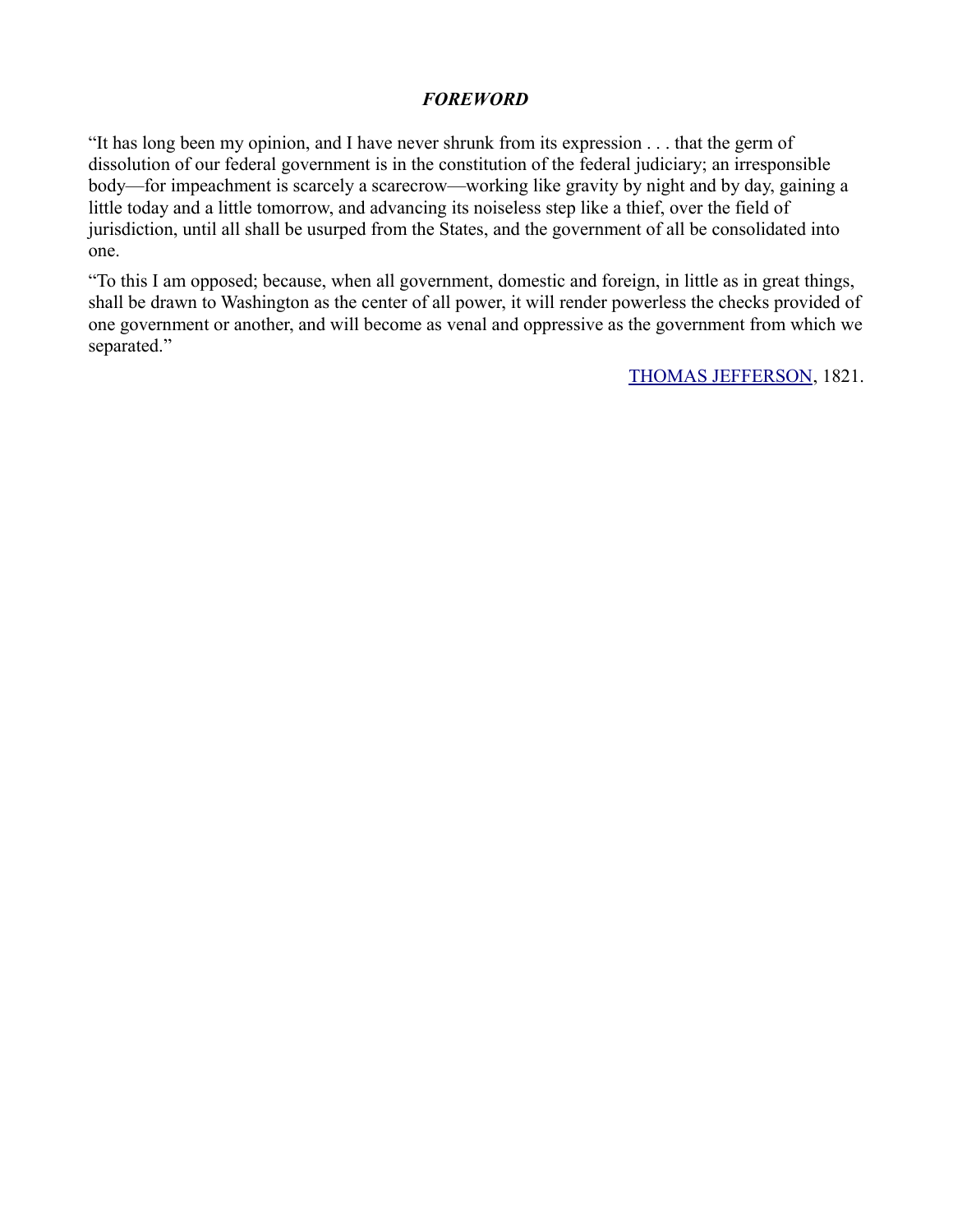## *FOREWORD*

"It has long been my opinion, and I have never shrunk from its expression . . . that the germ of dissolution of our federal government is in the constitution of the federal judiciary; an irresponsible body—for impeachment is scarcely a scarecrow—working like gravity by night and by day, gaining a little today and a little tomorrow, and advancing its noiseless step like a thief, over the field of jurisdiction, until all shall be usurped from the States, and the government of all be consolidated into one.

"To this I am opposed; because, when all government, domestic and foreign, in little as in great things, shall be drawn to Washington as the center of all power, it will render powerless the checks provided of one government or another, and will become as venal and oppressive as the government from which we separated."

THOMAS JEFFERSON, 1821.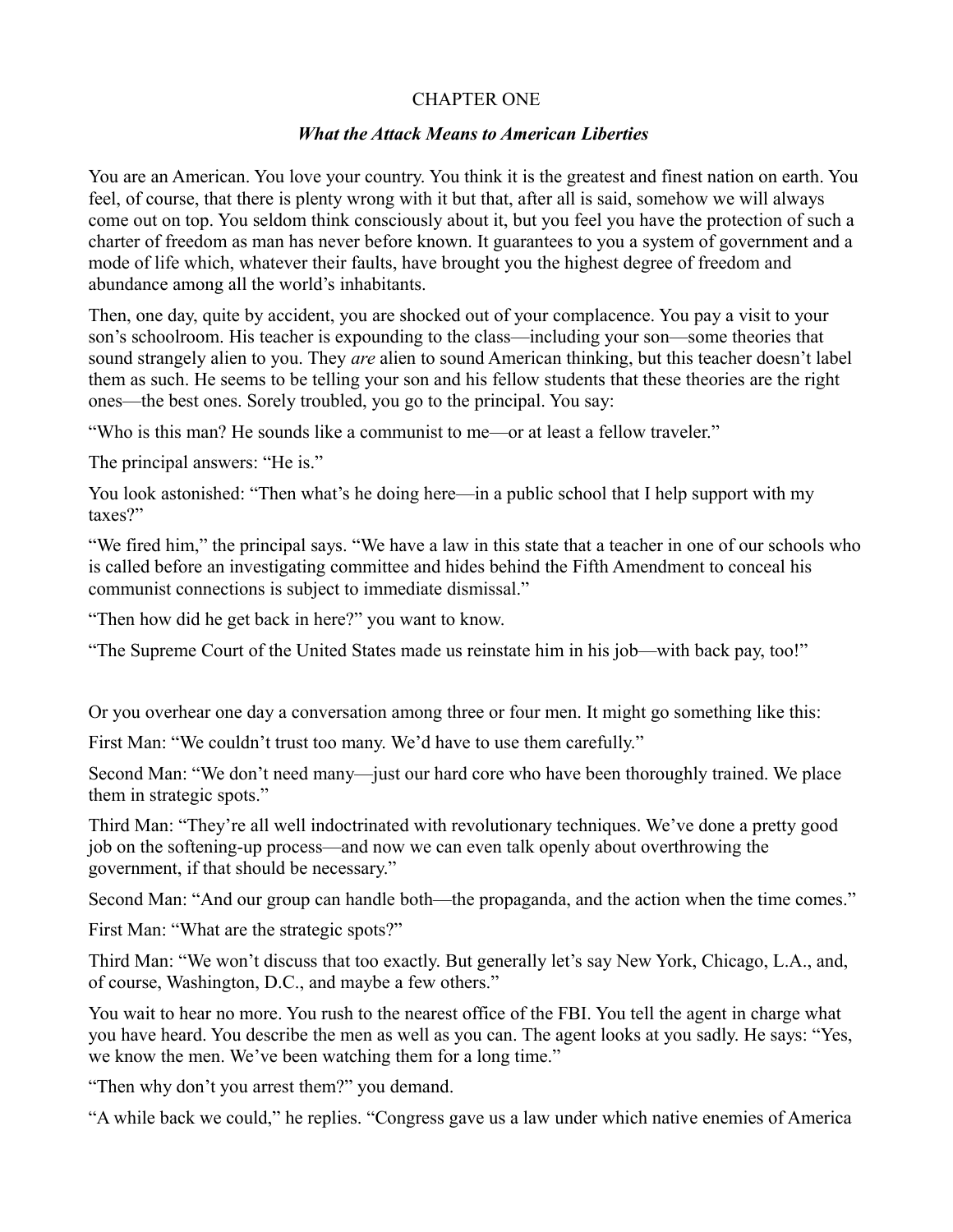## CHAPTER ONE

### *What the Attack Means to American Liberties*

You are an American. You love your country. You think it is the greatest and finest nation on earth. You feel, of course, that there is plenty wrong with it but that, after all is said, somehow we will always come out on top. You seldom think consciously about it, but you feel you have the protection of such a charter of freedom as man has never before known. It guarantees to you a system of government and a mode of life which, whatever their faults, have brought you the highest degree of freedom and abundance among all the world's inhabitants.

Then, one day, quite by accident, you are shocked out of your complacence. You pay a visit to your son's schoolroom. His teacher is expounding to the class—including your son—some theories that sound strangely alien to you. They *are* alien to sound American thinking, but this teacher doesn't label them as such. He seems to be telling your son and his fellow students that these theories are the right ones—the best ones. Sorely troubled, you go to the principal. You say:

"Who is this man? He sounds like a communist to me—or at least a fellow traveler."

The principal answers: "He is."

You look astonished: "Then what's he doing here—in a public school that I help support with my taxes?"

"We fired him," the principal says. "We have a law in this state that a teacher in one of our schools who is called before an investigating committee and hides behind the Fifth Amendment to conceal his communist connections is subject to immediate dismissal."

"Then how did he get back in here?" you want to know.

"The Supreme Court of the United States made us reinstate him in his job—with back pay, too!"

Or you overhear one day a conversation among three or four men. It might go something like this:

First Man: "We couldn't trust too many. We'd have to use them carefully."

Second Man: "We don't need many—just our hard core who have been thoroughly trained. We place them in strategic spots."

Third Man: "They're all well indoctrinated with revolutionary techniques. We've done a pretty good job on the softening-up process—and now we can even talk openly about overthrowing the government, if that should be necessary."

Second Man: "And our group can handle both—the propaganda, and the action when the time comes."

First Man: "What are the strategic spots?"

Third Man: "We won't discuss that too exactly. But generally let's say New York, Chicago, L.A., and, of course, Washington, D.C., and maybe a few others."

You wait to hear no more. You rush to the nearest office of the FBI. You tell the agent in charge what you have heard. You describe the men as well as you can. The agent looks at you sadly. He says: "Yes, we know the men. We've been watching them for a long time."

"Then why don't you arrest them?" you demand.

"A while back we could," he replies. "Congress gave us a law under which native enemies of America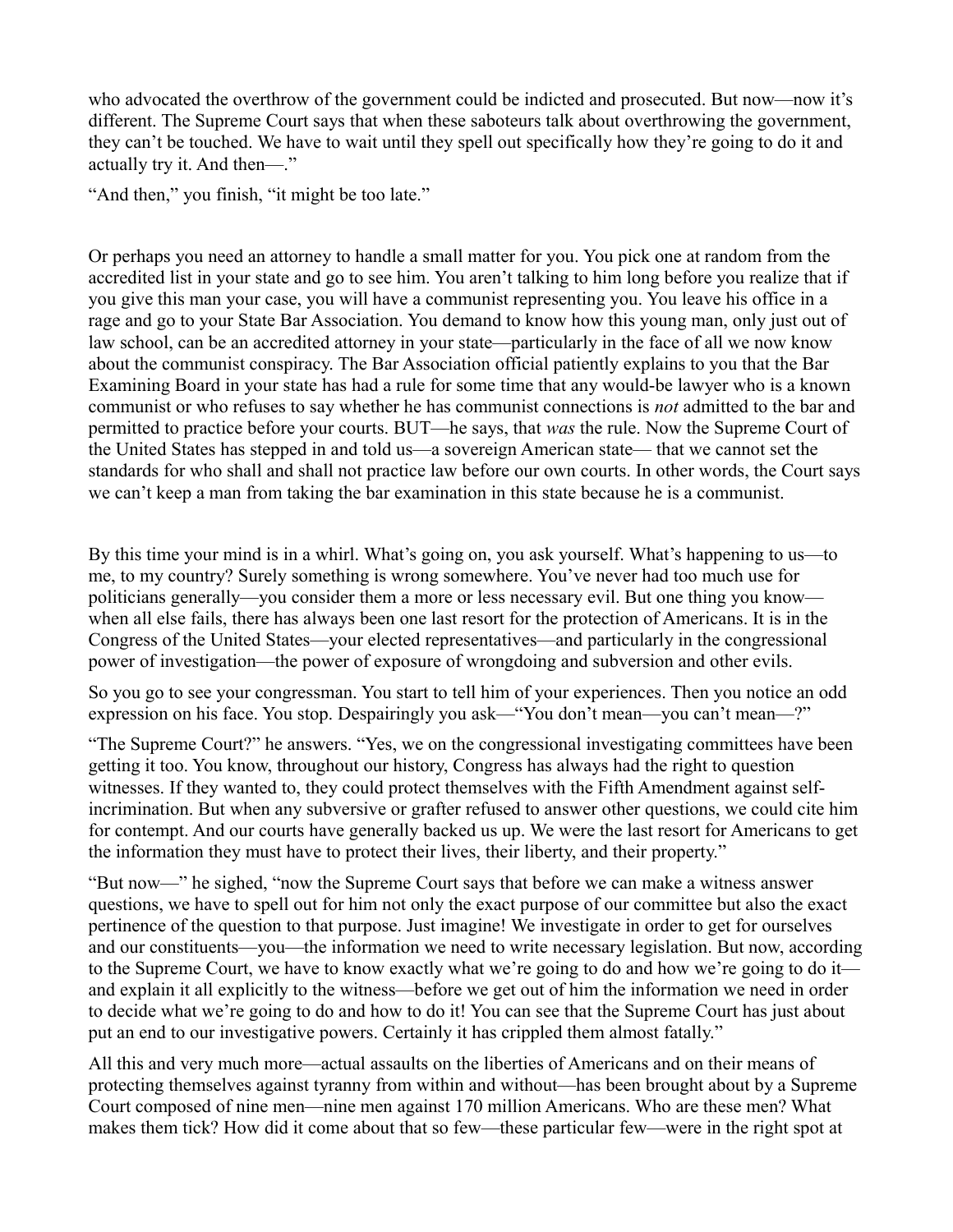who advocated the overthrow of the government could be indicted and prosecuted. But now—now it's different. The Supreme Court says that when these saboteurs talk about overthrowing the government, they can't be touched. We have to wait until they spell out specifically how they're going to do it and actually try it. And then—."

"And then," you finish, "it might be too late."

Or perhaps you need an attorney to handle a small matter for you. You pick one at random from the accredited list in your state and go to see him. You aren't talking to him long before you realize that if you give this man your case, you will have a communist representing you. You leave his office in a rage and go to your State Bar Association. You demand to know how this young man, only just out of law school, can be an accredited attorney in your state—particularly in the face of all we now know about the communist conspiracy. The Bar Association official patiently explains to you that the Bar Examining Board in your state has had a rule for some time that any would-be lawyer who is a known communist or who refuses to say whether he has communist connections is *not* admitted to the bar and permitted to practice before your courts. BUT—he says, that *was* the rule. Now the Supreme Court of the United States has stepped in and told us—a sovereign American state— that we cannot set the standards for who shall and shall not practice law before our own courts. In other words, the Court says we can't keep a man from taking the bar examination in this state because he is a communist.

By this time your mind is in a whirl. What's going on, you ask yourself. What's happening to us—to me, to my country? Surely something is wrong somewhere. You've never had too much use for politicians generally—you consider them a more or less necessary evil. But one thing you know—when all else fails, there has always been one last resort for the protection of Americans. It is in the Congress of the United States—your elected representatives—and particularly in the congressional power of investigation—the power of exposure of wrongdoing and subversion and other evils.

So you go to see your congressman. You start to tell him of your experiences. Then you notice an odd expression on his face. You stop. Despairingly you ask—"You don't mean—you can't mean—?"

"The Supreme Court?" he answers. "Yes, we on the congressional investigating committees have been getting it too. You know, throughout our history, Congress has always had the right to question witnesses. If they wanted to, they could protect themselves with the Fifth Amendment against self-incrimination. But when any subversive or grafter refused to answer other questions, we could cite him for contempt. And our courts have generally backed us up. We were the last resort for Americans to get the information they must have to protect their lives, their liberty, and their property."

"But now—" he sighed, "now the Supreme Court says that before we can make a witness answer questions, we have to spell out for him not only the exact purpose of our committee but also the exact pertinence of the question to that purpose. Just imagine! We investigate in order to get for ourselves and our constituents—you—the information we need to write necessary legislation. But now, according to the Supreme Court, we have to know exactly what we're going to do and how we're going to do it—and explain it all explicitly to the witness—before we get out of him the information we need in order to decide what we're going to do and how to do it! You can see that the Supreme Court has just about put an end to our investigative powers. Certainly it has crippled them almost fatally."

All this and very much more—actual assaults on the liberties of Americans and on their means of protecting themselves against tyranny from within and without—has been brought about by a Supreme Court composed of nine men—nine men against 170 million Americans. Who are these men? What makes them tick? How did it come about that so few—these particular few—were in the right spot at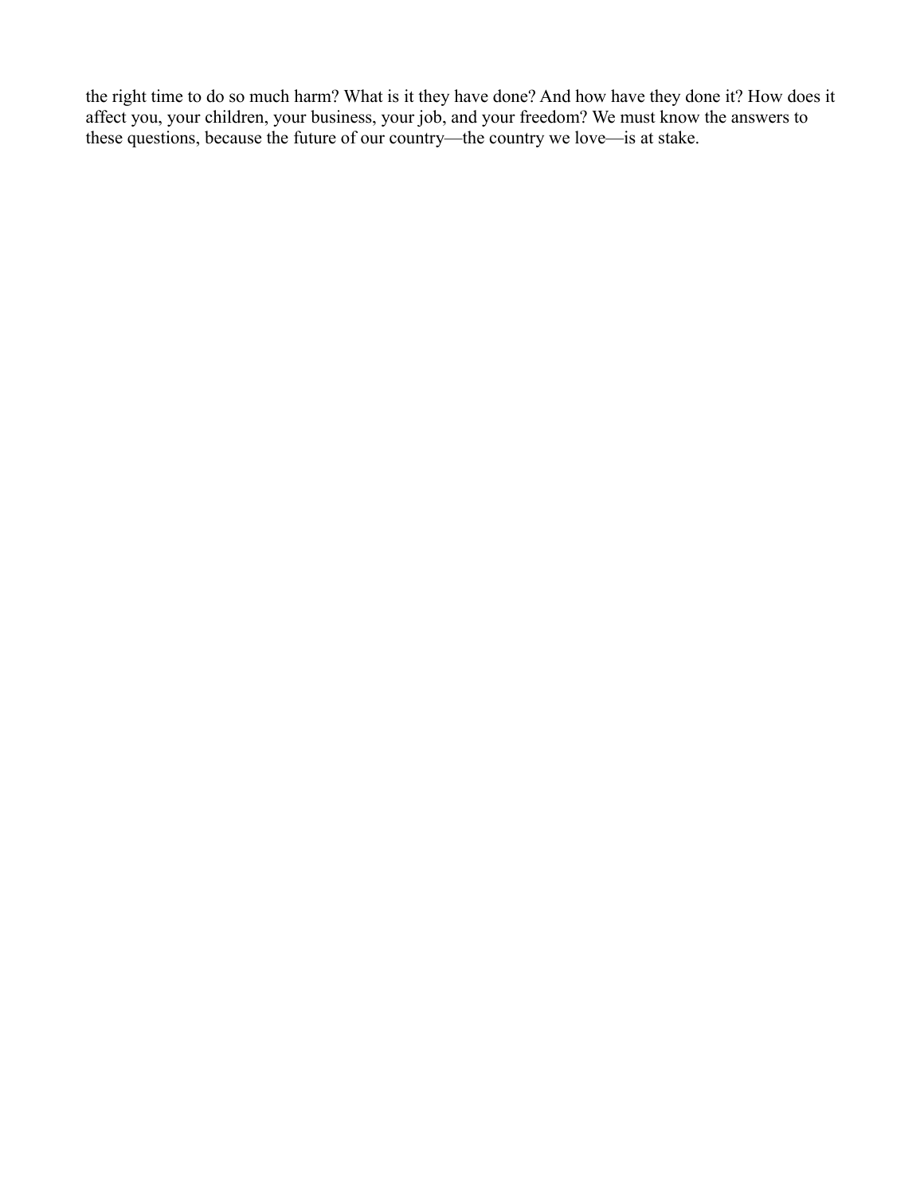the right time to do so much harm? What is it they have done? And how have they done it? How does it affect you, your children, your business, your job, and your freedom? We must know the answers to these questions, because the future of our country—the country we love—is at stake.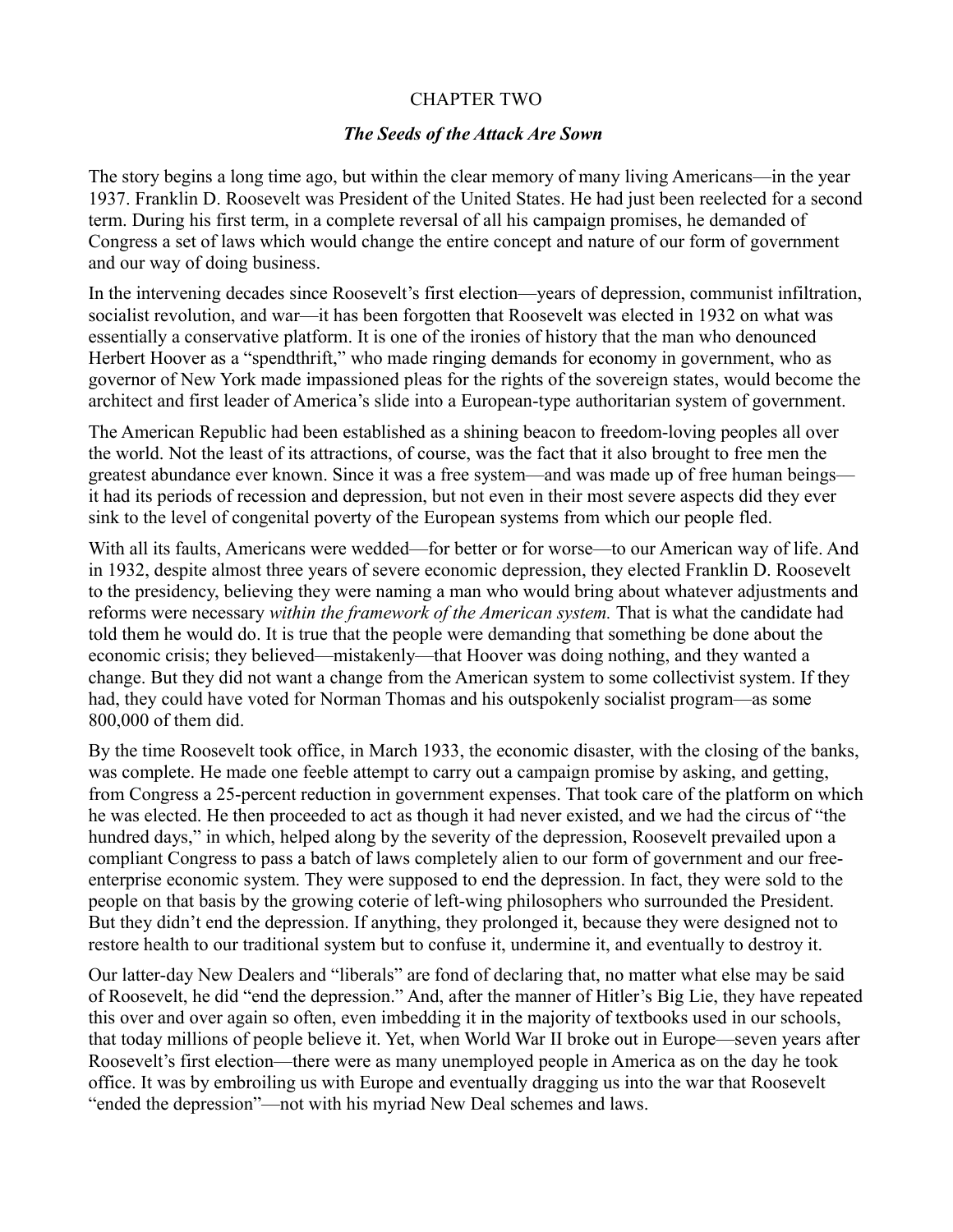## CHAPTER TWO

### *The Seeds of the Attack Are Sown*

The story begins a long time ago, but within the clear memory of many living Americans—in the year 1937. Franklin D. Roosevelt was President of the United States. He had just been reelected for a second term. During his first term, in a complete reversal of all his campaign promises, he demanded of Congress a set of laws which would change the entire concept and nature of our form of government and our way of doing business.

In the intervening decades since Roosevelt's first election—years of depression, communist infiltration, socialist revolution, and war—it has been forgotten that Roosevelt was elected in 1932 on what was essentially a conservative platform. It is one of the ironies of history that the man who denounced Herbert Hoover as a "spendthrift," who made ringing demands for economy in government, who as governor of New York made impassioned pleas for the rights of the sovereign states, would become the architect and first leader of America's slide into a European-type authoritarian system of government.

The American Republic had been established as a shining beacon to freedom-loving peoples all over the world. Not the least of its attractions, of course, was the fact that it also brought to free men the greatest abundance ever known. Since it was a free system—and was made up of free human beings—it had its periods of recession and depression, but not even in their most severe aspects did they ever sink to the level of congenital poverty of the European systems from which our people fled.

With all its faults, Americans were wedded—for better or for worse—to our American way of life. And in 1932, despite almost three years of severe economic depression, they elected Franklin D. Roosevelt to the presidency, believing they were naming a man who would bring about whatever adjustments and reforms were necessary *within the framework of the American system.* That is what the candidate had told them he would do. It is true that the people were demanding that something be done about the economic crisis; they believed—mistakenly—that Hoover was doing nothing, and they wanted a change. But they did not want a change from the American system to some collectivist system. If they had, they could have voted for Norman Thomas and his outspokenly socialist program—as some 800,000 of them did.

By the time Roosevelt took office, in March 1933, the economic disaster, with the closing of the banks, was complete. He made one feeble attempt to carry out a campaign promise by asking, and getting, from Congress a 25-percent reduction in government expenses. That took care of the platform on which he was elected. He then proceeded to act as though it had never existed, and we had the circus of "the hundred days," in which, helped along by the severity of the depression, Roosevelt prevailed upon a compliant Congress to pass a batch of laws completely alien to our form of government and our free-enterprise economic system. They were supposed to end the depression. In fact, they were sold to the people on that basis by the growing coterie of left-wing philosophers who surrounded the President. But they didn't end the depression. If anything, they prolonged it, because they were designed not to restore health to our traditional system but to confuse it, undermine it, and eventually to destroy it.

Our latter-day New Dealers and "liberals" are fond of declaring that, no matter what else may be said of Roosevelt, he did "end the depression." And, after the manner of Hitler's Big Lie, they have repeated this over and over again so often, even imbedding it in the majority of textbooks used in our schools, that today millions of people believe it. Yet, when World War II broke out in Europe—seven years after Roosevelt's first election—there were as many unemployed people in America as on the day he took office. It was by embroiling us with Europe and eventually dragging us into the war that Roosevelt "ended the depression"—not with his myriad New Deal schemes and laws.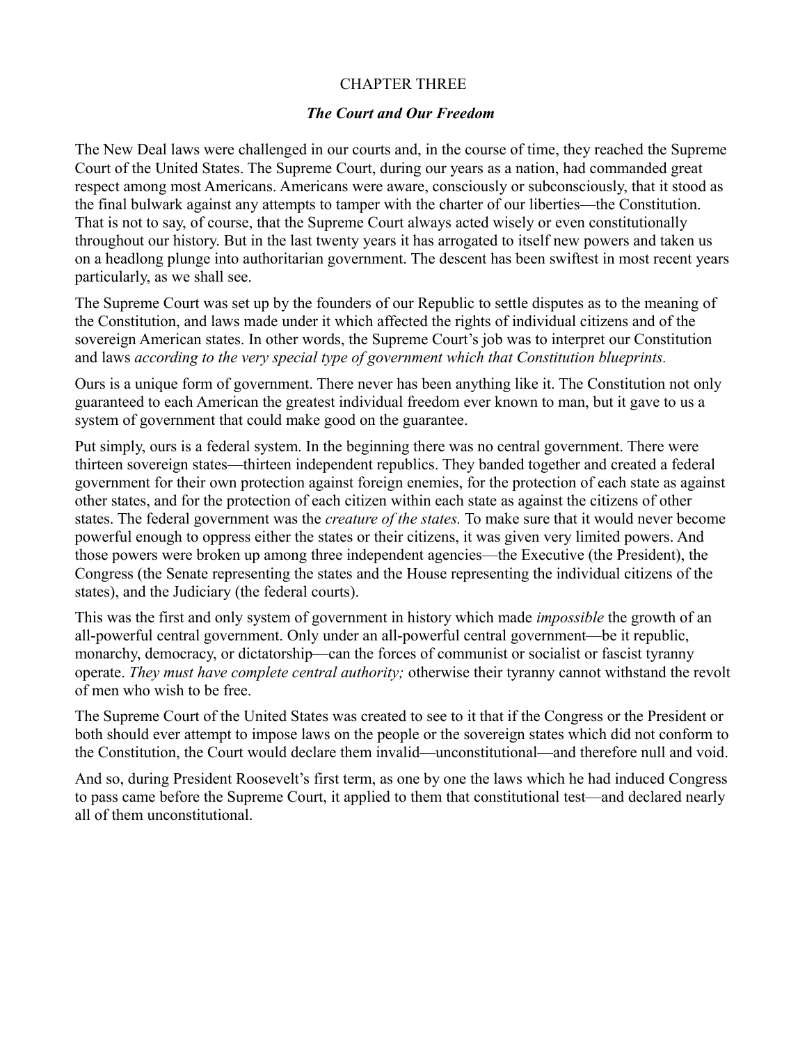## CHAPTER THREE

### *The Court and Our Freedom*

The New Deal laws were challenged in our courts and, in the course of time, they reached the Supreme Court of the United States. The Supreme Court, during our years as a nation, had commanded great respect among most Americans. Americans were aware, consciously or subconsciously, that it stood as the final bulwark against any attempts to tamper with the charter of our liberties—the Constitution. That is not to say, of course, that the Supreme Court always acted wisely or even constitutionally throughout our history. But in the last twenty years it has arrogated to itself new powers and taken us on a headlong plunge into authoritarian government. The descent has been swiftest in most recent years particularly, as we shall see.

The Supreme Court was set up by the founders of our Republic to settle disputes as to the meaning of the Constitution, and laws made under it which affected the rights of individual citizens and of the sovereign American states. In other words, the Supreme Court's job was to interpret our Constitution and laws *according to the very special type of government which that Constitution blueprints.*

Ours is a unique form of government. There never has been anything like it. The Constitution not only guaranteed to each American the greatest individual freedom ever known to man, but it gave to us a system of government that could make good on the guarantee.

Put simply, ours is a federal system. In the beginning there was no central government. There were thirteen sovereign states—thirteen independent republics. They banded together and created a federal government for their own protection against foreign enemies, for the protection of each state as against other states, and for the protection of each citizen within each state as against the citizens of other states. The federal government was the *creature of the states.* To make sure that it would never become powerful enough to oppress either the states or their citizens, it was given very limited powers. And those powers were broken up among three independent agencies—the Executive (the President), the Congress (the Senate representing the states and the House representing the individual citizens of the states), and the Judiciary (the federal courts).

This was the first and only system of government in history which made *impossible* the growth of an all-powerful central government. Only under an all-powerful central government—be it republic, monarchy, democracy, or dictatorship—can the forces of communist or socialist or fascist tyranny operate. *They must have complete central authority;* otherwise their tyranny cannot withstand the revolt of men who wish to be free.

The Supreme Court of the United States was created to see to it that if the Congress or the President or both should ever attempt to impose laws on the people or the sovereign states which did not conform to the Constitution, the Court would declare them invalid—unconstitutional—and therefore null and void.

And so, during President Roosevelt's first term, as one by one the laws which he had induced Congress to pass came before the Supreme Court, it applied to them that constitutional test—and declared nearly all of them unconstitutional.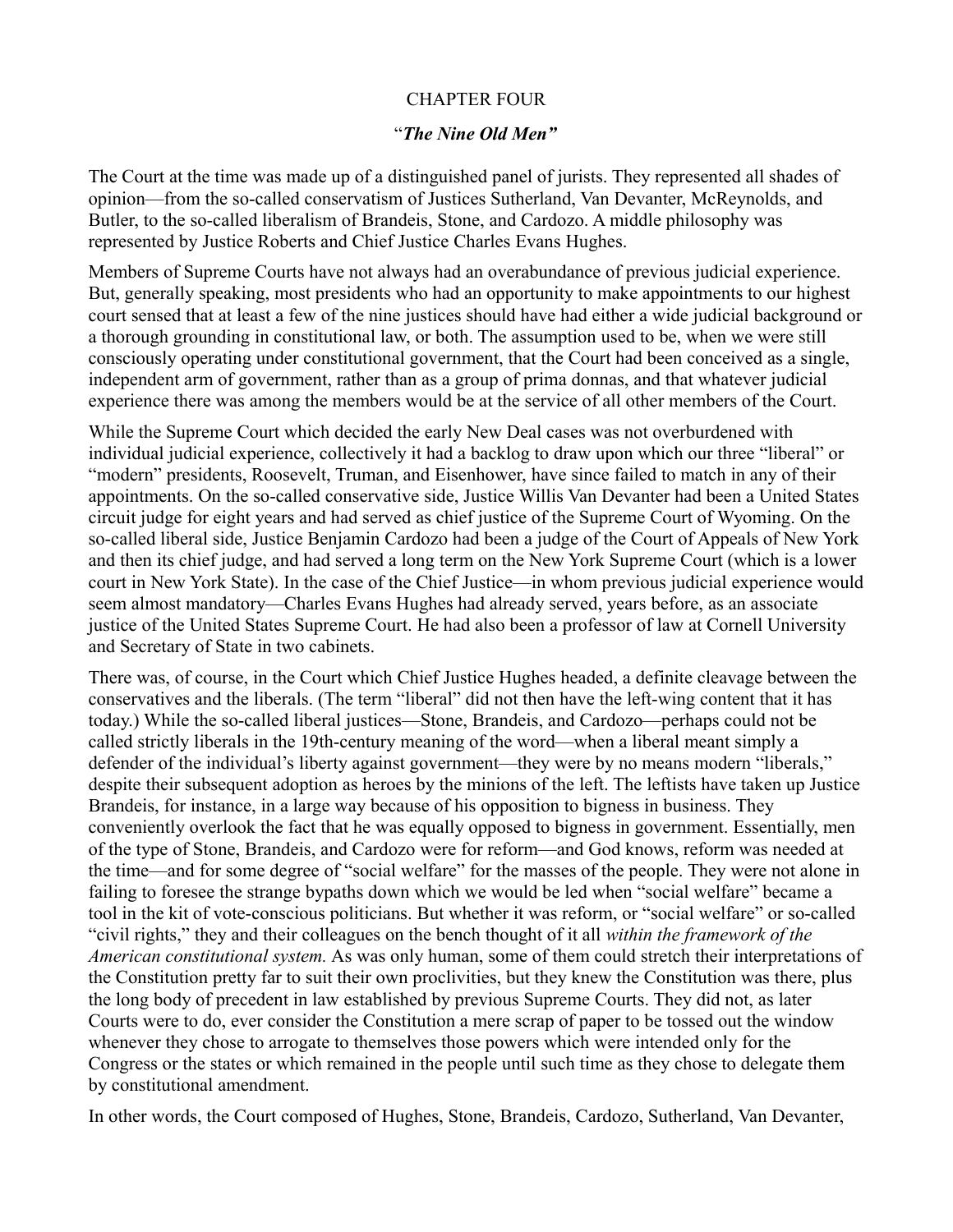# CHAPTER FOUR

## “*The Nine Old Men”*

The Court at the time was made up of a distinguished panel of jurists. They represented all shades of opinion—from the so-called conservatism of Justices Sutherland, Van Devanter, McReynolds, and Butler, to the so-called liberalism of Brandeis, Stone, and Cardozo. A middle philosophy was represented by Justice Roberts and Chief Justice Charles Evans Hughes.

Members of Supreme Courts have not always had an overabundance of previous judicial experience. But, generally speaking, most presidents who had an opportunity to make appointments to our highest court sensed that at least a few of the nine justices should have had either a wide judicial background or a thorough grounding in constitutional law, or both. The assumption used to be, when we were still consciously operating under constitutional government, that the Court had been conceived as a single, independent arm of government, rather than as a group of prima donnas, and that whatever judicial experience there was among the members would be at the service of all other members of the Court.

While the Supreme Court which decided the early New Deal cases was not overburdened with individual judicial experience, collectively it had a backlog to draw upon which our three “liberal” or “modern” presidents, Roosevelt, Truman, and Eisenhower, have since failed to match in any of their appointments. On the so-called conservative side, Justice Willis Van Devanter had been a United States circuit judge for eight years and had served as chief justice of the Supreme Court of Wyoming. On the so-called liberal side, Justice Benjamin Cardozo had been a judge of the Court of Appeals of New York and then its chief judge, and had served a long term on the New York Supreme Court (which is a lower court in New York State). In the case of the Chief Justice—in whom previous judicial experience would seem almost mandatory—Charles Evans Hughes had already served, years before, as an associate justice of the United States Supreme Court. He had also been a professor of law at Cornell University and Secretary of State in two cabinets.

There was, of course, in the Court which Chief Justice Hughes headed, a definite cleavage between the conservatives and the liberals. (The term “liberal” did not then have the left-wing content that it has today.) While the so-called liberal justices—Stone, Brandeis, and Cardozo—perhaps could not be called strictly liberals in the 19th-century meaning of the word—when a liberal meant simply a defender of the individual’s liberty against government—they were by no means modern “liberals,” despite their subsequent adoption as heroes by the minions of the left. The leftists have taken up Justice Brandeis, for instance, in a large way because of his opposition to bigness in business. They conveniently overlook the fact that he was equally opposed to bigness in government. Essentially, men of the type of Stone, Brandeis, and Cardozo were for reform—and God knows, reform was needed at the time—and for some degree of “social welfare” for the masses of the people. They were not alone in failing to foresee the strange bypaths down which we would be led when “social welfare” became a tool in the kit of vote-conscious politicians. But whether it was reform, or “social welfare” or so-called “civil rights,” they and their colleagues on the bench thought of it all *within the framework of the American constitutional system.* As was only human, some of them could stretch their interpretations of the Constitution pretty far to suit their own proclivities, but they knew the Constitution was there, plus the long body of precedent in law established by previous Supreme Courts. They did not, as later Courts were to do, ever consider the Constitution a mere scrap of paper to be tossed out the window whenever they chose to arrogate to themselves those powers which were intended only for the Congress or the states or which remained in the people until such time as they chose to delegate them by constitutional amendment.

In other words, the Court composed of Hughes, Stone, Brandeis, Cardozo, Sutherland, Van Devanter,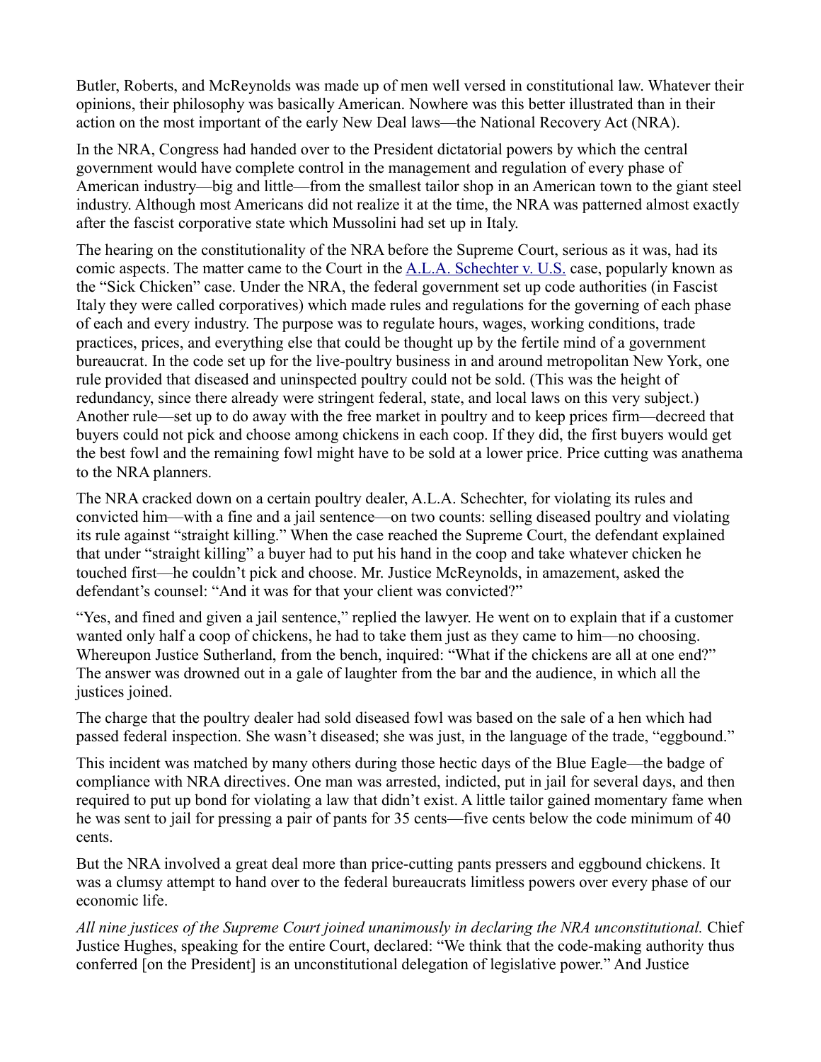Butler, Roberts, and McReynolds was made up of men well versed in constitutional law. Whatever their opinions, their philosophy was basically American. Nowhere was this better illustrated than in their action on the most important of the early New Deal laws—the National Recovery Act (NRA).

In the NRA, Congress had handed over to the President dictatorial powers by which the central government would have complete control in the management and regulation of every phase of American industry—big and little—from the smallest tailor shop in an American town to the giant steel industry. Although most Americans did not realize it at the time, the NRA was patterned almost exactly after the fascist corporative state which Mussolini had set up in Italy.

The hearing on the constitutionality of the NRA before the Supreme Court, serious as it was, had its comic aspects. The matter came to the Court in the A.L.A. Schechter v. U.S. case, popularly known as the "Sick Chicken" case. Under the NRA, the federal government set up code authorities (in Fascist Italy they were called corporatives) which made rules and regulations for the governing of each phase of each and every industry. The purpose was to regulate hours, wages, working conditions, trade practices, prices, and everything else that could be thought up by the fertile mind of a government bureaucrat. In the code set up for the live-poultry business in and around metropolitan New York, one rule provided that diseased and uninspected poultry could not be sold. (This was the height of redundancy, since there already were stringent federal, state, and local laws on this very subject.) Another rule—set up to do away with the free market in poultry and to keep prices firm—decreed that buyers could not pick and choose among chickens in each coop. If they did, the first buyers would get the best fowl and the remaining fowl might have to be sold at a lower price. Price cutting was anathema to the NRA planners.

The NRA cracked down on a certain poultry dealer, A.L.A. Schechter, for violating its rules and convicted him—with a fine and a jail sentence—on two counts: selling diseased poultry and violating its rule against "straight killing." When the case reached the Supreme Court, the defendant explained that under "straight killing" a buyer had to put his hand in the coop and take whatever chicken he touched first—he couldn't pick and choose. Mr. Justice McReynolds, in amazement, asked the defendant's counsel: "And it was for that your client was convicted?"

"Yes, and fined and given a jail sentence," replied the lawyer. He went on to explain that if a customer wanted only half a coop of chickens, he had to take them just as they came to him—no choosing. Whereupon Justice Sutherland, from the bench, inquired: "What if the chickens are all at one end?" The answer was drowned out in a gale of laughter from the bar and the audience, in which all the justices joined.

The charge that the poultry dealer had sold diseased fowl was based on the sale of a hen which had passed federal inspection. She wasn't diseased; she was just, in the language of the trade, "eggbound."

This incident was matched by many others during those hectic days of the Blue Eagle—the badge of compliance with NRA directives. One man was arrested, indicted, put in jail for several days, and then required to put up bond for violating a law that didn't exist. A little tailor gained momentary fame when he was sent to jail for pressing a pair of pants for 35 cents—five cents below the code minimum of 40 cents.

But the NRA involved a great deal more than price-cutting pants pressers and eggbound chickens. It was a clumsy attempt to hand over to the federal bureaucrats limitless powers over every phase of our economic life.

*All nine justices of the Supreme Court joined unanimously in declaring the NRA unconstitutional.* Chief Justice Hughes, speaking for the entire Court, declared: "We think that the code-making authority thus conferred [on the President] is an unconstitutional delegation of legislative power." And Justice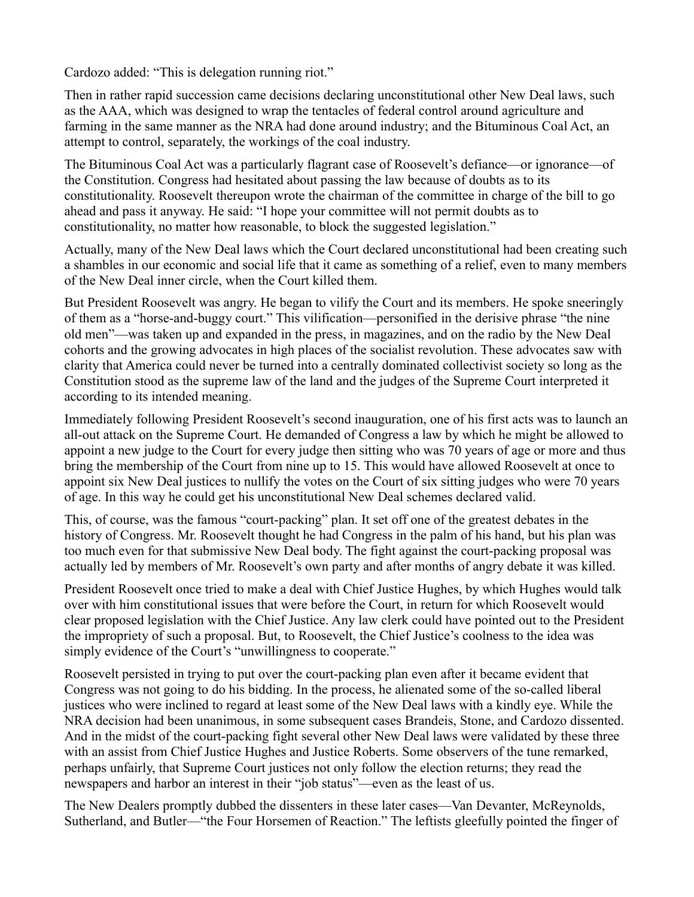Cardozo added: “This is delegation running riot.”

Then in rather rapid succession came decisions declaring unconstitutional other New Deal laws, such as the AAA, which was designed to wrap the tentacles of federal control around agriculture and farming in the same manner as the NRA had done around industry; and the Bituminous Coal Act, an attempt to control, separately, the workings of the coal industry.

The Bituminous Coal Act was a particularly flagrant case of Roosevelt’s defiance—or ignorance—of the Constitution. Congress had hesitated about passing the law because of doubts as to its constitutionality. Roosevelt thereupon wrote the chairman of the committee in charge of the bill to go ahead and pass it anyway. He said: “I hope your committee will not permit doubts as to constitutionality, no matter how reasonable, to block the suggested legislation.”

Actually, many of the New Deal laws which the Court declared unconstitutional had been creating such a shambles in our economic and social life that it came as something of a relief, even to many members of the New Deal inner circle, when the Court killed them.

But President Roosevelt was angry. He began to vilify the Court and its members. He spoke sneeringly of them as a “horse-and-buggy court.” This vilification—personified in the derisive phrase “the nine old men”—was taken up and expanded in the press, in magazines, and on the radio by the New Deal cohorts and the growing advocates in high places of the socialist revolution. These advocates saw with clarity that America could never be turned into a centrally dominated collectivist society so long as the Constitution stood as the supreme law of the land and the judges of the Supreme Court interpreted it according to its intended meaning.

Immediately following President Roosevelt’s second inauguration, one of his first acts was to launch an all-out attack on the Supreme Court. He demanded of Congress a law by which he might be allowed to appoint a new judge to the Court for every judge then sitting who was 70 years of age or more and thus bring the membership of the Court from nine up to 15. This would have allowed Roosevelt at once to appoint six New Deal justices to nullify the votes on the Court of six sitting judges who were 70 years of age. In this way he could get his unconstitutional New Deal schemes declared valid.

This, of course, was the famous “court-packing” plan. It set off one of the greatest debates in the history of Congress. Mr. Roosevelt thought he had Congress in the palm of his hand, but his plan was too much even for that submissive New Deal body. The fight against the court-packing proposal was actually led by members of Mr. Roosevelt’s own party and after months of angry debate it was killed.

President Roosevelt once tried to make a deal with Chief Justice Hughes, by which Hughes would talk over with him constitutional issues that were before the Court, in return for which Roosevelt would clear proposed legislation with the Chief Justice. Any law clerk could have pointed out to the President the impropriety of such a proposal. But, to Roosevelt, the Chief Justice’s coolness to the idea was simply evidence of the Court’s “unwillingness to cooperate.”

Roosevelt persisted in trying to put over the court-packing plan even after it became evident that Congress was not going to do his bidding. In the process, he alienated some of the so-called liberal justices who were inclined to regard at least some of the New Deal laws with a kindly eye. While the NRA decision had been unanimous, in some subsequent cases Brandeis, Stone, and Cardozo dissented. And in the midst of the court-packing fight several other New Deal laws were validated by these three with an assist from Chief Justice Hughes and Justice Roberts. Some observers of the tune remarked, perhaps unfairly, that Supreme Court justices not only follow the election returns; they read the newspapers and harbor an interest in their “job status”—even as the least of us.

The New Dealers promptly dubbed the dissenters in these later cases—Van Devanter, McReynolds, Sutherland, and Butler—“the Four Horsemen of Reaction.” The leftists gleefully pointed the finger of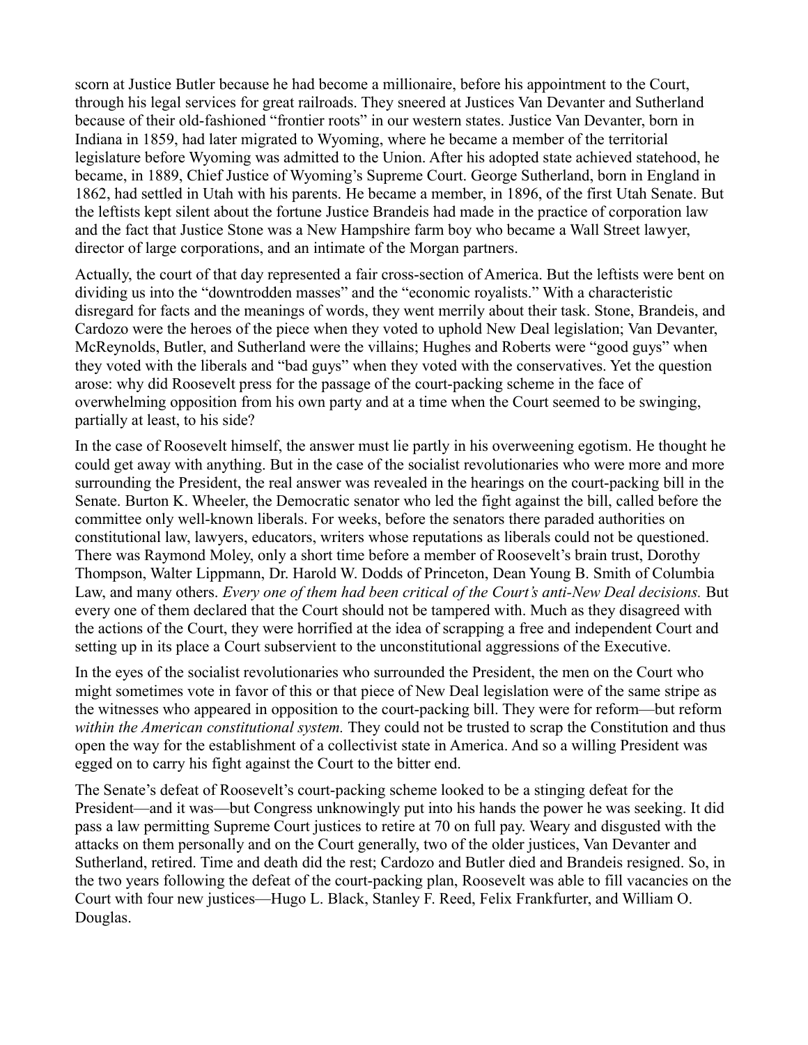scorn at Justice Butler because he had become a millionaire, before his appointment to the Court, through his legal services for great railroads. They sneered at Justices Van Devanter and Sutherland because of their old-fashioned "frontier roots" in our western states. Justice Van Devanter, born in Indiana in 1859, had later migrated to Wyoming, where he became a member of the territorial legislature before Wyoming was admitted to the Union. After his adopted state achieved statehood, he became, in 1889, Chief Justice of Wyoming's Supreme Court. George Sutherland, born in England in 1862, had settled in Utah with his parents. He became a member, in 1896, of the first Utah Senate. But the leftists kept silent about the fortune Justice Brandeis had made in the practice of corporation law and the fact that Justice Stone was a New Hampshire farm boy who became a Wall Street lawyer, director of large corporations, and an intimate of the Morgan partners.

Actually, the court of that day represented a fair cross-section of America. But the leftists were bent on dividing us into the "downtrodden masses" and the "economic royalists." With a characteristic disregard for facts and the meanings of words, they went merrily about their task. Stone, Brandeis, and Cardozo were the heroes of the piece when they voted to uphold New Deal legislation; Van Devanter, McReynolds, Butler, and Sutherland were the villains; Hughes and Roberts were "good guys" when they voted with the liberals and "bad guys" when they voted with the conservatives. Yet the question arose: why did Roosevelt press for the passage of the court-packing scheme in the face of overwhelming opposition from his own party and at a time when the Court seemed to be swinging, partially at least, to his side?

In the case of Roosevelt himself, the answer must lie partly in his overweening egotism. He thought he could get away with anything. But in the case of the socialist revolutionaries who were more and more surrounding the President, the real answer was revealed in the hearings on the court-packing bill in the Senate. Burton K. Wheeler, the Democratic senator who led the fight against the bill, called before the committee only well-known liberals. For weeks, before the senators there paraded authorities on constitutional law, lawyers, educators, writers whose reputations as liberals could not be questioned. There was Raymond Moley, only a short time before a member of Roosevelt's brain trust, Dorothy Thompson, Walter Lippmann, Dr. Harold W. Dodds of Princeton, Dean Young B. Smith of Columbia Law, and many others. *Every one of them had been critical of the Court's anti-New Deal decisions.* But every one of them declared that the Court should not be tampered with. Much as they disagreed with the actions of the Court, they were horrified at the idea of scrapping a free and independent Court and setting up in its place a Court subservient to the unconstitutional aggressions of the Executive.

In the eyes of the socialist revolutionaries who surrounded the President, the men on the Court who might sometimes vote in favor of this or that piece of New Deal legislation were of the same stripe as the witnesses who appeared in opposition to the court-packing bill. They were for reform—but reform *within the American constitutional system.* They could not be trusted to scrap the Constitution and thus open the way for the establishment of a collectivist state in America. And so a willing President was egged on to carry his fight against the Court to the bitter end.

The Senate's defeat of Roosevelt's court-packing scheme looked to be a stinging defeat for the President—and it was—but Congress unknowingly put into his hands the power he was seeking. It did pass a law permitting Supreme Court justices to retire at 70 on full pay. Weary and disgusted with the attacks on them personally and on the Court generally, two of the older justices, Van Devanter and Sutherland, retired. Time and death did the rest; Cardozo and Butler died and Brandeis resigned. So, in the two years following the defeat of the court-packing plan, Roosevelt was able to fill vacancies on the Court with four new justices—Hugo L. Black, Stanley F. Reed, Felix Frankfurter, and William O. Douglas.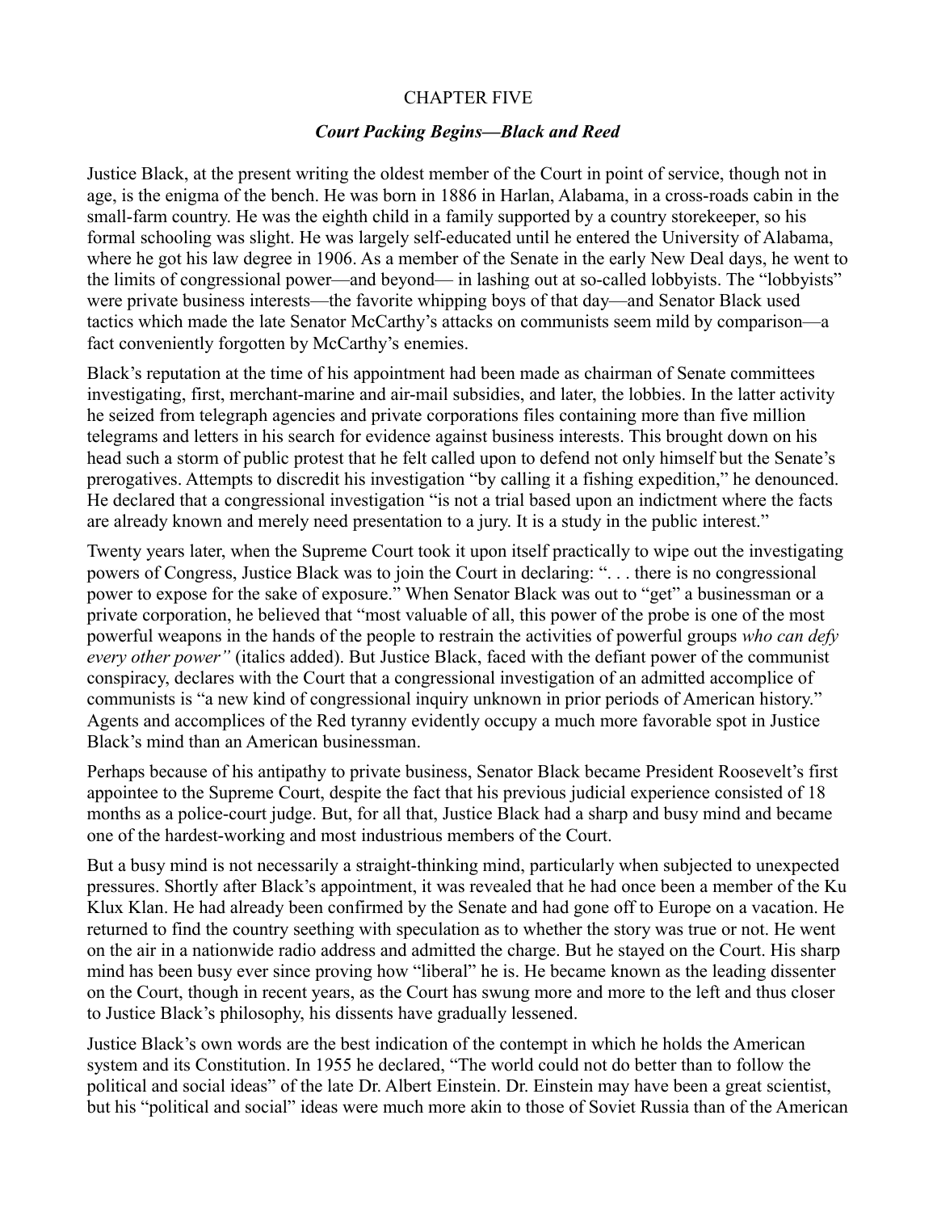## CHAPTER FIVE

### *Court Packing Begins—Black and Reed*

Justice Black, at the present writing the oldest member of the Court in point of service, though not in age, is the enigma of the bench. He was born in 1886 in Harlan, Alabama, in a cross-roads cabin in the small-farm country. He was the eighth child in a family supported by a country storekeeper, so his formal schooling was slight. He was largely self-educated until he entered the University of Alabama, where he got his law degree in 1906. As a member of the Senate in the early New Deal days, he went to the limits of congressional power—and beyond— in lashing out at so-called lobbyists. The "lobbyists" were private business interests—the favorite whipping boys of that day—and Senator Black used tactics which made the late Senator McCarthy's attacks on communists seem mild by comparison—a fact conveniently forgotten by McCarthy's enemies.

Black's reputation at the time of his appointment had been made as chairman of Senate committees investigating, first, merchant-marine and air-mail subsidies, and later, the lobbies. In the latter activity he seized from telegraph agencies and private corporations files containing more than five million telegrams and letters in his search for evidence against business interests. This brought down on his head such a storm of public protest that he felt called upon to defend not only himself but the Senate's prerogatives. Attempts to discredit his investigation "by calling it a fishing expedition," he denounced. He declared that a congressional investigation "is not a trial based upon an indictment where the facts are already known and merely need presentation to a jury. It is a study in the public interest."

Twenty years later, when the Supreme Court took it upon itself practically to wipe out the investigating powers of Congress, Justice Black was to join the Court in declaring: ". . . there is no congressional power to expose for the sake of exposure." When Senator Black was out to "get" a businessman or a private corporation, he believed that "most valuable of all, this power of the probe is one of the most powerful weapons in the hands of the people to restrain the activities of powerful groups *who can defy every other power"* (italics added). But Justice Black, faced with the defiant power of the communist conspiracy, declares with the Court that a congressional investigation of an admitted accomplice of communists is "a new kind of congressional inquiry unknown in prior periods of American history." Agents and accomplices of the Red tyranny evidently occupy a much more favorable spot in Justice Black's mind than an American businessman.

Perhaps because of his antipathy to private business, Senator Black became President Roosevelt's first appointee to the Supreme Court, despite the fact that his previous judicial experience consisted of 18 months as a police-court judge. But, for all that, Justice Black had a sharp and busy mind and became one of the hardest-working and most industrious members of the Court.

But a busy mind is not necessarily a straight-thinking mind, particularly when subjected to unexpected pressures. Shortly after Black's appointment, it was revealed that he had once been a member of the Ku Klux Klan. He had already been confirmed by the Senate and had gone off to Europe on a vacation. He returned to find the country seething with speculation as to whether the story was true or not. He went on the air in a nationwide radio address and admitted the charge. But he stayed on the Court. His sharp mind has been busy ever since proving how "liberal" he is. He became known as the leading dissenter on the Court, though in recent years, as the Court has swung more and more to the left and thus closer to Justice Black's philosophy, his dissents have gradually lessened.

Justice Black's own words are the best indication of the contempt in which he holds the American system and its Constitution. In 1955 he declared, "The world could not do better than to follow the political and social ideas" of the late Dr. Albert Einstein. Dr. Einstein may have been a great scientist, but his "political and social" ideas were much more akin to those of Soviet Russia than of the American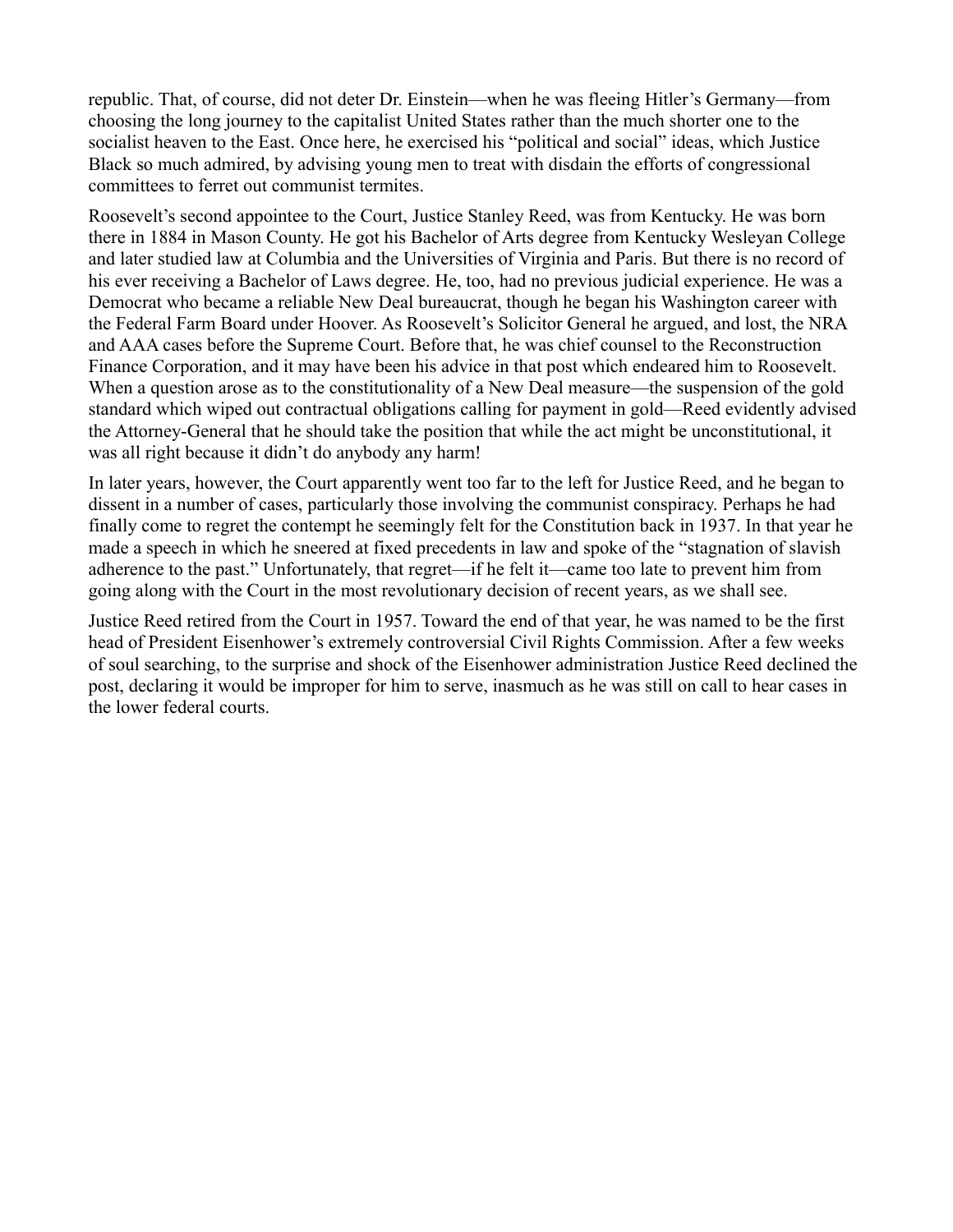republic. That, of course, did not deter Dr. Einstein—when he was fleeing Hitler's Germany—from choosing the long journey to the capitalist United States rather than the much shorter one to the socialist heaven to the East. Once here, he exercised his "political and social" ideas, which Justice Black so much admired, by advising young men to treat with disdain the efforts of congressional committees to ferret out communist termites.

Roosevelt's second appointee to the Court, Justice Stanley Reed, was from Kentucky. He was born there in 1884 in Mason County. He got his Bachelor of Arts degree from Kentucky Wesleyan College and later studied law at Columbia and the Universities of Virginia and Paris. But there is no record of his ever receiving a Bachelor of Laws degree. He, too, had no previous judicial experience. He was a Democrat who became a reliable New Deal bureaucrat, though he began his Washington career with the Federal Farm Board under Hoover. As Roosevelt's Solicitor General he argued, and lost, the NRA and AAA cases before the Supreme Court. Before that, he was chief counsel to the Reconstruction Finance Corporation, and it may have been his advice in that post which endeared him to Roosevelt. When a question arose as to the constitutionality of a New Deal measure—the suspension of the gold standard which wiped out contractual obligations calling for payment in gold—Reed evidently advised the Attorney-General that he should take the position that while the act might be unconstitutional, it was all right because it didn't do anybody any harm!

In later years, however, the Court apparently went too far to the left for Justice Reed, and he began to dissent in a number of cases, particularly those involving the communist conspiracy. Perhaps he had finally come to regret the contempt he seemingly felt for the Constitution back in 1937. In that year he made a speech in which he sneered at fixed precedents in law and spoke of the "stagnation of slavish adherence to the past." Unfortunately, that regret—if he felt it—came too late to prevent him from going along with the Court in the most revolutionary decision of recent years, as we shall see.

Justice Reed retired from the Court in 1957. Toward the end of that year, he was named to be the first head of President Eisenhower's extremely controversial Civil Rights Commission. After a few weeks of soul searching, to the surprise and shock of the Eisenhower administration Justice Reed declined the post, declaring it would be improper for him to serve, inasmuch as he was still on call to hear cases in the lower federal courts.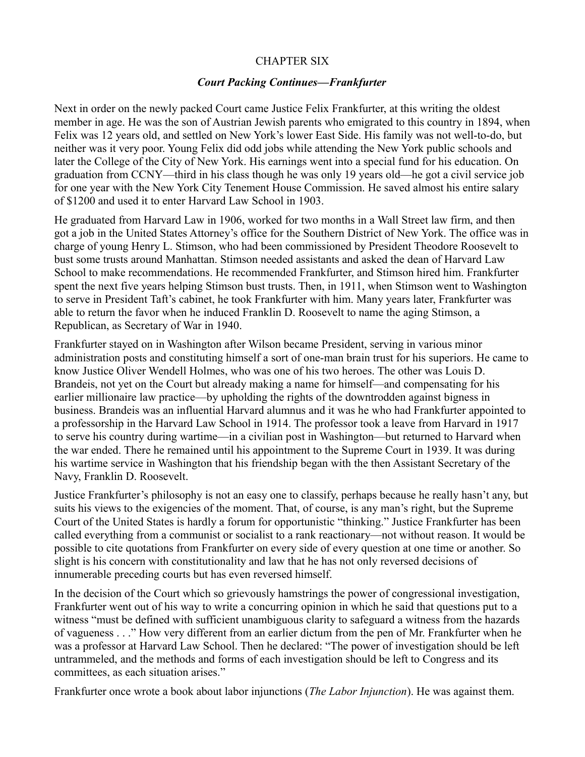## CHAPTER SIX

### *Court Packing Continues—Frankfurter*

Next in order on the newly packed Court came Justice Felix Frankfurter, at this writing the oldest member in age. He was the son of Austrian Jewish parents who emigrated to this country in 1894, when Felix was 12 years old, and settled on New York's lower East Side. His family was not well-to-do, but neither was it very poor. Young Felix did odd jobs while attending the New York public schools and later the College of the City of New York. His earnings went into a special fund for his education. On graduation from CCNY—third in his class though he was only 19 years old—he got a civil service job for one year with the New York City Tenement House Commission. He saved almost his entire salary of $1200 and used it to enter Harvard Law School in 1903.

He graduated from Harvard Law in 1906, worked for two months in a Wall Street law firm, and then got a job in the United States Attorney's office for the Southern District of New York. The office was in charge of young Henry L. Stimson, who had been commissioned by President Theodore Roosevelt to bust some trusts around Manhattan. Stimson needed assistants and asked the dean of Harvard Law School to make recommendations. He recommended Frankfurter, and Stimson hired him. Frankfurter spent the next five years helping Stimson bust trusts. Then, in 1911, when Stimson went to Washington to serve in President Taft's cabinet, he took Frankfurter with him. Many years later, Frankfurter was able to return the favor when he induced Franklin D. Roosevelt to name the aging Stimson, a Republican, as Secretary of War in 1940.

Frankfurter stayed on in Washington after Wilson became President, serving in various minor administration posts and constituting himself a sort of one-man brain trust for his superiors. He came to know Justice Oliver Wendell Holmes, who was one of his two heroes. The other was Louis D. Brandeis, not yet on the Court but already making a name for himself—and compensating for his earlier millionaire law practice—by upholding the rights of the downtrodden against bigness in business. Brandeis was an influential Harvard alumnus and it was he who had Frankfurter appointed to a professorship in the Harvard Law School in 1914. The professor took a leave from Harvard in 1917 to serve his country during wartime—in a civilian post in Washington—but returned to Harvard when the war ended. There he remained until his appointment to the Supreme Court in 1939. It was during his wartime service in Washington that his friendship began with the then Assistant Secretary of the Navy, Franklin D. Roosevelt.

Justice Frankfurter's philosophy is not an easy one to classify, perhaps because he really hasn't any, but suits his views to the exigencies of the moment. That, of course, is any man's right, but the Supreme Court of the United States is hardly a forum for opportunistic "thinking." Justice Frankfurter has been called everything from a communist or socialist to a rank reactionary—not without reason. It would be possible to cite quotations from Frankfurter on every side of every question at one time or another. So slight is his concern with constitutionality and law that he has not only reversed decisions of innumerable preceding courts but has even reversed himself.

In the decision of the Court which so grievously hamstrings the power of congressional investigation, Frankfurter went out of his way to write a concurring opinion in which he said that questions put to a witness "must be defined with sufficient unambiguous clarity to safeguard a witness from the hazards of vagueness . . ." How very different from an earlier dictum from the pen of Mr. Frankfurter when he was a professor at Harvard Law School. Then he declared: "The power of investigation should be left untrammeled, and the methods and forms of each investigation should be left to Congress and its committees, as each situation arises."

Frankfurter once wrote a book about labor injunctions (*The Labor Injunction*). He was against them.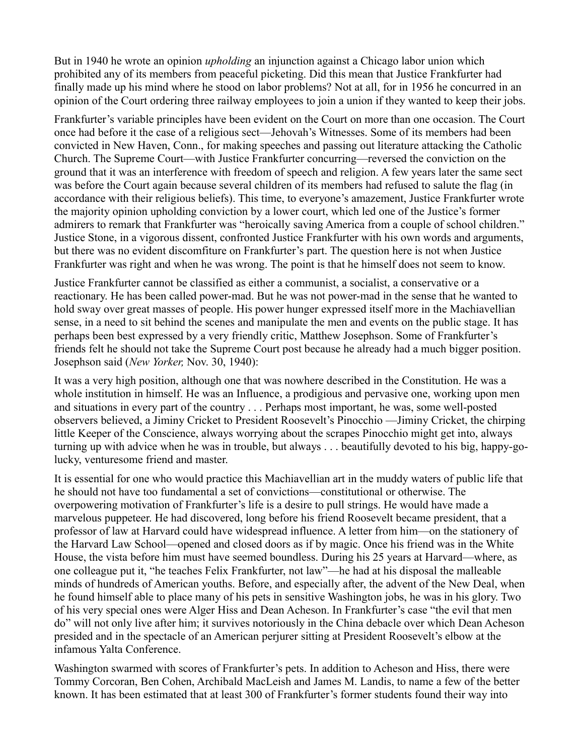But in 1940 he wrote an opinion *upholding* an injunction against a Chicago labor union which prohibited any of its members from peaceful picketing. Did this mean that Justice Frankfurter had finally made up his mind where he stood on labor problems? Not at all, for in 1956 he concurred in an opinion of the Court ordering three railway employees to join a union if they wanted to keep their jobs.

Frankfurter's variable principles have been evident on the Court on more than one occasion. The Court once had before it the case of a religious sect—Jehovah's Witnesses. Some of its members had been convicted in New Haven, Conn., for making speeches and passing out literature attacking the Catholic Church. The Supreme Court—with Justice Frankfurter concurring—reversed the conviction on the ground that it was an interference with freedom of speech and religion. A few years later the same sect was before the Court again because several children of its members had refused to salute the flag (in accordance with their religious beliefs). This time, to everyone's amazement, Justice Frankfurter wrote the majority opinion upholding conviction by a lower court, which led one of the Justice's former admirers to remark that Frankfurter was "heroically saving America from a couple of school children." Justice Stone, in a vigorous dissent, confronted Justice Frankfurter with his own words and arguments, but there was no evident discomfiture on Frankfurter's part. The question here is not when Justice Frankfurter was right and when he was wrong. The point is that he himself does not seem to know.

Justice Frankfurter cannot be classified as either a communist, a socialist, a conservative or a reactionary. He has been called power-mad. But he was not power-mad in the sense that he wanted to hold sway over great masses of people. His power hunger expressed itself more in the Machiavellian sense, in a need to sit behind the scenes and manipulate the men and events on the public stage. It has perhaps been best expressed by a very friendly critic, Matthew Josephson. Some of Frankfurter's friends felt he should not take the Supreme Court post because he already had a much bigger position. Josephson said (*New Yorker,* Nov. 30, 1940):

It was a very high position, although one that was nowhere described in the Constitution. He was a whole institution in himself. He was an Influence, a prodigious and pervasive one, working upon men and situations in every part of the country . . . Perhaps most important, he was, some well-posted observers believed, a Jiminy Cricket to President Roosevelt's Pinocchio —Jiminy Cricket, the chirping little Keeper of the Conscience, always worrying about the scrapes Pinocchio might get into, always turning up with advice when he was in trouble, but always . . . beautifully devoted to his big, happy-go-lucky, venturesome friend and master.

It is essential for one who would practice this Machiavellian art in the muddy waters of public life that he should not have too fundamental a set of convictions—constitutional or otherwise. The overpowering motivation of Frankfurter's life is a desire to pull strings. He would have made a marvelous puppeteer. He had discovered, long before his friend Roosevelt became president, that a professor of law at Harvard could have widespread influence. A letter from him—on the stationery of the Harvard Law School—opened and closed doors as if by magic. Once his friend was in the White House, the vista before him must have seemed boundless. During his 25 years at Harvard—where, as one colleague put it, "he teaches Felix Frankfurter, not law"—he had at his disposal the malleable minds of hundreds of American youths. Before, and especially after, the advent of the New Deal, when he found himself able to place many of his pets in sensitive Washington jobs, he was in his glory. Two of his very special ones were Alger Hiss and Dean Acheson. In Frankfurter's case "the evil that men do" will not only live after him; it survives notoriously in the China debacle over which Dean Acheson presided and in the spectacle of an American perjurer sitting at President Roosevelt's elbow at the infamous Yalta Conference.

Washington swarmed with scores of Frankfurter's pets. In addition to Acheson and Hiss, there were Tommy Corcoran, Ben Cohen, Archibald MacLeish and James M. Landis, to name a few of the better known. It has been estimated that at least 300 of Frankfurter's former students found their way into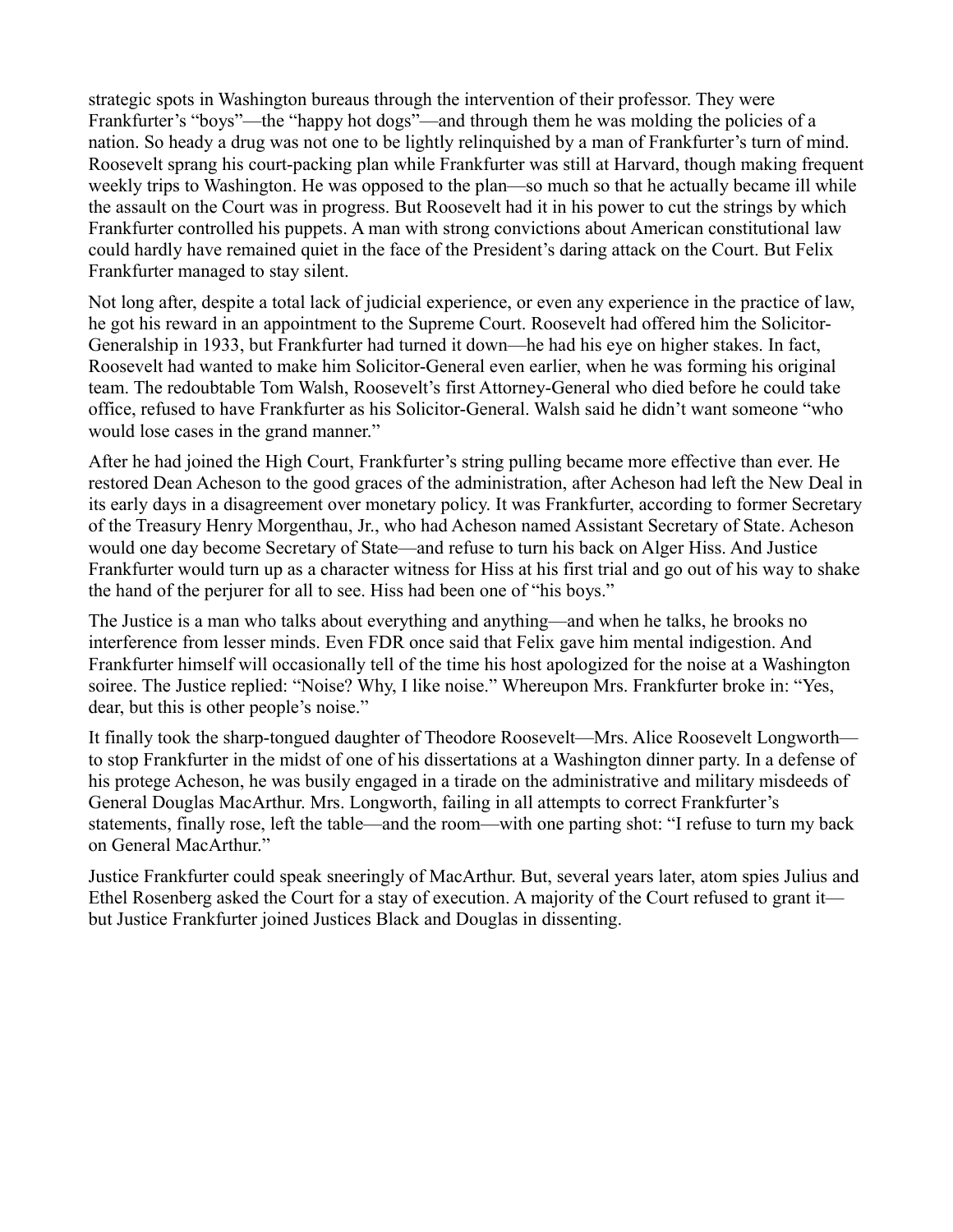strategic spots in Washington bureaus through the intervention of their professor. They were Frankfurter's "boys"—the "happy hot dogs"—and through them he was molding the policies of a nation. So heady a drug was not one to be lightly relinquished by a man of Frankfurter's turn of mind. Roosevelt sprang his court-packing plan while Frankfurter was still at Harvard, though making frequent weekly trips to Washington. He was opposed to the plan—so much so that he actually became ill while the assault on the Court was in progress. But Roosevelt had it in his power to cut the strings by which Frankfurter controlled his puppets. A man with strong convictions about American constitutional law could hardly have remained quiet in the face of the President's daring attack on the Court. But Felix Frankfurter managed to stay silent.

Not long after, despite a total lack of judicial experience, or even any experience in the practice of law, he got his reward in an appointment to the Supreme Court. Roosevelt had offered him the Solicitor-Generalship in 1933, but Frankfurter had turned it down—he had his eye on higher stakes. In fact, Roosevelt had wanted to make him Solicitor-General even earlier, when he was forming his original team. The redoubtable Tom Walsh, Roosevelt's first Attorney-General who died before he could take office, refused to have Frankfurter as his Solicitor-General. Walsh said he didn't want someone "who would lose cases in the grand manner."

After he had joined the High Court, Frankfurter's string pulling became more effective than ever. He restored Dean Acheson to the good graces of the administration, after Acheson had left the New Deal in its early days in a disagreement over monetary policy. It was Frankfurter, according to former Secretary of the Treasury Henry Morgenthau, Jr., who had Acheson named Assistant Secretary of State. Acheson would one day become Secretary of State—and refuse to turn his back on Alger Hiss. And Justice Frankfurter would turn up as a character witness for Hiss at his first trial and go out of his way to shake the hand of the perjurer for all to see. Hiss had been one of "his boys."

The Justice is a man who talks about everything and anything—and when he talks, he brooks no interference from lesser minds. Even FDR once said that Felix gave him mental indigestion. And Frankfurter himself will occasionally tell of the time his host apologized for the noise at a Washington soiree. The Justice replied: "Noise? Why, I like noise." Whereupon Mrs. Frankfurter broke in: "Yes, dear, but this is other people's noise."

It finally took the sharp-tongued daughter of Theodore Roosevelt—Mrs. Alice Roosevelt Longworth—to stop Frankfurter in the midst of one of his dissertations at a Washington dinner party. In a defense of his protege Acheson, he was busily engaged in a tirade on the administrative and military misdeeds of General Douglas MacArthur. Mrs. Longworth, failing in all attempts to correct Frankfurter's statements, finally rose, left the table—and the room—with one parting shot: "I refuse to turn my back on General MacArthur."

Justice Frankfurter could speak sneeringly of MacArthur. But, several years later, atom spies Julius and Ethel Rosenberg asked the Court for a stay of execution. A majority of the Court refused to grant it—but Justice Frankfurter joined Justices Black and Douglas in dissenting.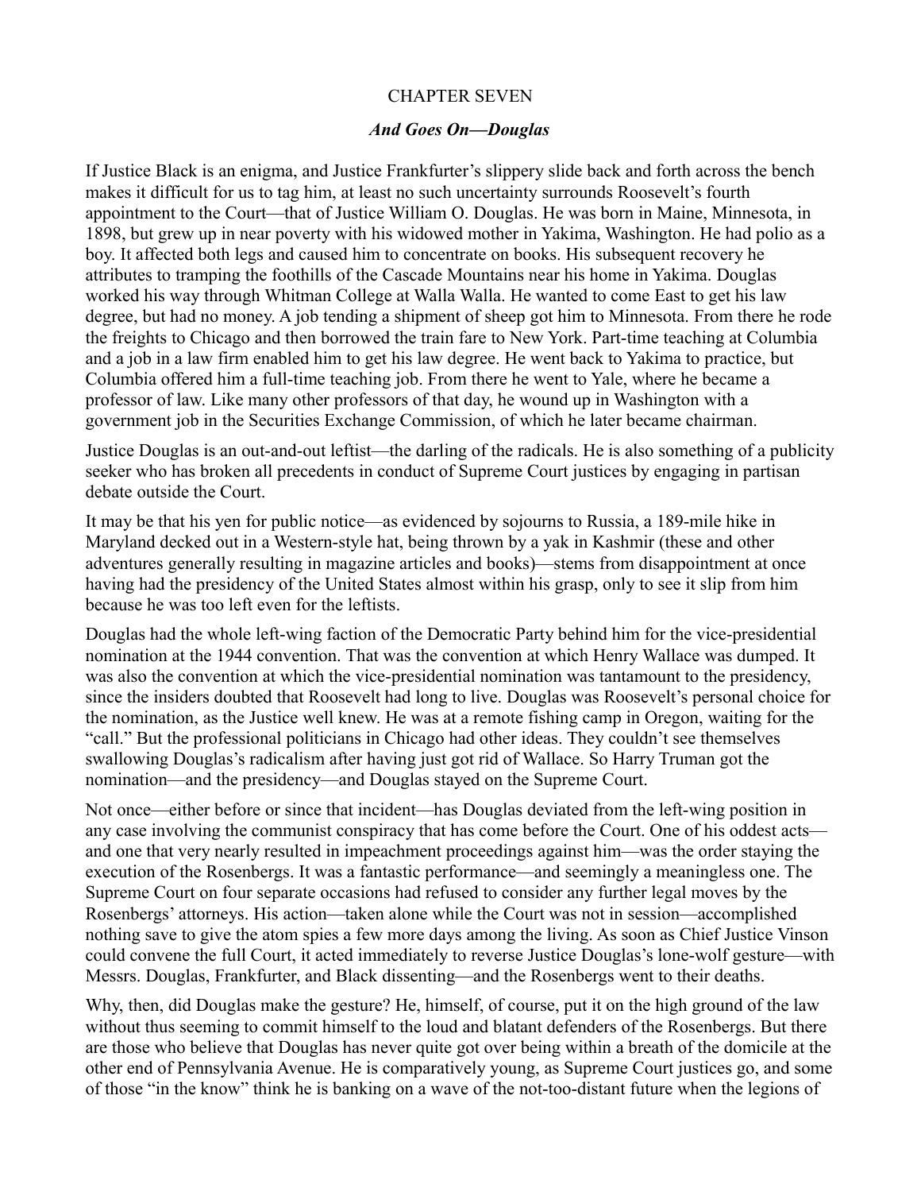# CHAPTER SEVEN

## *And Goes On—Douglas*

If Justice Black is an enigma, and Justice Frankfurter's slippery slide back and forth across the bench makes it difficult for us to tag him, at least no such uncertainty surrounds Roosevelt's fourth appointment to the Court—that of Justice William O. Douglas. He was born in Maine, Minnesota, in 1898, but grew up in near poverty with his widowed mother in Yakima, Washington. He had polio as a boy. It affected both legs and caused him to concentrate on books. His subsequent recovery he attributes to tramping the foothills of the Cascade Mountains near his home in Yakima. Douglas worked his way through Whitman College at Walla Walla. He wanted to come East to get his law degree, but had no money. A job tending a shipment of sheep got him to Minnesota. From there he rode the freights to Chicago and then borrowed the train fare to New York. Part-time teaching at Columbia and a job in a law firm enabled him to get his law degree. He went back to Yakima to practice, but Columbia offered him a full-time teaching job. From there he went to Yale, where he became a professor of law. Like many other professors of that day, he wound up in Washington with a government job in the Securities Exchange Commission, of which he later became chairman.

Justice Douglas is an out-and-out leftist—the darling of the radicals. He is also something of a publicity seeker who has broken all precedents in conduct of Supreme Court justices by engaging in partisan debate outside the Court.

It may be that his yen for public notice—as evidenced by sojourns to Russia, a 189-mile hike in Maryland decked out in a Western-style hat, being thrown by a yak in Kashmir (these and other adventures generally resulting in magazine articles and books)—stems from disappointment at once having had the presidency of the United States almost within his grasp, only to see it slip from him because he was too left even for the leftists.

Douglas had the whole left-wing faction of the Democratic Party behind him for the vice-presidential nomination at the 1944 convention. That was the convention at which Henry Wallace was dumped. It was also the convention at which the vice-presidential nomination was tantamount to the presidency, since the insiders doubted that Roosevelt had long to live. Douglas was Roosevelt's personal choice for the nomination, as the Justice well knew. He was at a remote fishing camp in Oregon, waiting for the "call." But the professional politicians in Chicago had other ideas. They couldn't see themselves swallowing Douglas's radicalism after having just got rid of Wallace. So Harry Truman got the nomination—and the presidency—and Douglas stayed on the Supreme Court.

Not once—either before or since that incident—has Douglas deviated from the left-wing position in any case involving the communist conspiracy that has come before the Court. One of his oddest acts—and one that very nearly resulted in impeachment proceedings against him—was the order staying the execution of the Rosenbergs. It was a fantastic performance—and seemingly a meaningless one. The Supreme Court on four separate occasions had refused to consider any further legal moves by the Rosenbergs' attorneys. His action—taken alone while the Court was not in session—accomplished nothing save to give the atom spies a few more days among the living. As soon as Chief Justice Vinson could convene the full Court, it acted immediately to reverse Justice Douglas's lone-wolf gesture—with Messrs. Douglas, Frankfurter, and Black dissenting—and the Rosenbergs went to their deaths.

Why, then, did Douglas make the gesture? He, himself, of course, put it on the high ground of the law without thus seeming to commit himself to the loud and blatant defenders of the Rosenbergs. But there are those who believe that Douglas has never quite got over being within a breath of the domicile at the other end of Pennsylvania Avenue. He is comparatively young, as Supreme Court justices go, and some of those "in the know" think he is banking on a wave of the not-too-distant future when the legions of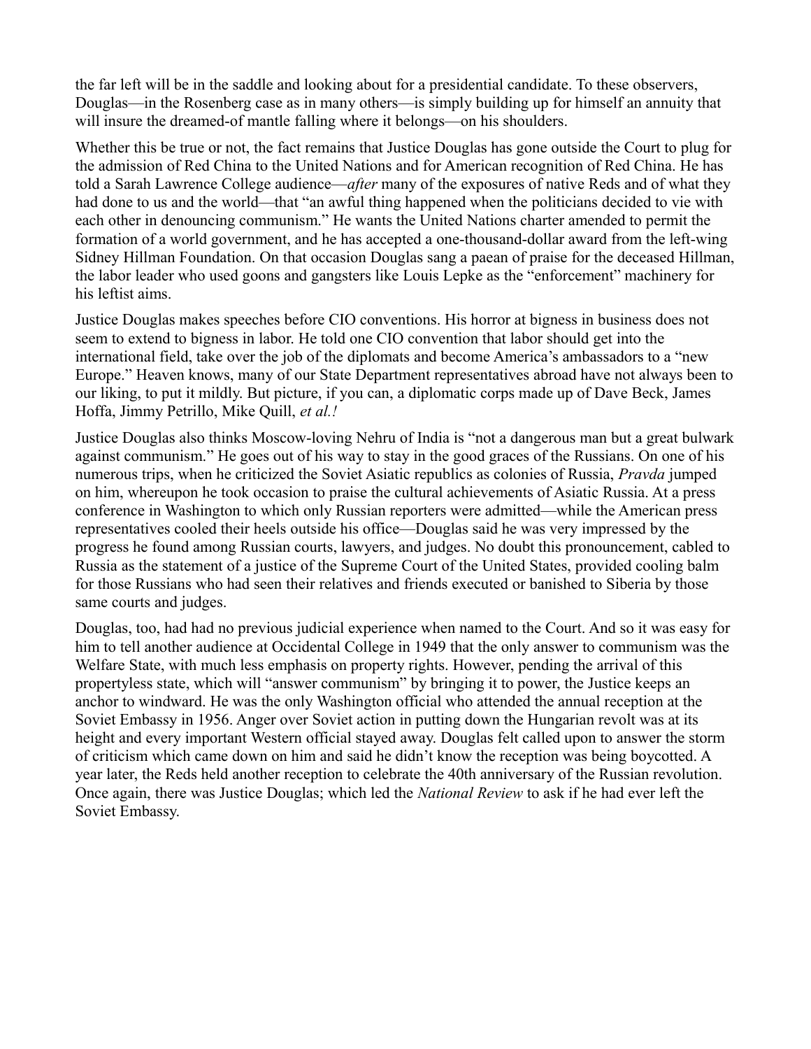the far left will be in the saddle and looking about for a presidential candidate. To these observers, Douglas—in the Rosenberg case as in many others—is simply building up for himself an annuity that will insure the dreamed-of mantle falling where it belongs—on his shoulders.

Whether this be true or not, the fact remains that Justice Douglas has gone outside the Court to plug for the admission of Red China to the United Nations and for American recognition of Red China. He has told a Sarah Lawrence College audience—*after* many of the exposures of native Reds and of what they had done to us and the world—that "an awful thing happened when the politicians decided to vie with each other in denouncing communism." He wants the United Nations charter amended to permit the formation of a world government, and he has accepted a one-thousand-dollar award from the left-wing Sidney Hillman Foundation. On that occasion Douglas sang a paean of praise for the deceased Hillman, the labor leader who used goons and gangsters like Louis Lepke as the "enforcement" machinery for his leftist aims.

Justice Douglas makes speeches before CIO conventions. His horror at bigness in business does not seem to extend to bigness in labor. He told one CIO convention that labor should get into the international field, take over the job of the diplomats and become America's ambassadors to a "new Europe." Heaven knows, many of our State Department representatives abroad have not always been to our liking, to put it mildly. But picture, if you can, a diplomatic corps made up of Dave Beck, James Hoffa, Jimmy Petrillo, Mike Quill, *et al.!*

Justice Douglas also thinks Moscow-loving Nehru of India is "not a dangerous man but a great bulwark against communism." He goes out of his way to stay in the good graces of the Russians. On one of his numerous trips, when he criticized the Soviet Asiatic republics as colonies of Russia, *Pravda* jumped on him, whereupon he took occasion to praise the cultural achievements of Asiatic Russia. At a press conference in Washington to which only Russian reporters were admitted—while the American press representatives cooled their heels outside his office—Douglas said he was very impressed by the progress he found among Russian courts, lawyers, and judges. No doubt this pronouncement, cabled to Russia as the statement of a justice of the Supreme Court of the United States, provided cooling balm for those Russians who had seen their relatives and friends executed or banished to Siberia by those same courts and judges.

Douglas, too, had had no previous judicial experience when named to the Court. And so it was easy for him to tell another audience at Occidental College in 1949 that the only answer to communism was the Welfare State, with much less emphasis on property rights. However, pending the arrival of this propertyless state, which will "answer communism" by bringing it to power, the Justice keeps an anchor to windward. He was the only Washington official who attended the annual reception at the Soviet Embassy in 1956. Anger over Soviet action in putting down the Hungarian revolt was at its height and every important Western official stayed away. Douglas felt called upon to answer the storm of criticism which came down on him and said he didn't know the reception was being boycotted. A year later, the Reds held another reception to celebrate the 40th anniversary of the Russian revolution. Once again, there was Justice Douglas; which led the *National Review* to ask if he had ever left the Soviet Embassy.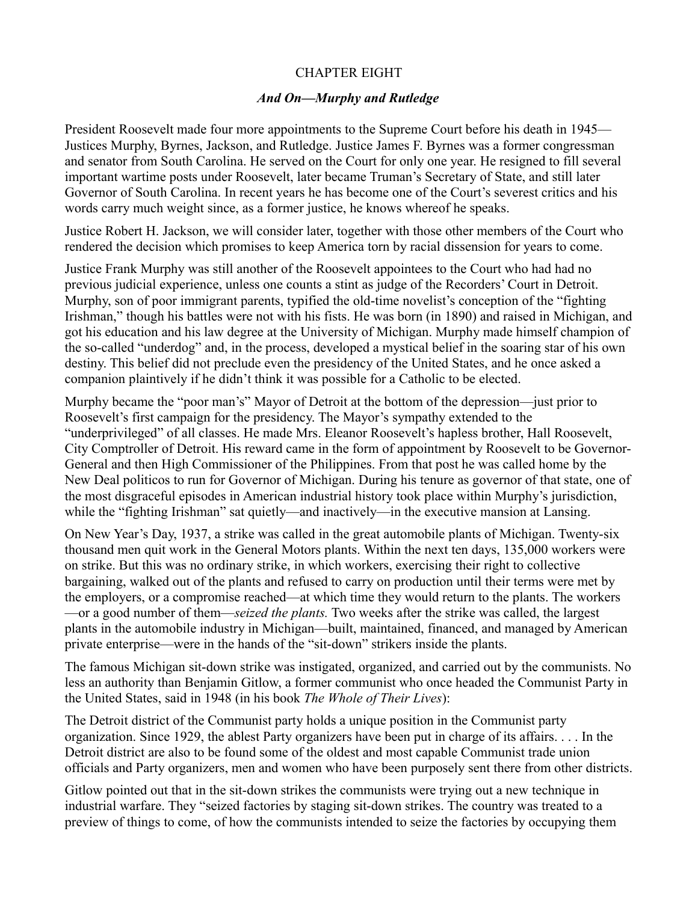## CHAPTER EIGHT

### *And On—Murphy and Rutledge*

President Roosevelt made four more appointments to the Supreme Court before his death in 1945—Justices Murphy, Byrnes, Jackson, and Rutledge. Justice James F. Byrnes was a former congressman and senator from South Carolina. He served on the Court for only one year. He resigned to fill several important wartime posts under Roosevelt, later became Truman's Secretary of State, and still later Governor of South Carolina. In recent years he has become one of the Court's severest critics and his words carry much weight since, as a former justice, he knows whereof he speaks.

Justice Robert H. Jackson, we will consider later, together with those other members of the Court who rendered the decision which promises to keep America torn by racial dissension for years to come.

Justice Frank Murphy was still another of the Roosevelt appointees to the Court who had had no previous judicial experience, unless one counts a stint as judge of the Recorders' Court in Detroit. Murphy, son of poor immigrant parents, typified the old-time novelist's conception of the "fighting Irishman," though his battles were not with his fists. He was born (in 1890) and raised in Michigan, and got his education and his law degree at the University of Michigan. Murphy made himself champion of the so-called "underdog" and, in the process, developed a mystical belief in the soaring star of his own destiny. This belief did not preclude even the presidency of the United States, and he once asked a companion plaintively if he didn't think it was possible for a Catholic to be elected.

Murphy became the "poor man's" Mayor of Detroit at the bottom of the depression—just prior to Roosevelt's first campaign for the presidency. The Mayor's sympathy extended to the "underprivileged" of all classes. He made Mrs. Eleanor Roosevelt's hapless brother, Hall Roosevelt, City Comptroller of Detroit. His reward came in the form of appointment by Roosevelt to be Governor-General and then High Commissioner of the Philippines. From that post he was called home by the New Deal politicos to run for Governor of Michigan. During his tenure as governor of that state, one of the most disgraceful episodes in American industrial history took place within Murphy's jurisdiction, while the "fighting Irishman" sat quietly—and inactively—in the executive mansion at Lansing.

On New Year's Day, 1937, a strike was called in the great automobile plants of Michigan. Twenty-six thousand men quit work in the General Motors plants. Within the next ten days, 135,000 workers were on strike. But this was no ordinary strike, in which workers, exercising their right to collective bargaining, walked out of the plants and refused to carry on production until their terms were met by the employers, or a compromise reached—at which time they would return to the plants. The workers—or a good number of them—*seized the plants.* Two weeks after the strike was called, the largest plants in the automobile industry in Michigan—built, maintained, financed, and managed by American private enterprise—were in the hands of the "sit-down" strikers inside the plants.

The famous Michigan sit-down strike was instigated, organized, and carried out by the communists. No less an authority than Benjamin Gitlow, a former communist who once headed the Communist Party in the United States, said in 1948 (in his book *The Whole of Their Lives*):

> The Detroit district of the Communist party holds a unique position in the Communist party organization. Since 1929, the ablest Party organizers have been put in charge of its affairs. . . . In the Detroit district are also to be found some of the oldest and most capable Communist trade union officials and Party organizers, men and women who have been purposely sent there from other districts.

Gitlow pointed out that in the sit-down strikes the communists were trying out a new technique in industrial warfare. They "seized factories by staging sit-down strikes. The country was treated to a preview of things to come, of how the communists intended to seize the factories by occupying them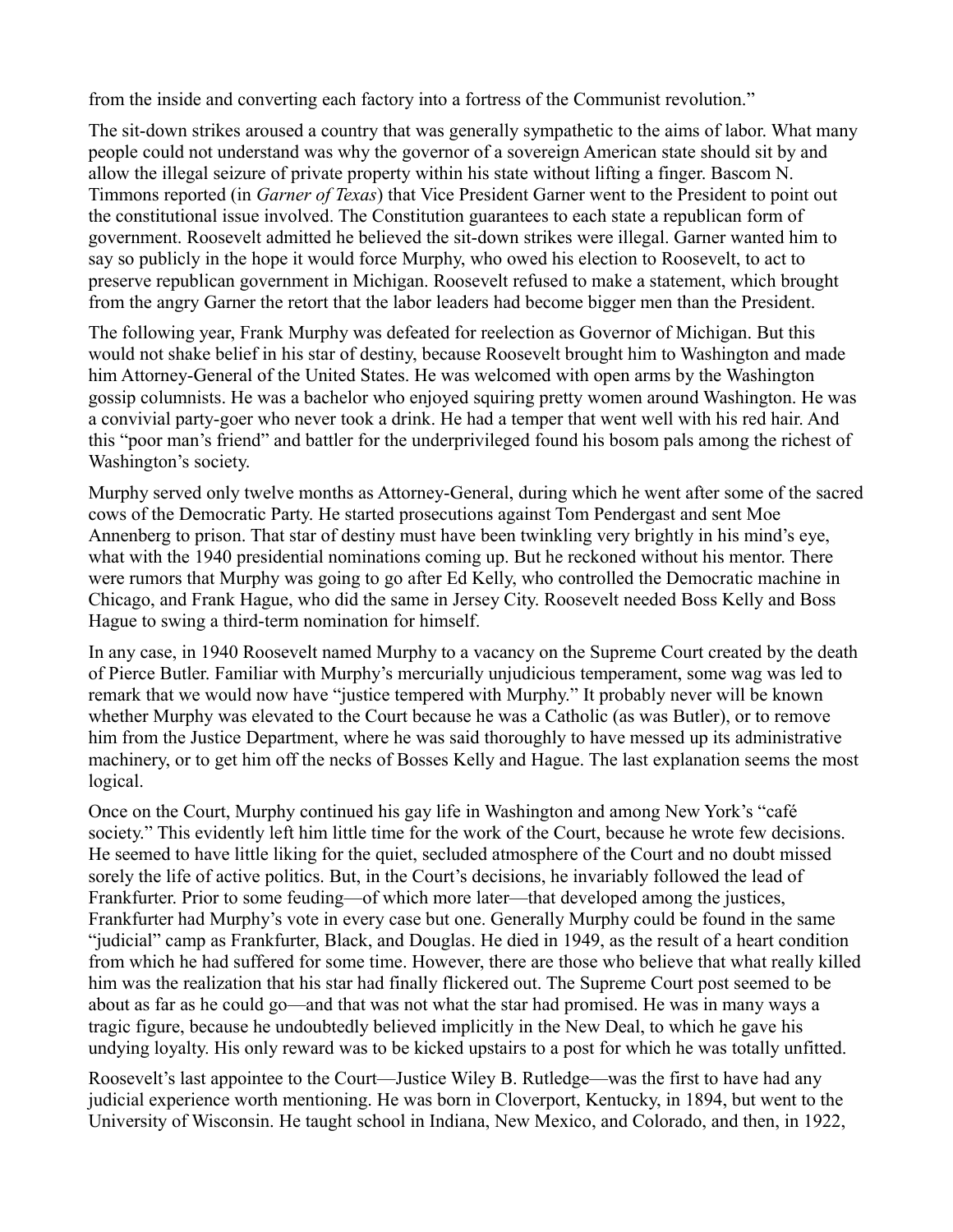from the inside and converting each factory into a fortress of the Communist revolution."

The sit-down strikes aroused a country that was generally sympathetic to the aims of labor. What many people could not understand was why the governor of a sovereign American state should sit by and allow the illegal seizure of private property within his state without lifting a finger. Bascom N. Timmons reported (in *Garner of Texas*) that Vice President Garner went to the President to point out the constitutional issue involved. The Constitution guarantees to each state a republican form of government. Roosevelt admitted he believed the sit-down strikes were illegal. Garner wanted him to say so publicly in the hope it would force Murphy, who owed his election to Roosevelt, to act to preserve republican government in Michigan. Roosevelt refused to make a statement, which brought from the angry Garner the retort that the labor leaders had become bigger men than the President.

The following year, Frank Murphy was defeated for reelection as Governor of Michigan. But this would not shake belief in his star of destiny, because Roosevelt brought him to Washington and made him Attorney-General of the United States. He was welcomed with open arms by the Washington gossip columnists. He was a bachelor who enjoyed squiring pretty women around Washington. He was a convivial party-goer who never took a drink. He had a temper that went well with his red hair. And this "poor man's friend" and battler for the underprivileged found his bosom pals among the richest of Washington's society.

Murphy served only twelve months as Attorney-General, during which he went after some of the sacred cows of the Democratic Party. He started prosecutions against Tom Pendergast and sent Moe Annenberg to prison. That star of destiny must have been twinkling very brightly in his mind's eye, what with the 1940 presidential nominations coming up. But he reckoned without his mentor. There were rumors that Murphy was going to go after Ed Kelly, who controlled the Democratic machine in Chicago, and Frank Hague, who did the same in Jersey City. Roosevelt needed Boss Kelly and Boss Hague to swing a third-term nomination for himself.

In any case, in 1940 Roosevelt named Murphy to a vacancy on the Supreme Court created by the death of Pierce Butler. Familiar with Murphy's mercurially unjudicious temperament, some wag was led to remark that we would now have "justice tempered with Murphy." It probably never will be known whether Murphy was elevated to the Court because he was a Catholic (as was Butler), or to remove him from the Justice Department, where he was said thoroughly to have messed up its administrative machinery, or to get him off the necks of Bosses Kelly and Hague. The last explanation seems the most logical.

Once on the Court, Murphy continued his gay life in Washington and among New York's "café society." This evidently left him little time for the work of the Court, because he wrote few decisions. He seemed to have little liking for the quiet, secluded atmosphere of the Court and no doubt missed sorely the life of active politics. But, in the Court's decisions, he invariably followed the lead of Frankfurter. Prior to some feuding—of which more later—that developed among the justices, Frankfurter had Murphy's vote in every case but one. Generally Murphy could be found in the same "judicial" camp as Frankfurter, Black, and Douglas. He died in 1949, as the result of a heart condition from which he had suffered for some time. However, there are those who believe that what really killed him was the realization that his star had finally flickered out. The Supreme Court post seemed to be about as far as he could go—and that was not what the star had promised. He was in many ways a tragic figure, because he undoubtedly believed implicitly in the New Deal, to which he gave his undying loyalty. His only reward was to be kicked upstairs to a post for which he was totally unfitted.

Roosevelt's last appointee to the Court—Justice Wiley B. Rutledge—was the first to have had any judicial experience worth mentioning. He was born in Cloverport, Kentucky, in 1894, but went to the University of Wisconsin. He taught school in Indiana, New Mexico, and Colorado, and then, in 1922,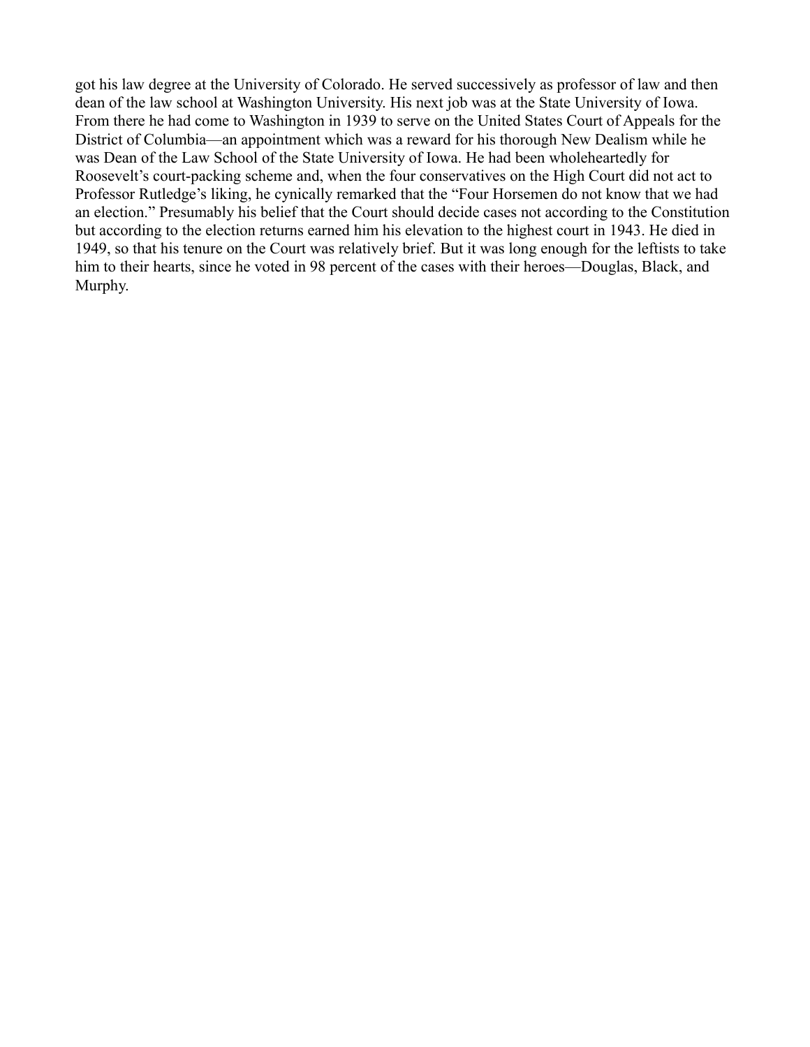got his law degree at the University of Colorado. He served successively as professor of law and then dean of the law school at Washington University. His next job was at the State University of Iowa. From there he had come to Washington in 1939 to serve on the United States Court of Appeals for the District of Columbia—an appointment which was a reward for his thorough New Dealism while he was Dean of the Law School of the State University of Iowa. He had been wholeheartedly for Roosevelt's court-packing scheme and, when the four conservatives on the High Court did not act to Professor Rutledge's liking, he cynically remarked that the "Four Horsemen do not know that we had an election." Presumably his belief that the Court should decide cases not according to the Constitution but according to the election returns earned him his elevation to the highest court in 1943. He died in 1949, so that his tenure on the Court was relatively brief. But it was long enough for the leftists to take him to their hearts, since he voted in 98 percent of the cases with their heroes—Douglas, Black, and Murphy.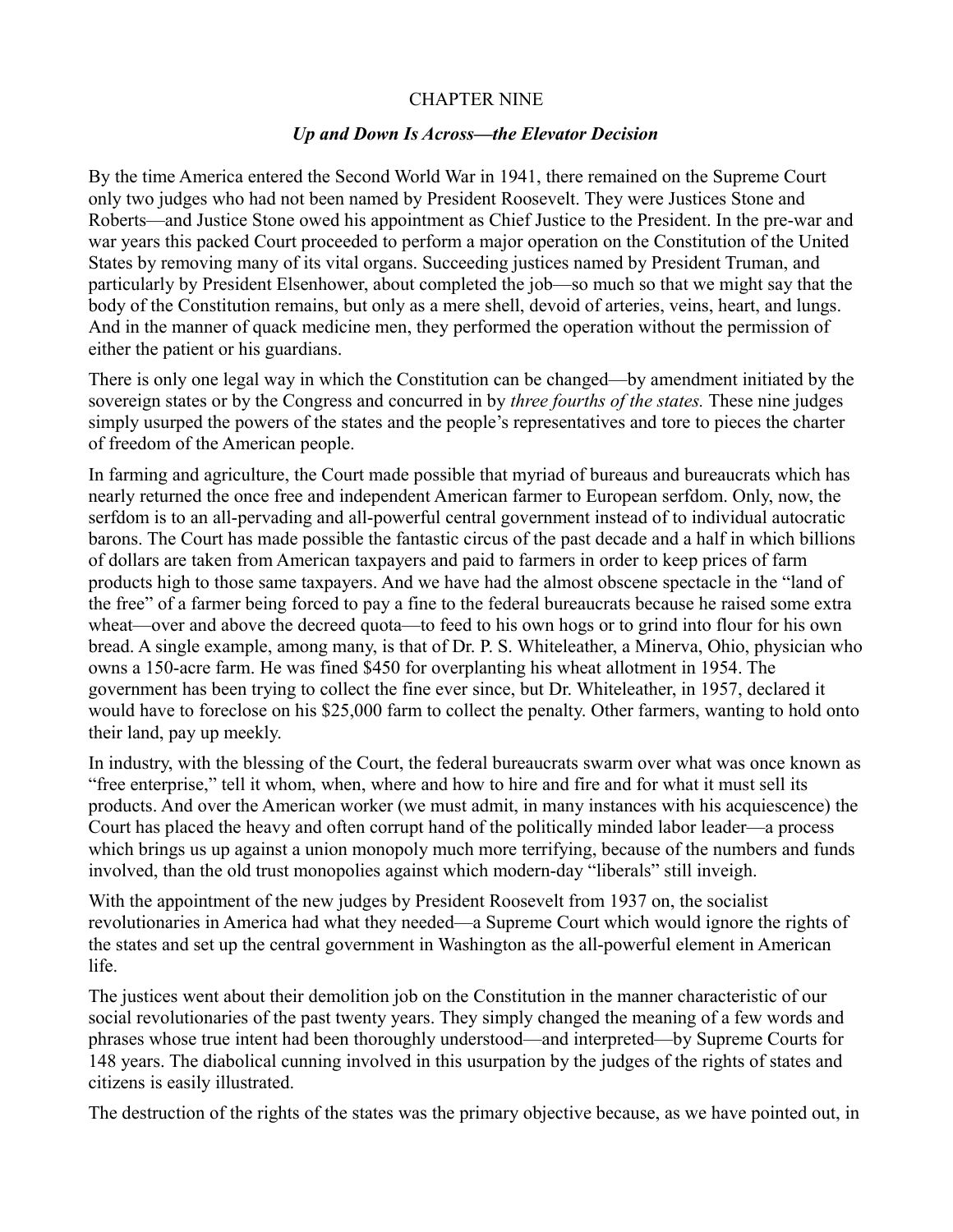## CHAPTER NINE

### *Up and Down Is Across—the Elevator Decision*

By the time America entered the Second World War in 1941, there remained on the Supreme Court only two judges who had not been named by President Roosevelt. They were Justices Stone and Roberts—and Justice Stone owed his appointment as Chief Justice to the President. In the pre-war and war years this packed Court proceeded to perform a major operation on the Constitution of the United States by removing many of its vital organs. Succeeding justices named by President Truman, and particularly by President Elsenhower, about completed the job—so much so that we might say that the body of the Constitution remains, but only as a mere shell, devoid of arteries, veins, heart, and lungs. And in the manner of quack medicine men, they performed the operation without the permission of either the patient or his guardians.

There is only one legal way in which the Constitution can be changed—by amendment initiated by the sovereign states or by the Congress and concurred in by *three fourths of the states.* These nine judges simply usurped the powers of the states and the people's representatives and tore to pieces the charter of freedom of the American people.

In farming and agriculture, the Court made possible that myriad of bureaus and bureaucrats which has nearly returned the once free and independent American farmer to European serfdom. Only, now, the serfdom is to an all-pervading and all-powerful central government instead of to individual autocratic barons. The Court has made possible the fantastic circus of the past decade and a half in which billions of dollars are taken from American taxpayers and paid to farmers in order to keep prices of farm products high to those same taxpayers. And we have had the almost obscene spectacle in the "land of the free" of a farmer being forced to pay a fine to the federal bureaucrats because he raised some extra wheat—over and above the decreed quota—to feed to his own hogs or to grind into flour for his own bread. A single example, among many, is that of Dr. P. S. Whiteleather, a Minerva, Ohio, physician who owns a 150-acre farm. He was fined $450 for overplanting his wheat allotment in 1954. The government has been trying to collect the fine ever since, but Dr. Whiteleather, in 1957, declared it would have to foreclose on his $25,000 farm to collect the penalty. Other farmers, wanting to hold onto their land, pay up meekly.

In industry, with the blessing of the Court, the federal bureaucrats swarm over what was once known as "free enterprise," tell it whom, when, where and how to hire and fire and for what it must sell its products. And over the American worker (we must admit, in many instances with his acquiescence) the Court has placed the heavy and often corrupt hand of the politically minded labor leader—a process which brings us up against a union monopoly much more terrifying, because of the numbers and funds involved, than the old trust monopolies against which modern-day "liberals" still inveigh.

With the appointment of the new judges by President Roosevelt from 1937 on, the socialist revolutionaries in America had what they needed—a Supreme Court which would ignore the rights of the states and set up the central government in Washington as the all-powerful element in American life.

The justices went about their demolition job on the Constitution in the manner characteristic of our social revolutionaries of the past twenty years. They simply changed the meaning of a few words and phrases whose true intent had been thoroughly understood—and interpreted—by Supreme Courts for 148 years. The diabolical cunning involved in this usurpation by the judges of the rights of states and citizens is easily illustrated.

The destruction of the rights of the states was the primary objective because, as we have pointed out, in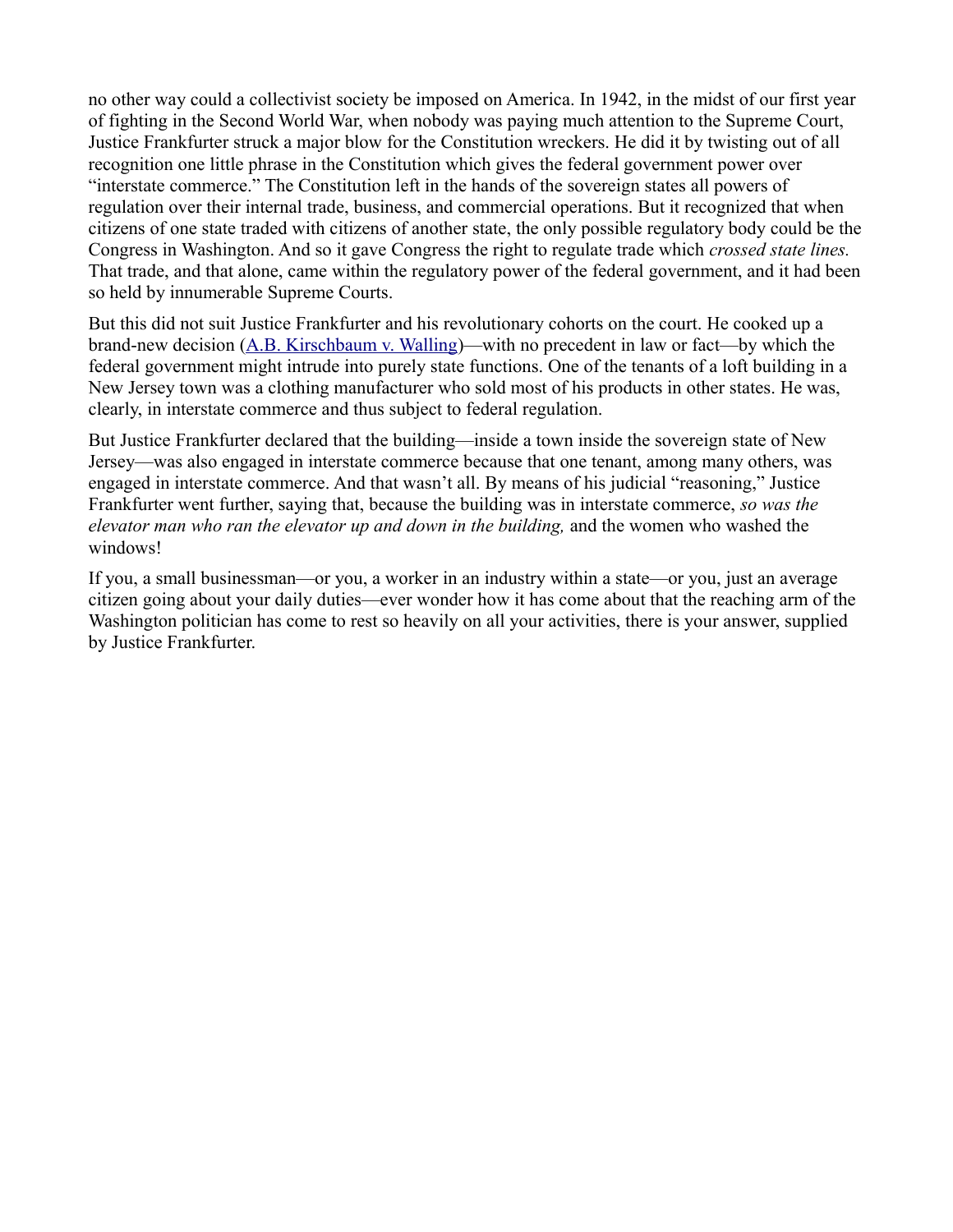no other way could a collectivist society be imposed on America. In 1942, in the midst of our first year of fighting in the Second World War, when nobody was paying much attention to the Supreme Court, Justice Frankfurter struck a major blow for the Constitution wreckers. He did it by twisting out of all recognition one little phrase in the Constitution which gives the federal government power over "interstate commerce." The Constitution left in the hands of the sovereign states all powers of regulation over their internal trade, business, and commercial operations. But it recognized that when citizens of one state traded with citizens of another state, the only possible regulatory body could be the Congress in Washington. And so it gave Congress the right to regulate trade which *crossed state lines.* That trade, and that alone, came within the regulatory power of the federal government, and it had been so held by innumerable Supreme Courts.

But this did not suit Justice Frankfurter and his revolutionary cohorts on the court. He cooked up a brand-new decision (A.B. Kirschbaum v. Walling)—with no precedent in law or fact—by which the federal government might intrude into purely state functions. One of the tenants of a loft building in a New Jersey town was a clothing manufacturer who sold most of his products in other states. He was, clearly, in interstate commerce and thus subject to federal regulation.

But Justice Frankfurter declared that the building—inside a town inside the sovereign state of New Jersey—was also engaged in interstate commerce because that one tenant, among many others, was engaged in interstate commerce. And that wasn't all. By means of his judicial "reasoning," Justice Frankfurter went further, saying that, because the building was in interstate commerce, *so was the elevator man who ran the elevator up and down in the building,* and the women who washed the windows!

If you, a small businessman—or you, a worker in an industry within a state—or you, just an average citizen going about your daily duties—ever wonder how it has come about that the reaching arm of the Washington politician has come to rest so heavily on all your activities, there is your answer, supplied by Justice Frankfurter.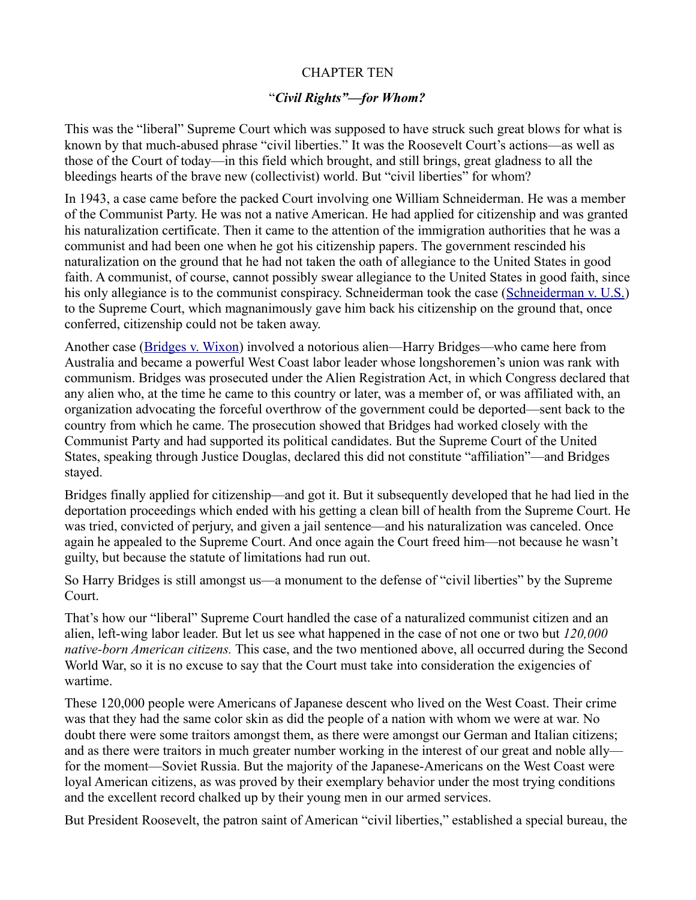# CHAPTER TEN

## "*Civil Rights"—for Whom?*

This was the "liberal" Supreme Court which was supposed to have struck such great blows for what is known by that much-abused phrase "civil liberties." It was the Roosevelt Court's actions—as well as those of the Court of today—in this field which brought, and still brings, great gladness to all the bleedings hearts of the brave new (collectivist) world. But "civil liberties" for whom?

In 1943, a case came before the packed Court involving one William Schneiderman. He was a member of the Communist Party. He was not a native American. He had applied for citizenship and was granted his naturalization certificate. Then it came to the attention of the immigration authorities that he was a communist and had been one when he got his citizenship papers. The government rescinded his naturalization on the ground that he had not taken the oath of allegiance to the United States in good faith. A communist, of course, cannot possibly swear allegiance to the United States in good faith, since his only allegiance is to the communist conspiracy. Schneiderman took the case (Schneiderman v. U.S.) to the Supreme Court, which magnanimously gave him back his citizenship on the ground that, once conferred, citizenship could not be taken away.

Another case (Bridges v. Wixon) involved a notorious alien—Harry Bridges—who came here from Australia and became a powerful West Coast labor leader whose longshoremen's union was rank with communism. Bridges was prosecuted under the Alien Registration Act, in which Congress declared that any alien who, at the time he came to this country or later, was a member of, or was affiliated with, an organization advocating the forceful overthrow of the government could be deported—sent back to the country from which he came. The prosecution showed that Bridges had worked closely with the Communist Party and had supported its political candidates. But the Supreme Court of the United States, speaking through Justice Douglas, declared this did not constitute "affiliation"—and Bridges stayed.

Bridges finally applied for citizenship—and got it. But it subsequently developed that he had lied in the deportation proceedings which ended with his getting a clean bill of health from the Supreme Court. He was tried, convicted of perjury, and given a jail sentence—and his naturalization was canceled. Once again he appealed to the Supreme Court. And once again the Court freed him—not because he wasn't guilty, but because the statute of limitations had run out.

So Harry Bridges is still amongst us—a monument to the defense of "civil liberties" by the Supreme Court.

That's how our "liberal" Supreme Court handled the case of a naturalized communist citizen and an alien, left-wing labor leader. But let us see what happened in the case of not one or two but *120,000 native-born American citizens.* This case, and the two mentioned above, all occurred during the Second World War, so it is no excuse to say that the Court must take into consideration the exigencies of wartime.

These 120,000 people were Americans of Japanese descent who lived on the West Coast. Their crime was that they had the same color skin as did the people of a nation with whom we were at war. No doubt there were some traitors amongst them, as there were amongst our German and Italian citizens; and as there were traitors in much greater number working in the interest of our great and noble ally—for the moment—Soviet Russia. But the majority of the Japanese-Americans on the West Coast were loyal American citizens, as was proved by their exemplary behavior under the most trying conditions and the excellent record chalked up by their young men in our armed services.

But President Roosevelt, the patron saint of American "civil liberties," established a special bureau, the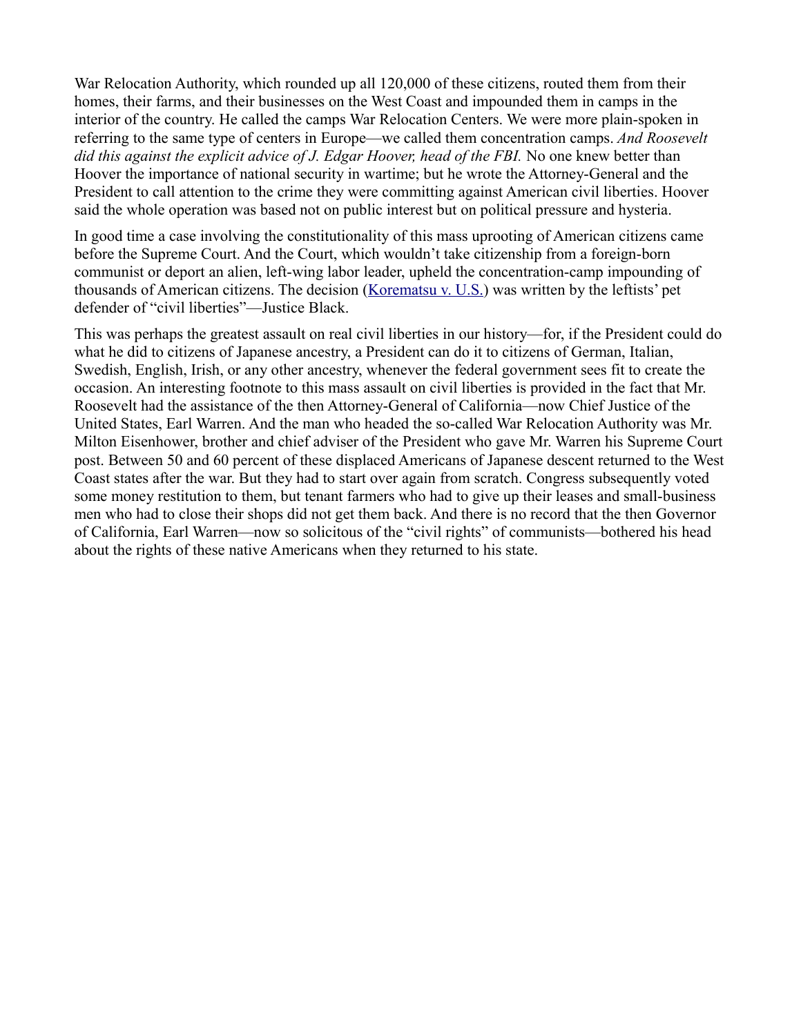War Relocation Authority, which rounded up all 120,000 of these citizens, routed them from their homes, their farms, and their businesses on the West Coast and impounded them in camps in the interior of the country. He called the camps War Relocation Centers. We were more plain-spoken in referring to the same type of centers in Europe—we called them concentration camps. *And Roosevelt did this against the explicit advice of J. Edgar Hoover, head of the FBI.* No one knew better than Hoover the importance of national security in wartime; but he wrote the Attorney-General and the President to call attention to the crime they were committing against American civil liberties. Hoover said the whole operation was based not on public interest but on political pressure and hysteria.

In good time a case involving the constitutionality of this mass uprooting of American citizens came before the Supreme Court. And the Court, which wouldn't take citizenship from a foreign-born communist or deport an alien, left-wing labor leader, upheld the concentration-camp impounding of thousands of American citizens. The decision (Korematsu v. U.S.) was written by the leftists' pet defender of "civil liberties"—Justice Black.

This was perhaps the greatest assault on real civil liberties in our history—for, if the President could do what he did to citizens of Japanese ancestry, a President can do it to citizens of German, Italian, Swedish, English, Irish, or any other ancestry, whenever the federal government sees fit to create the occasion. An interesting footnote to this mass assault on civil liberties is provided in the fact that Mr. Roosevelt had the assistance of the then Attorney-General of California—now Chief Justice of the United States, Earl Warren. And the man who headed the so-called War Relocation Authority was Mr. Milton Eisenhower, brother and chief adviser of the President who gave Mr. Warren his Supreme Court post. Between 50 and 60 percent of these displaced Americans of Japanese descent returned to the West Coast states after the war. But they had to start over again from scratch. Congress subsequently voted some money restitution to them, but tenant farmers who had to give up their leases and small-business men who had to close their shops did not get them back. And there is no record that the then Governor of California, Earl Warren—now so solicitous of the "civil rights" of communists—bothered his head about the rights of these native Americans when they returned to his state.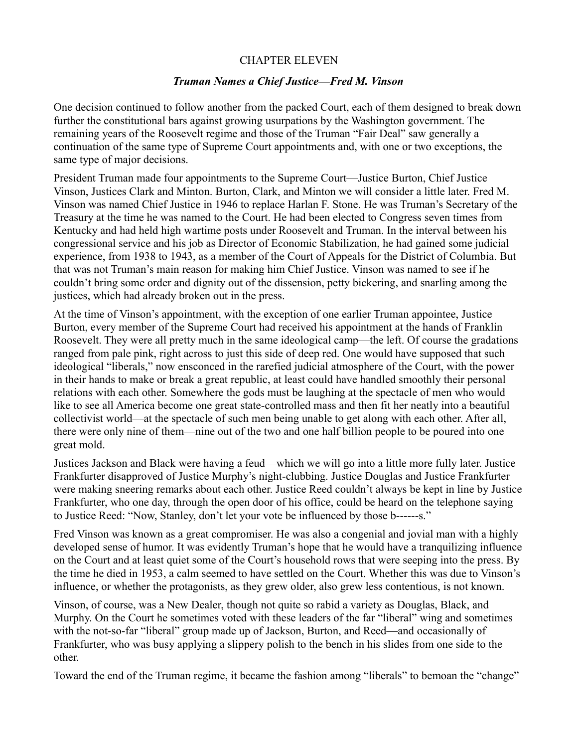## CHAPTER ELEVEN

### *Truman Names a Chief Justice—Fred M. Vinson*

One decision continued to follow another from the packed Court, each of them designed to break down further the constitutional bars against growing usurpations by the Washington government. The remaining years of the Roosevelt regime and those of the Truman "Fair Deal" saw generally a continuation of the same type of Supreme Court appointments and, with one or two exceptions, the same type of major decisions.

President Truman made four appointments to the Supreme Court—Justice Burton, Chief Justice Vinson, Justices Clark and Minton. Burton, Clark, and Minton we will consider a little later. Fred M. Vinson was named Chief Justice in 1946 to replace Harlan F. Stone. He was Truman's Secretary of the Treasury at the time he was named to the Court. He had been elected to Congress seven times from Kentucky and had held high wartime posts under Roosevelt and Truman. In the interval between his congressional service and his job as Director of Economic Stabilization, he had gained some judicial experience, from 1938 to 1943, as a member of the Court of Appeals for the District of Columbia. But that was not Truman's main reason for making him Chief Justice. Vinson was named to see if he couldn't bring some order and dignity out of the dissension, petty bickering, and snarling among the justices, which had already broken out in the press.

At the time of Vinson's appointment, with the exception of one earlier Truman appointee, Justice Burton, every member of the Supreme Court had received his appointment at the hands of Franklin Roosevelt. They were all pretty much in the same ideological camp—the left. Of course the gradations ranged from pale pink, right across to just this side of deep red. One would have supposed that such ideological "liberals," now ensconced in the rarefied judicial atmosphere of the Court, with the power in their hands to make or break a great republic, at least could have handled smoothly their personal relations with each other. Somewhere the gods must be laughing at the spectacle of men who would like to see all America become one great state-controlled mass and then fit her neatly into a beautiful collectivist world—at the spectacle of such men being unable to get along with each other. After all, there were only nine of them—nine out of the two and one half billion people to be poured into one great mold.

Justices Jackson and Black were having a feud—which we will go into a little more fully later. Justice Frankfurter disapproved of Justice Murphy's night-clubbing. Justice Douglas and Justice Frankfurter were making sneering remarks about each other. Justice Reed couldn't always be kept in line by Justice Frankfurter, who one day, through the open door of his office, could be heard on the telephone saying to Justice Reed: "Now, Stanley, don't let your vote be influenced by those b------s."

Fred Vinson was known as a great compromiser. He was also a congenial and jovial man with a highly developed sense of humor. It was evidently Truman's hope that he would have a tranquilizing influence on the Court and at least quiet some of the Court's household rows that were seeping into the press. By the time he died in 1953, a calm seemed to have settled on the Court. Whether this was due to Vinson's influence, or whether the protagonists, as they grew older, also grew less contentious, is not known.

Vinson, of course, was a New Dealer, though not quite so rabid a variety as Douglas, Black, and Murphy. On the Court he sometimes voted with these leaders of the far "liberal" wing and sometimes with the not-so-far "liberal" group made up of Jackson, Burton, and Reed—and occasionally of Frankfurter, who was busy applying a slippery polish to the bench in his slides from one side to the other.

Toward the end of the Truman regime, it became the fashion among "liberals" to bemoan the "change"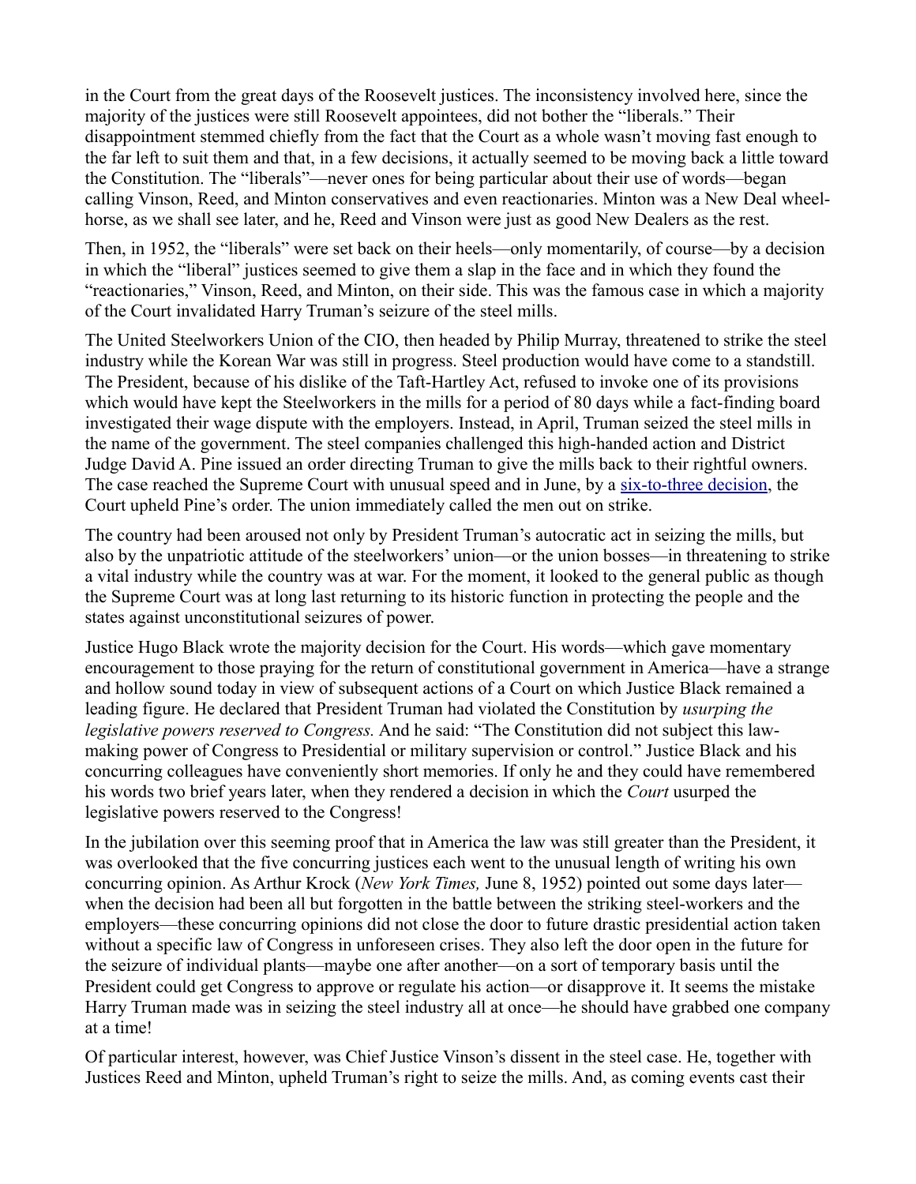in the Court from the great days of the Roosevelt justices. The inconsistency involved here, since the majority of the justices were still Roosevelt appointees, did not bother the "liberals." Their disappointment stemmed chiefly from the fact that the Court as a whole wasn't moving fast enough to the far left to suit them and that, in a few decisions, it actually seemed to be moving back a little toward the Constitution. The "liberals"—never ones for being particular about their use of words—began calling Vinson, Reed, and Minton conservatives and even reactionaries. Minton was a New Deal wheel-horse, as we shall see later, and he, Reed and Vinson were just as good New Dealers as the rest.

Then, in 1952, the "liberals" were set back on their heels—only momentarily, of course—by a decision in which the "liberal" justices seemed to give them a slap in the face and in which they found the "reactionaries," Vinson, Reed, and Minton, on their side. This was the famous case in which a majority of the Court invalidated Harry Truman's seizure of the steel mills.

The United Steelworkers Union of the CIO, then headed by Philip Murray, threatened to strike the steel industry while the Korean War was still in progress. Steel production would have come to a standstill. The President, because of his dislike of the Taft-Hartley Act, refused to invoke one of its provisions which would have kept the Steelworkers in the mills for a period of 80 days while a fact-finding board investigated their wage dispute with the employers. Instead, in April, Truman seized the steel mills in the name of the government. The steel companies challenged this high-handed action and District Judge David A. Pine issued an order directing Truman to give the mills back to their rightful owners. The case reached the Supreme Court with unusual speed and in June, by a six-to-three decision, the Court upheld Pine's order. The union immediately called the men out on strike.

The country had been aroused not only by President Truman's autocratic act in seizing the mills, but also by the unpatriotic attitude of the steelworkers' union—or the union bosses—in threatening to strike a vital industry while the country was at war. For the moment, it looked to the general public as though the Supreme Court was at long last returning to its historic function in protecting the people and the states against unconstitutional seizures of power.

Justice Hugo Black wrote the majority decision for the Court. His words—which gave momentary encouragement to those praying for the return of constitutional government in America—have a strange and hollow sound today in view of subsequent actions of a Court on which Justice Black remained a leading figure. He declared that President Truman had violated the Constitution by *usurping the legislative powers reserved to Congress.* And he said: "The Constitution did not subject this law-making power of Congress to Presidential or military supervision or control." Justice Black and his concurring colleagues have conveniently short memories. If only he and they could have remembered his words two brief years later, when they rendered a decision in which the *Court* usurped the legislative powers reserved to the Congress!

In the jubilation over this seeming proof that in America the law was still greater than the President, it was overlooked that the five concurring justices each went to the unusual length of writing his own concurring opinion. As Arthur Krock (*New York Times,* June 8, 1952) pointed out some days later—when the decision had been all but forgotten in the battle between the striking steel-workers and the employers—these concurring opinions did not close the door to future drastic presidential action taken without a specific law of Congress in unforeseen crises. They also left the door open in the future for the seizure of individual plants—maybe one after another—on a sort of temporary basis until the President could get Congress to approve or regulate his action—or disapprove it. It seems the mistake Harry Truman made was in seizing the steel industry all at once—he should have grabbed one company at a time!

Of particular interest, however, was Chief Justice Vinson's dissent in the steel case. He, together with Justices Reed and Minton, upheld Truman's right to seize the mills. And, as coming events cast their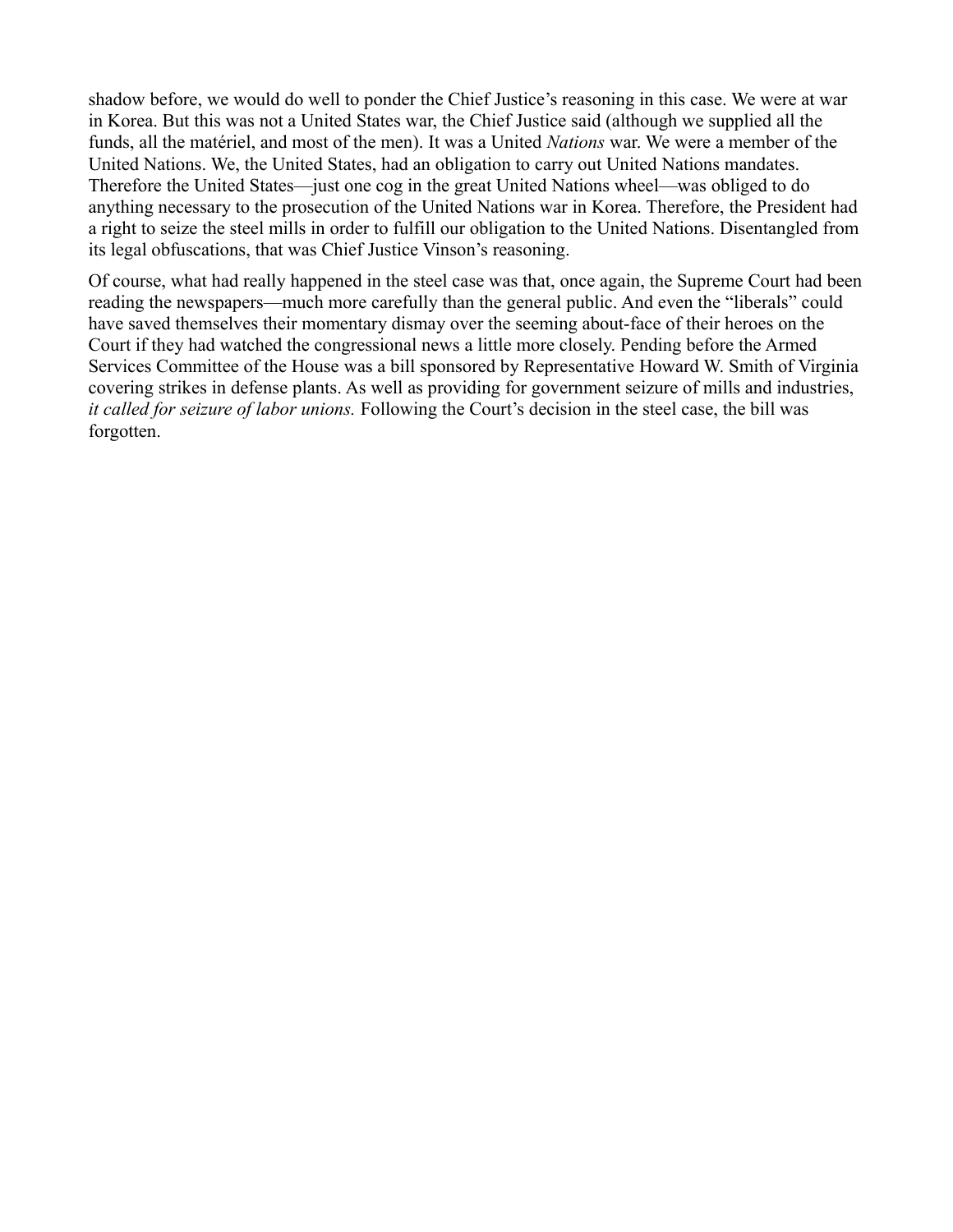shadow before, we would do well to ponder the Chief Justice's reasoning in this case. We were at war in Korea. But this was not a United States war, the Chief Justice said (although we supplied all the funds, all the matériel, and most of the men). It was a United *Nations* war. We were a member of the United Nations. We, the United States, had an obligation to carry out United Nations mandates. Therefore the United States—just one cog in the great United Nations wheel—was obliged to do anything necessary to the prosecution of the United Nations war in Korea. Therefore, the President had a right to seize the steel mills in order to fulfill our obligation to the United Nations. Disentangled from its legal obfuscations, that was Chief Justice Vinson's reasoning.

Of course, what had really happened in the steel case was that, once again, the Supreme Court had been reading the newspapers—much more carefully than the general public. And even the "liberals" could have saved themselves their momentary dismay over the seeming about-face of their heroes on the Court if they had watched the congressional news a little more closely. Pending before the Armed Services Committee of the House was a bill sponsored by Representative Howard W. Smith of Virginia covering strikes in defense plants. As well as providing for government seizure of mills and industries, *it called for seizure of labor unions.* Following the Court's decision in the steel case, the bill was forgotten.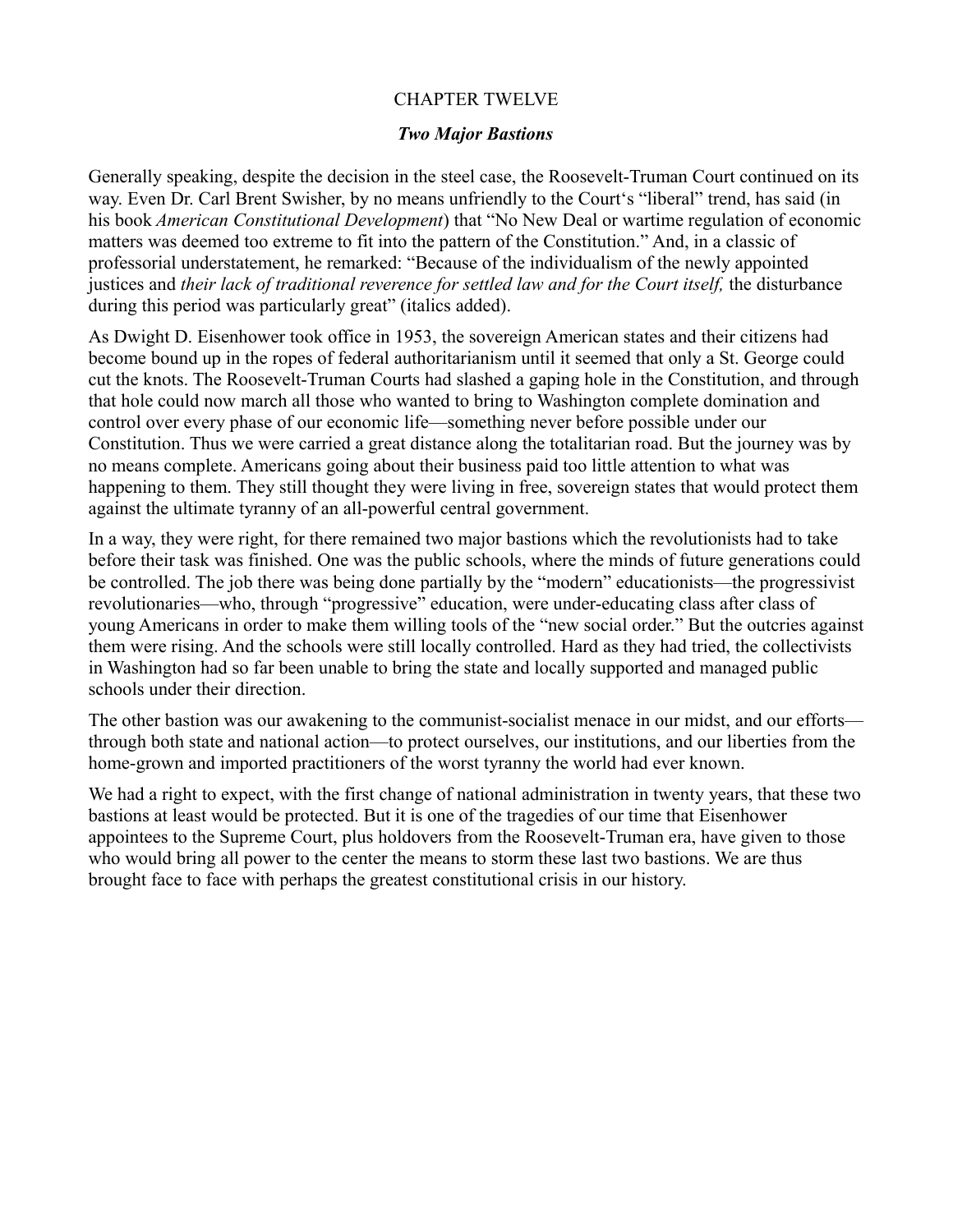# CHAPTER TWELVE

## *Two Major Bastions*

Generally speaking, despite the decision in the steel case, the Roosevelt-Truman Court continued on its way. Even Dr. Carl Brent Swisher, by no means unfriendly to the Court's "liberal" trend, has said (in his book *American Constitutional Development*) that "No New Deal or wartime regulation of economic matters was deemed too extreme to fit into the pattern of the Constitution." And, in a classic of professorial understatement, he remarked: "Because of the individualism of the newly appointed justices and *their lack of traditional reverence for settled law and for the Court itself,* the disturbance during this period was particularly great" (italics added).

As Dwight D. Eisenhower took office in 1953, the sovereign American states and their citizens had become bound up in the ropes of federal authoritarianism until it seemed that only a St. George could cut the knots. The Roosevelt-Truman Courts had slashed a gaping hole in the Constitution, and through that hole could now march all those who wanted to bring to Washington complete domination and control over every phase of our economic life—something never before possible under our Constitution. Thus we were carried a great distance along the totalitarian road. But the journey was by no means complete. Americans going about their business paid too little attention to what was happening to them. They still thought they were living in free, sovereign states that would protect them against the ultimate tyranny of an all-powerful central government.

In a way, they were right, for there remained two major bastions which the revolutionists had to take before their task was finished. One was the public schools, where the minds of future generations could be controlled. The job there was being done partially by the "modern" educationists—the progressivist revolutionaries—who, through "progressive" education, were under-educating class after class of young Americans in order to make them willing tools of the "new social order." But the outcries against them were rising. And the schools were still locally controlled. Hard as they had tried, the collectivists in Washington had so far been unable to bring the state and locally supported and managed public schools under their direction.

The other bastion was our awakening to the communist-socialist menace in our midst, and our efforts—through both state and national action—to protect ourselves, our institutions, and our liberties from the home-grown and imported practitioners of the worst tyranny the world had ever known.

We had a right to expect, with the first change of national administration in twenty years, that these two bastions at least would be protected. But it is one of the tragedies of our time that Eisenhower appointees to the Supreme Court, plus holdovers from the Roosevelt-Truman era, have given to those who would bring all power to the center the means to storm these last two bastions. We are thus brought face to face with perhaps the greatest constitutional crisis in our history.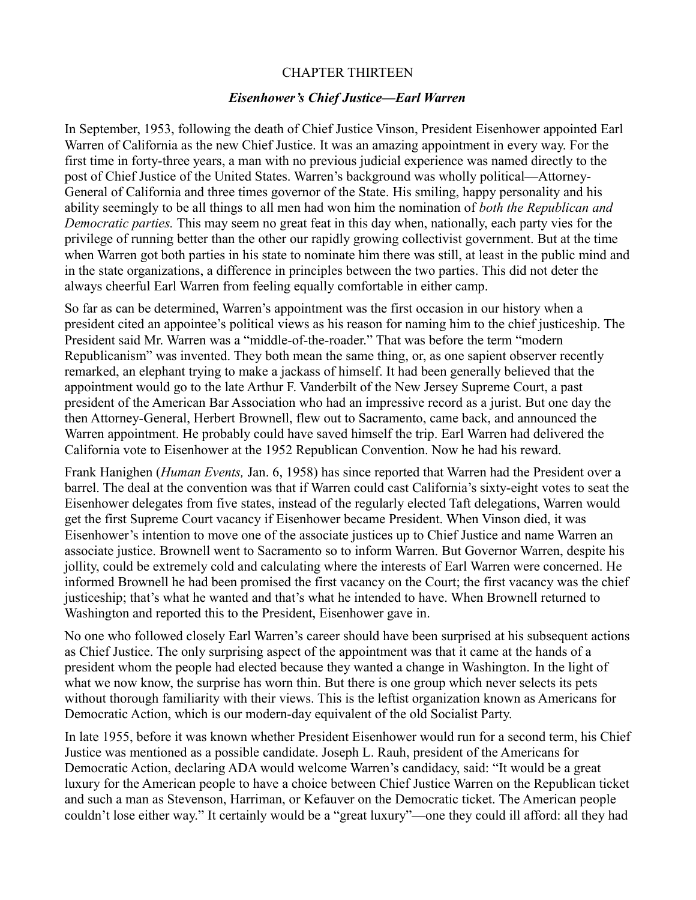## CHAPTER THIRTEEN

### *Eisenhower's Chief Justice—Earl Warren*

In September, 1953, following the death of Chief Justice Vinson, President Eisenhower appointed Earl Warren of California as the new Chief Justice. It was an amazing appointment in every way. For the first time in forty-three years, a man with no previous judicial experience was named directly to the post of Chief Justice of the United States. Warren's background was wholly political—Attorney-General of California and three times governor of the State. His smiling, happy personality and his ability seemingly to be all things to all men had won him the nomination of *both the Republican and Democratic parties.* This may seem no great feat in this day when, nationally, each party vies for the privilege of running better than the other our rapidly growing collectivist government. But at the time when Warren got both parties in his state to nominate him there was still, at least in the public mind and in the state organizations, a difference in principles between the two parties. This did not deter the always cheerful Earl Warren from feeling equally comfortable in either camp.

So far as can be determined, Warren's appointment was the first occasion in our history when a president cited an appointee's political views as his reason for naming him to the chief justiceship. The President said Mr. Warren was a "middle-of-the-roader." That was before the term "modern Republicanism" was invented. They both mean the same thing, or, as one sapient observer recently remarked, an elephant trying to make a jackass of himself. It had been generally believed that the appointment would go to the late Arthur F. Vanderbilt of the New Jersey Supreme Court, a past president of the American Bar Association who had an impressive record as a jurist. But one day the then Attorney-General, Herbert Brownell, flew out to Sacramento, came back, and announced the Warren appointment. He probably could have saved himself the trip. Earl Warren had delivered the California vote to Eisenhower at the 1952 Republican Convention. Now he had his reward.

Frank Hanighen (*Human Events,* Jan. 6, 1958) has since reported that Warren had the President over a barrel. The deal at the convention was that if Warren could cast California's sixty-eight votes to seat the Eisenhower delegates from five states, instead of the regularly elected Taft delegations, Warren would get the first Supreme Court vacancy if Eisenhower became President. When Vinson died, it was Eisenhower's intention to move one of the associate justices up to Chief Justice and name Warren an associate justice. Brownell went to Sacramento so to inform Warren. But Governor Warren, despite his jollity, could be extremely cold and calculating where the interests of Earl Warren were concerned. He informed Brownell he had been promised the first vacancy on the Court; the first vacancy was the chief justiceship; that's what he wanted and that's what he intended to have. When Brownell returned to Washington and reported this to the President, Eisenhower gave in.

No one who followed closely Earl Warren's career should have been surprised at his subsequent actions as Chief Justice. The only surprising aspect of the appointment was that it came at the hands of a president whom the people had elected because they wanted a change in Washington. In the light of what we now know, the surprise has worn thin. But there is one group which never selects its pets without thorough familiarity with their views. This is the leftist organization known as Americans for Democratic Action, which is our modern-day equivalent of the old Socialist Party.

In late 1955, before it was known whether President Eisenhower would run for a second term, his Chief Justice was mentioned as a possible candidate. Joseph L. Rauh, president of the Americans for Democratic Action, declaring ADA would welcome Warren's candidacy, said: "It would be a great luxury for the American people to have a choice between Chief Justice Warren on the Republican ticket and such a man as Stevenson, Harriman, or Kefauver on the Democratic ticket. The American people couldn't lose either way." It certainly would be a "great luxury"—one they could ill afford: all they had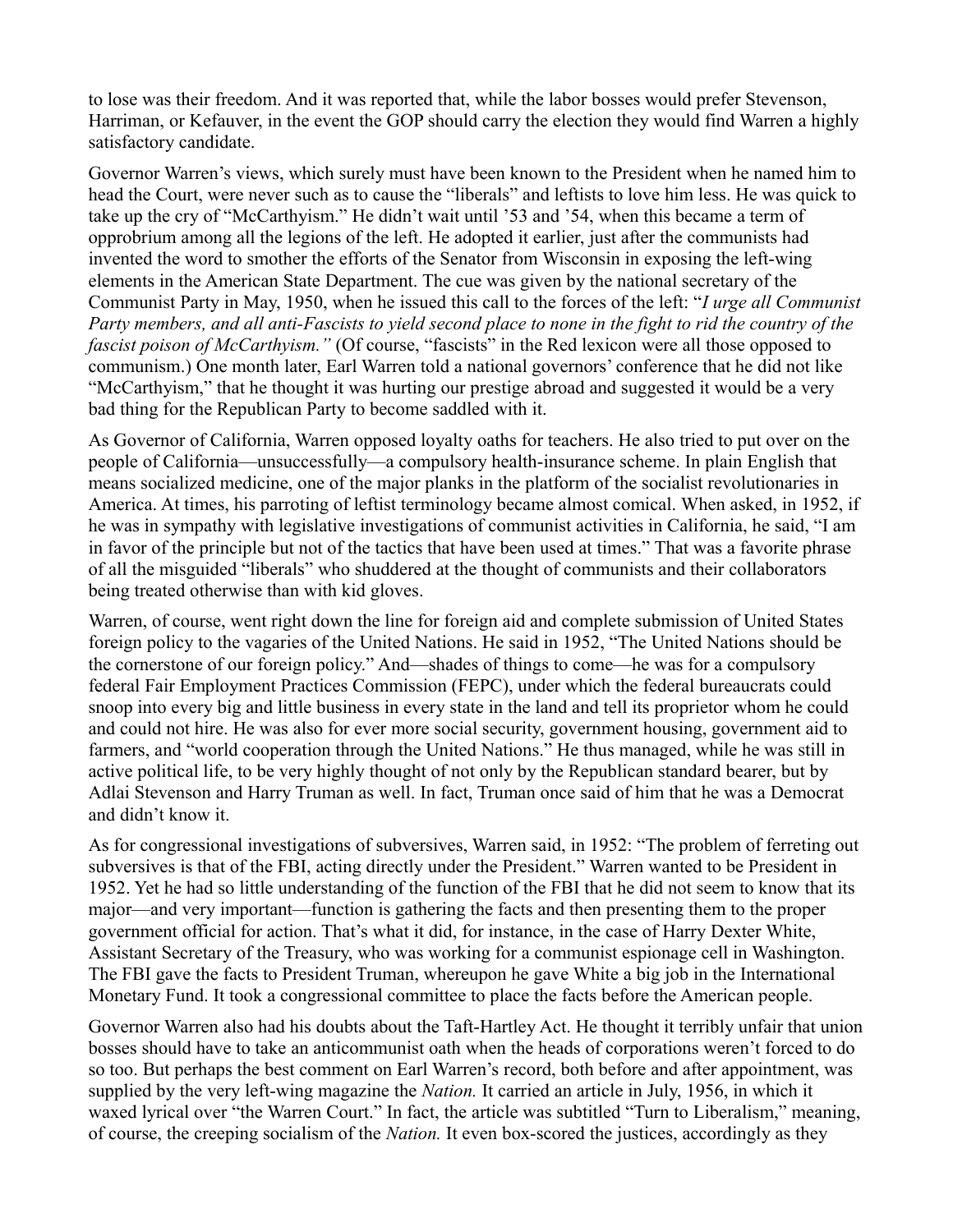to lose was their freedom. And it was reported that, while the labor bosses would prefer Stevenson, Harriman, or Kefauver, in the event the GOP should carry the election they would find Warren a highly satisfactory candidate.

Governor Warren's views, which surely must have been known to the President when he named him to head the Court, were never such as to cause the "liberals" and leftists to love him less. He was quick to take up the cry of "McCarthyism." He didn't wait until '53 and '54, when this became a term of opprobrium among all the legions of the left. He adopted it earlier, just after the communists had invented the word to smother the efforts of the Senator from Wisconsin in exposing the left-wing elements in the American State Department. The cue was given by the national secretary of the Communist Party in May, 1950, when he issued this call to the forces of the left: "*I urge all Communist Party members, and all anti-Fascists to yield second place to none in the fight to rid the country of the fascist poison of McCarthyism."* (Of course, "fascists" in the Red lexicon were all those opposed to communism.) One month later, Earl Warren told a national governors' conference that he did not like "McCarthyism," that he thought it was hurting our prestige abroad and suggested it would be a very bad thing for the Republican Party to become saddled with it.

As Governor of California, Warren opposed loyalty oaths for teachers. He also tried to put over on the people of California—unsuccessfully—a compulsory health-insurance scheme. In plain English that means socialized medicine, one of the major planks in the platform of the socialist revolutionaries in America. At times, his parroting of leftist terminology became almost comical. When asked, in 1952, if he was in sympathy with legislative investigations of communist activities in California, he said, "I am in favor of the principle but not of the tactics that have been used at times." That was a favorite phrase of all the misguided "liberals" who shuddered at the thought of communists and their collaborators being treated otherwise than with kid gloves.

Warren, of course, went right down the line for foreign aid and complete submission of United States foreign policy to the vagaries of the United Nations. He said in 1952, "The United Nations should be the cornerstone of our foreign policy." And—shades of things to come—he was for a compulsory federal Fair Employment Practices Commission (FEPC), under which the federal bureaucrats could snoop into every big and little business in every state in the land and tell its proprietor whom he could and could not hire. He was also for ever more social security, government housing, government aid to farmers, and "world cooperation through the United Nations." He thus managed, while he was still in active political life, to be very highly thought of not only by the Republican standard bearer, but by Adlai Stevenson and Harry Truman as well. In fact, Truman once said of him that he was a Democrat and didn't know it.

As for congressional investigations of subversives, Warren said, in 1952: "The problem of ferreting out subversives is that of the FBI, acting directly under the President." Warren wanted to be President in 1952. Yet he had so little understanding of the function of the FBI that he did not seem to know that its major—and very important—function is gathering the facts and then presenting them to the proper government official for action. That's what it did, for instance, in the case of Harry Dexter White, Assistant Secretary of the Treasury, who was working for a communist espionage cell in Washington. The FBI gave the facts to President Truman, whereupon he gave White a big job in the International Monetary Fund. It took a congressional committee to place the facts before the American people.

Governor Warren also had his doubts about the Taft-Hartley Act. He thought it terribly unfair that union bosses should have to take an anticommunist oath when the heads of corporations weren't forced to do so too. But perhaps the best comment on Earl Warren's record, both before and after appointment, was supplied by the very left-wing magazine the *Nation.* It carried an article in July, 1956, in which it waxed lyrical over "the Warren Court." In fact, the article was subtitled "Turn to Liberalism," meaning, of course, the creeping socialism of the *Nation.* It even box-scored the justices, accordingly as they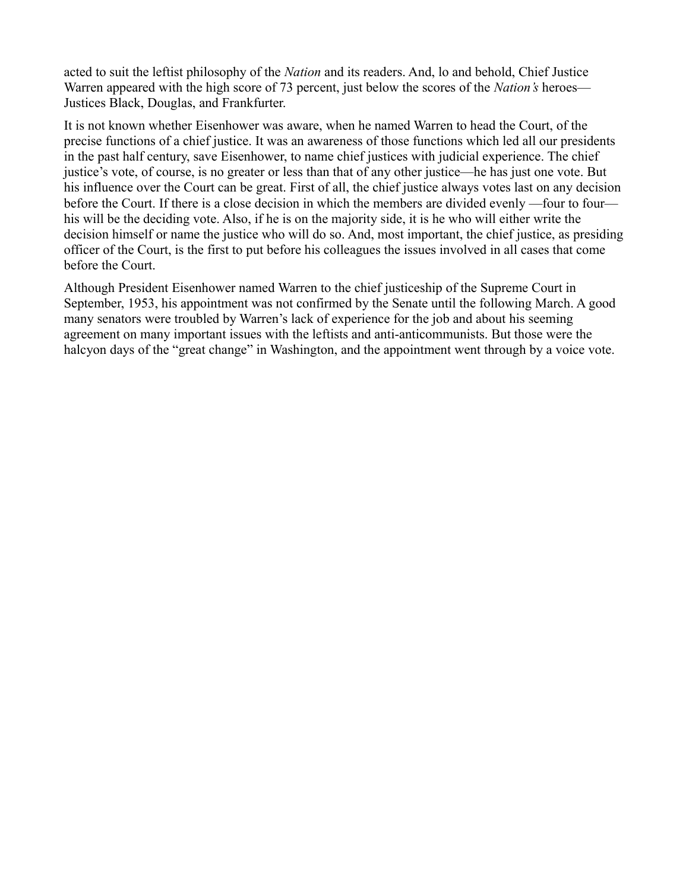acted to suit the leftist philosophy of the *Nation* and its readers. And, lo and behold, Chief Justice Warren appeared with the high score of 73 percent, just below the scores of the *Nation's* heroes—Justices Black, Douglas, and Frankfurter.

It is not known whether Eisenhower was aware, when he named Warren to head the Court, of the precise functions of a chief justice. It was an awareness of those functions which led all our presidents in the past half century, save Eisenhower, to name chief justices with judicial experience. The chief justice's vote, of course, is no greater or less than that of any other justice—he has just one vote. But his influence over the Court can be great. First of all, the chief justice always votes last on any decision before the Court. If there is a close decision in which the members are divided evenly —four to four—his will be the deciding vote. Also, if he is on the majority side, it is he who will either write the decision himself or name the justice who will do so. And, most important, the chief justice, as presiding officer of the Court, is the first to put before his colleagues the issues involved in all cases that come before the Court.

Although President Eisenhower named Warren to the chief justiceship of the Supreme Court in September, 1953, his appointment was not confirmed by the Senate until the following March. A good many senators were troubled by Warren's lack of experience for the job and about his seeming agreement on many important issues with the leftists and anti-anticommunists. But those were the halcyon days of the "great change" in Washington, and the appointment went through by a voice vote.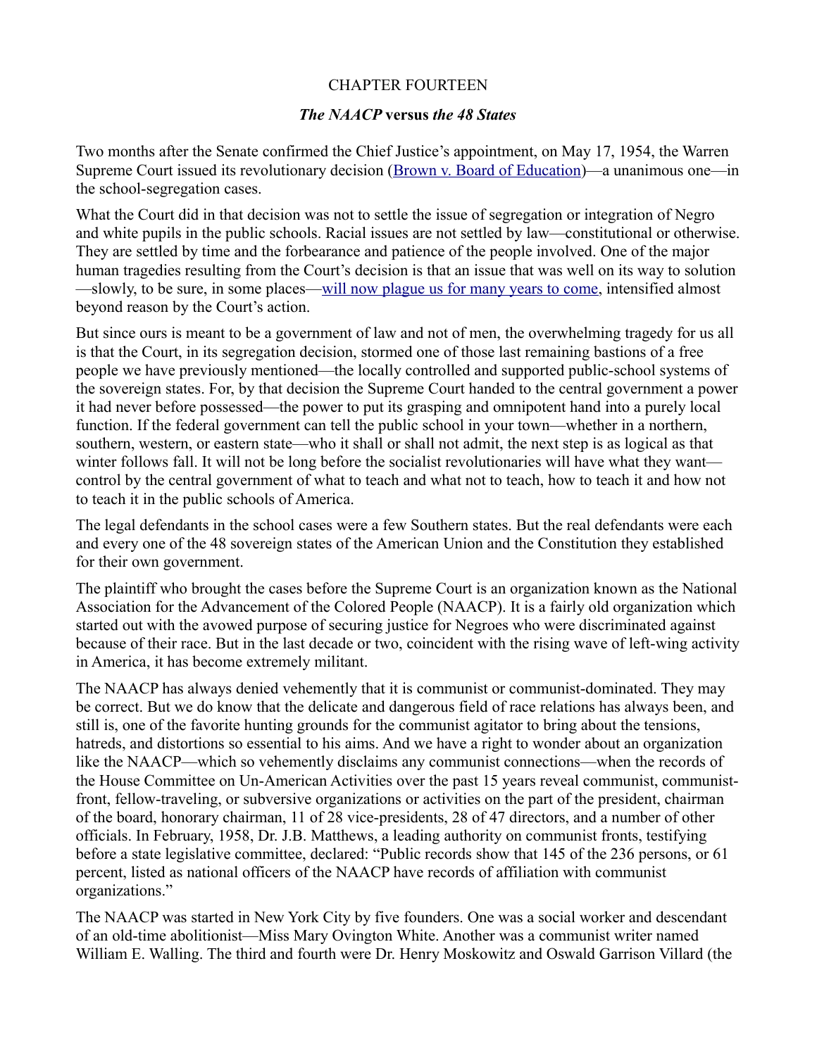CHAPTER FOURTEEN

## *The NAACP* versus *the 48 States*

Two months after the Senate confirmed the Chief Justice's appointment, on May 17, 1954, the Warren Supreme Court issued its revolutionary decision (Brown v. Board of Education)—a unanimous one—in the school-segregation cases.

What the Court did in that decision was not to settle the issue of segregation or integration of Negro and white pupils in the public schools. Racial issues are not settled by law—constitutional or otherwise. They are settled by time and the forbearance and patience of the people involved. One of the major human tragedies resulting from the Court's decision is that an issue that was well on its way to solution—slowly, to be sure, in some places—will now plague us for many years to come, intensified almost beyond reason by the Court's action.

But since ours is meant to be a government of law and not of men, the overwhelming tragedy for us all is that the Court, in its segregation decision, stormed one of those last remaining bastions of a free people we have previously mentioned—the locally controlled and supported public-school systems of the sovereign states. For, by that decision the Supreme Court handed to the central government a power it had never before possessed—the power to put its grasping and omnipotent hand into a purely local function. If the federal government can tell the public school in your town—whether in a northern, southern, western, or eastern state—who it shall or shall not admit, the next step is as logical as that winter follows fall. It will not be long before the socialist revolutionaries will have what they want—control by the central government of what to teach and what not to teach, how to teach it and how not to teach it in the public schools of America.

The legal defendants in the school cases were a few Southern states. But the real defendants were each and every one of the 48 sovereign states of the American Union and the Constitution they established for their own government.

The plaintiff who brought the cases before the Supreme Court is an organization known as the National Association for the Advancement of the Colored People (NAACP). It is a fairly old organization which started out with the avowed purpose of securing justice for Negroes who were discriminated against because of their race. But in the last decade or two, coincident with the rising wave of left-wing activity in America, it has become extremely militant.

The NAACP has always denied vehemently that it is communist or communist-dominated. They may be correct. But we do know that the delicate and dangerous field of race relations has always been, and still is, one of the favorite hunting grounds for the communist agitator to bring about the tensions, hatreds, and distortions so essential to his aims. And we have a right to wonder about an organization like the NAACP—which so vehemently disclaims any communist connections—when the records of the House Committee on Un-American Activities over the past 15 years reveal communist, communist-front, fellow-traveling, or subversive organizations or activities on the part of the president, chairman of the board, honorary chairman, 11 of 28 vice-presidents, 28 of 47 directors, and a number of other officials. In February, 1958, Dr. J.B. Matthews, a leading authority on communist fronts, testifying before a state legislative committee, declared: "Public records show that 145 of the 236 persons, or 61 percent, listed as national officers of the NAACP have records of affiliation with communist organizations."

The NAACP was started in New York City by five founders. One was a social worker and descendant of an old-time abolitionist—Miss Mary Ovington White. Another was a communist writer named William E. Walling. The third and fourth were Dr. Henry Moskowitz and Oswald Garrison Villard (the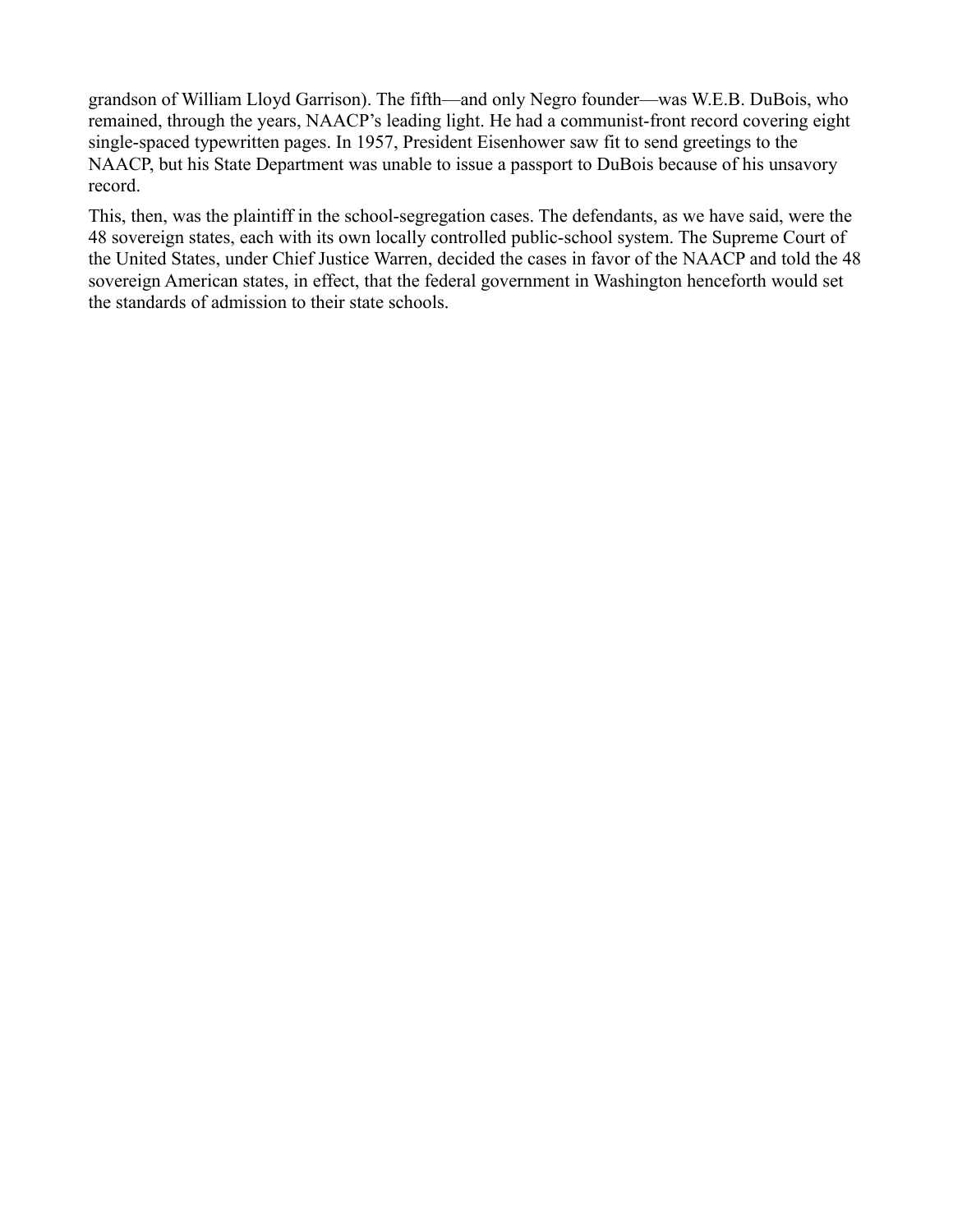grandson of William Lloyd Garrison). The fifth—and only Negro founder—was W.E.B. DuBois, who remained, through the years, NAACP's leading light. He had a communist-front record covering eight single-spaced typewritten pages. In 1957, President Eisenhower saw fit to send greetings to the NAACP, but his State Department was unable to issue a passport to DuBois because of his unsavory record.

This, then, was the plaintiff in the school-segregation cases. The defendants, as we have said, were the 48 sovereign states, each with its own locally controlled public-school system. The Supreme Court of the United States, under Chief Justice Warren, decided the cases in favor of the NAACP and told the 48 sovereign American states, in effect, that the federal government in Washington henceforth would set the standards of admission to their state schools.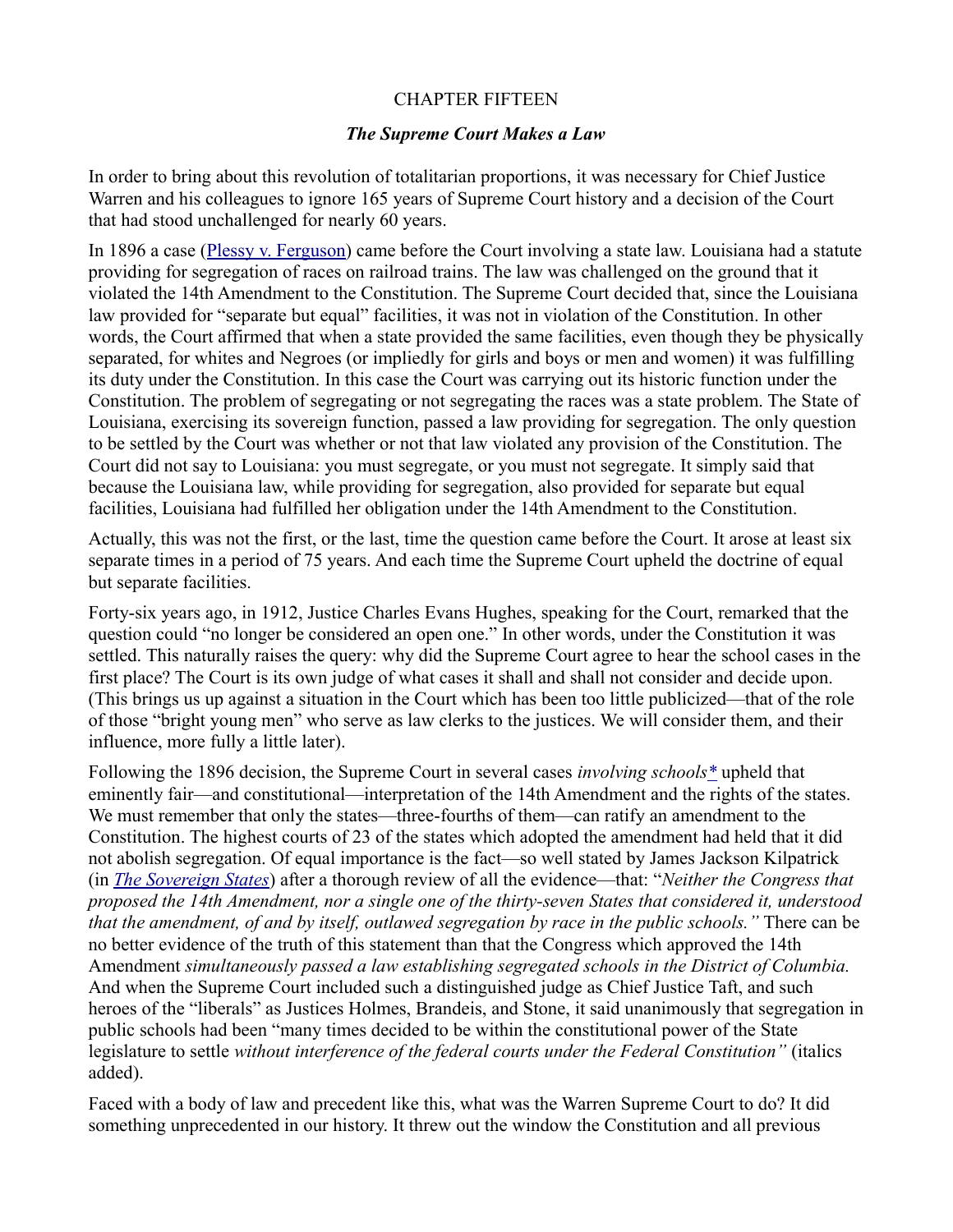CHAPTER FIFTEEN

### *The Supreme Court Makes a Law*

In order to bring about this revolution of totalitarian proportions, it was necessary for Chief Justice Warren and his colleagues to ignore 165 years of Supreme Court history and a decision of the Court that had stood unchallenged for nearly 60 years.

In 1896 a case (Plessy v. Ferguson) came before the Court involving a state law. Louisiana had a statute providing for segregation of races on railroad trains. The law was challenged on the ground that it violated the 14th Amendment to the Constitution. The Supreme Court decided that, since the Louisiana law provided for "separate but equal" facilities, it was not in violation of the Constitution. In other words, the Court affirmed that when a state provided the same facilities, even though they be physically separated, for whites and Negroes (or impliedly for girls and boys or men and women) it was fulfilling its duty under the Constitution. In this case the Court was carrying out its historic function under the Constitution. The problem of segregating or not segregating the races was a state problem. The State of Louisiana, exercising its sovereign function, passed a law providing for segregation. The only question to be settled by the Court was whether or not that law violated any provision of the Constitution. The Court did not say to Louisiana: you must segregate, or you must not segregate. It simply said that because the Louisiana law, while providing for segregation, also provided for separate but equal facilities, Louisiana had fulfilled her obligation under the 14th Amendment to the Constitution.

Actually, this was not the first, or the last, time the question came before the Court. It arose at least six separate times in a period of 75 years. And each time the Supreme Court upheld the doctrine of equal but separate facilities.

Forty-six years ago, in 1912, Justice Charles Evans Hughes, speaking for the Court, remarked that the question could "no longer be considered an open one." In other words, under the Constitution it was settled. This naturally raises the query: why did the Supreme Court agree to hear the school cases in the first place? The Court is its own judge of what cases it shall and shall not consider and decide upon. (This brings us up against a situation in the Court which has been too little publicized—that of the role of those "bright young men" who serve as law clerks to the justices. We will consider them, and their influence, more fully a little later).

Following the 1896 decision, the Supreme Court in several cases *involving schools** upheld that eminently fair—and constitutional—interpretation of the 14th Amendment and the rights of the states. We must remember that only the states—three-fourths of them—can ratify an amendment to the Constitution. The highest courts of 23 of the states which adopted the amendment had held that it did not abolish segregation. Of equal importance is the fact—so well stated by James Jackson Kilpatrick (in *The Sovereign States*) after a thorough review of all the evidence—that: "*Neither the Congress that proposed the 14th Amendment, nor a single one of the thirty-seven States that considered it, understood that the amendment, of and by itself, outlawed segregation by race in the public schools."* There can be no better evidence of the truth of this statement than that the Congress which approved the 14th Amendment *simultaneously passed a law establishing segregated schools in the District of Columbia.* And when the Supreme Court included such a distinguished judge as Chief Justice Taft, and such heroes of the "liberals" as Justices Holmes, Brandeis, and Stone, it said unanimously that segregation in public schools had been "many times decided to be within the constitutional power of the State legislature to settle *without interference of the federal courts under the Federal Constitution"* (italics added).

Faced with a body of law and precedent like this, what was the Warren Supreme Court to do? It did something unprecedented in our history. It threw out the window the Constitution and all previous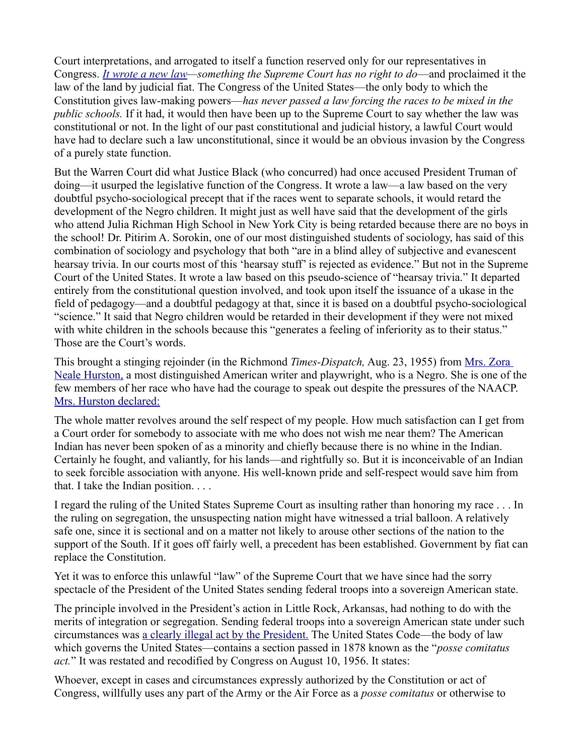Court interpretations, and arrogated to itself a function reserved only for our representatives in Congress. [*It wrote a new law*]*—something the Supreme Court has no right to do*—and proclaimed it the law of the land by judicial fiat. The Congress of the United States—the only body to which the Constitution gives law-making powers—*has never passed a law forcing the races to be mixed in the public schools.* If it had, it would then have been up to the Supreme Court to say whether the law was constitutional or not. In the light of our past constitutional and judicial history, a lawful Court would have had to declare such a law unconstitutional, since it would be an obvious invasion by the Congress of a purely state function.

But the Warren Court did what Justice Black (who concurred) had once accused President Truman of doing—it usurped the legislative function of the Congress. It wrote a law—a law based on the very doubtful psycho-sociological precept that if the races went to separate schools, it would retard the development of the Negro children. It might just as well have said that the development of the girls who attend Julia Richman High School in New York City is being retarded because there are no boys in the school! Dr. Pitirim A. Sorokin, one of our most distinguished students of sociology, has said of this combination of sociology and psychology that both "are in a blind alley of subjective and evanescent hearsay trivia. In our courts most of this 'hearsay stuff' is rejected as evidence." But not in the Supreme Court of the United States. It wrote a law based on this pseudo-science of "hearsay trivia." It departed entirely from the constitutional question involved, and took upon itself the issuance of a ukase in the field of pedagogy—and a doubtful pedagogy at that, since it is based on a doubtful psycho-sociological "science." It said that Negro children would be retarded in their development if they were not mixed with white children in the schools because this "generates a feeling of inferiority as to their status." Those are the Court's words.

This brought a stinging rejoinder (in the Richmond *Times-Dispatch,* Aug. 23, 1955) from Mrs. Zora Neale Hurston, a most distinguished American writer and playwright, who is a Negro. She is one of the few members of her race who have had the courage to speak out despite the pressures of the NAACP. Mrs. Hurston declared:

The whole matter revolves around the self respect of my people. How much satisfaction can I get from a Court order for somebody to associate with me who does not wish me near them? The American Indian has never been spoken of as a minority and chiefly because there is no whine in the Indian. Certainly he fought, and valiantly, for his lands—and rightfully so. But it is inconceivable of an Indian to seek forcible association with anyone. His well-known pride and self-respect would save him from that. I take the Indian position. . . .

I regard the ruling of the United States Supreme Court as insulting rather than honoring my race . . . In the ruling on segregation, the unsuspecting nation might have witnessed a trial balloon. A relatively safe one, since it is sectional and on a matter not likely to arouse other sections of the nation to the support of the South. If it goes off fairly well, a precedent has been established. Government by fiat can replace the Constitution.

Yet it was to enforce this unlawful "law" of the Supreme Court that we have since had the sorry spectacle of the President of the United States sending federal troops into a sovereign American state.

The principle involved in the President's action in Little Rock, Arkansas, had nothing to do with the merits of integration or segregation. Sending federal troops into a sovereign American state under such circumstances was a clearly illegal act by the President. The United States Code—the body of law which governs the United States—contains a section passed in 1878 known as the "*posse comitatus act.*" It was restated and recodified by Congress on August 10, 1956. It states:

Whoever, except in cases and circumstances expressly authorized by the Constitution or act of Congress, willfully uses any part of the Army or the Air Force as a *posse comitatus* or otherwise to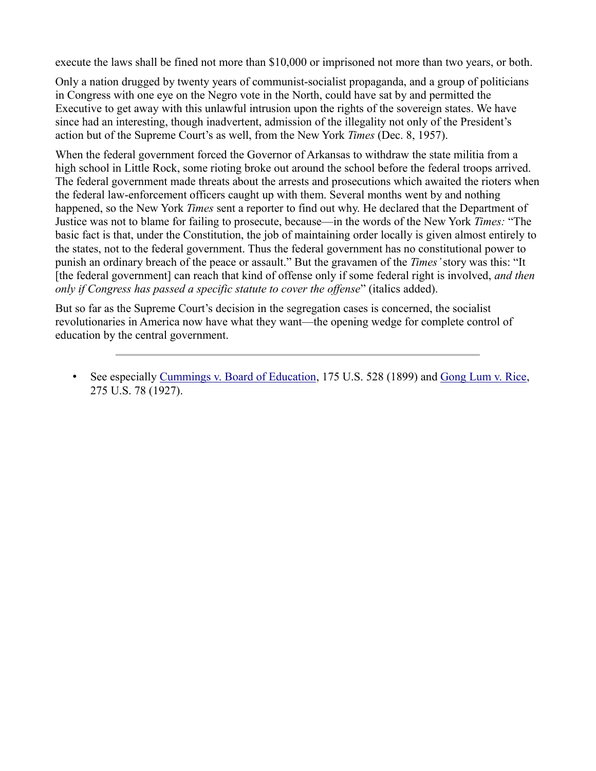execute the laws shall be fined not more than $10,000 or imprisoned not more than two years, or both.

Only a nation drugged by twenty years of communist-socialist propaganda, and a group of politicians in Congress with one eye on the Negro vote in the North, could have sat by and permitted the Executive to get away with this unlawful intrusion upon the rights of the sovereign states. We have since had an interesting, though inadvertent, admission of the illegality not only of the President's action but of the Supreme Court's as well, from the New York *Times* (Dec. 8, 1957).

When the federal government forced the Governor of Arkansas to withdraw the state militia from a high school in Little Rock, some rioting broke out around the school before the federal troops arrived. The federal government made threats about the arrests and prosecutions which awaited the rioters when the federal law-enforcement officers caught up with them. Several months went by and nothing happened, so the New York *Times* sent a reporter to find out why. He declared that the Department of Justice was not to blame for failing to prosecute, because—in the words of the New York *Times:* "The basic fact is that, under the Constitution, the job of maintaining order locally is given almost entirely to the states, not to the federal government. Thus the federal government has no constitutional power to punish an ordinary breach of the peace or assault." But the gravamen of the *Times'* story was this: "It [the federal government] can reach that kind of offense only if some federal right is involved, *and then only if Congress has passed a specific statute to cover the offense*" (italics added).

But so far as the Supreme Court's decision in the segregation cases is concerned, the socialist revolutionaries in America now have what they want—the opening wedge for complete control of education by the central government.

---

- See especially Cummings v. Board of Education, 175 U.S. 528 (1899) and Gong Lum v. Rice, 275 U.S. 78 (1927).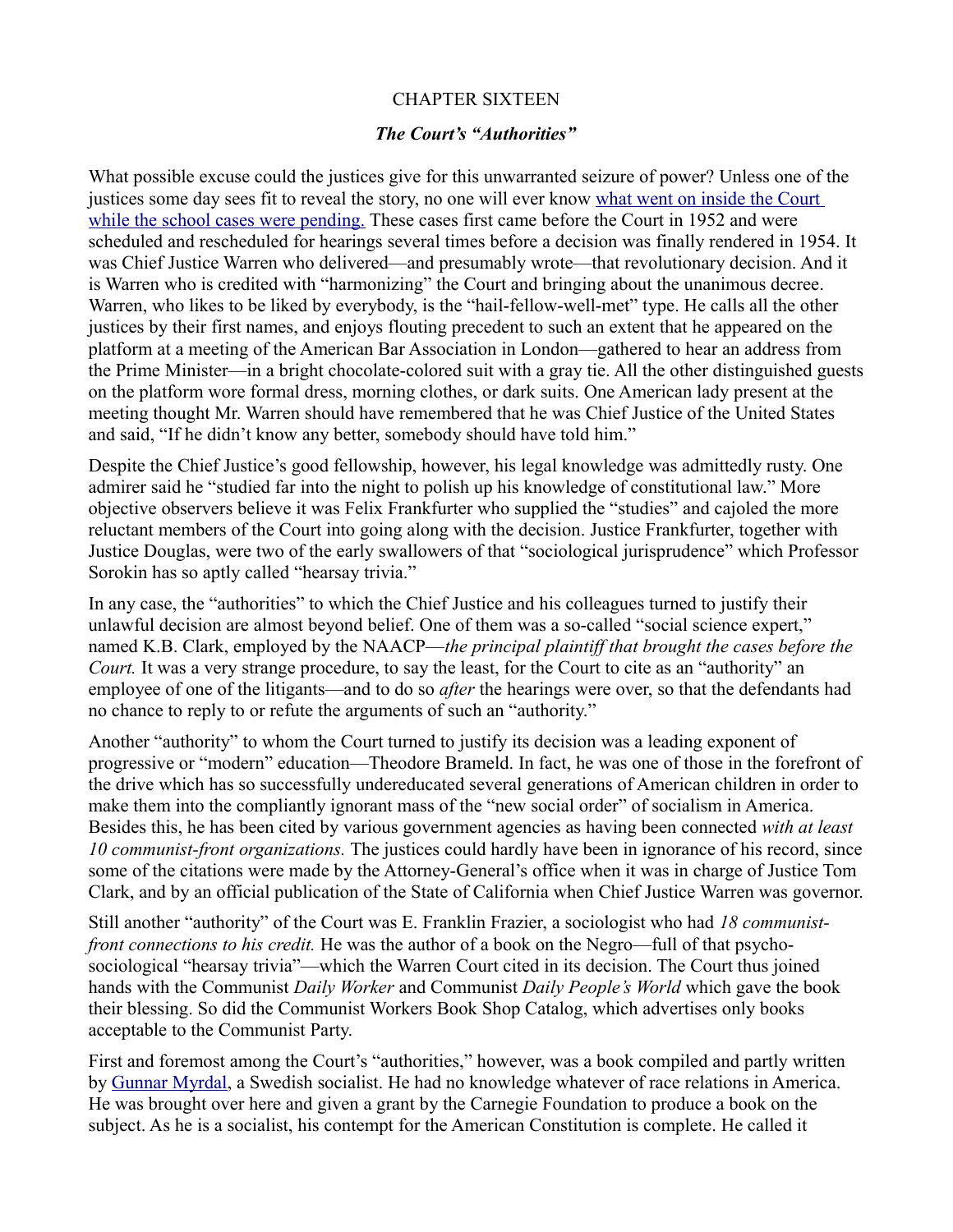# CHAPTER SIXTEEN

## *The Court's "Authorities"*

What possible excuse could the justices give for this unwarranted seizure of power? Unless one of the justices some day sees fit to reveal the story, no one will ever know what went on inside the Court while the school cases were pending. These cases first came before the Court in 1952 and were scheduled and rescheduled for hearings several times before a decision was finally rendered in 1954. It was Chief Justice Warren who delivered—and presumably wrote—that revolutionary decision. And it is Warren who is credited with "harmonizing" the Court and bringing about the unanimous decree. Warren, who likes to be liked by everybody, is the "hail-fellow-well-met" type. He calls all the other justices by their first names, and enjoys flouting precedent to such an extent that he appeared on the platform at a meeting of the American Bar Association in London—gathered to hear an address from the Prime Minister—in a bright chocolate-colored suit with a gray tie. All the other distinguished guests on the platform wore formal dress, morning clothes, or dark suits. One American lady present at the meeting thought Mr. Warren should have remembered that he was Chief Justice of the United States and said, "If he didn't know any better, somebody should have told him."

Despite the Chief Justice's good fellowship, however, his legal knowledge was admittedly rusty. One admirer said he "studied far into the night to polish up his knowledge of constitutional law." More objective observers believe it was Felix Frankfurter who supplied the "studies" and cajoled the more reluctant members of the Court into going along with the decision. Justice Frankfurter, together with Justice Douglas, were two of the early swallowers of that "sociological jurisprudence" which Professor Sorokin has so aptly called "hearsay trivia."

In any case, the "authorities" to which the Chief Justice and his colleagues turned to justify their unlawful decision are almost beyond belief. One of them was a so-called "social science expert," named K.B. Clark, employed by the NAACP—*the principal plaintiff that brought the cases before the Court.* It was a very strange procedure, to say the least, for the Court to cite as an "authority" an employee of one of the litigants—and to do so *after* the hearings were over, so that the defendants had no chance to reply to or refute the arguments of such an "authority."

Another "authority" to whom the Court turned to justify its decision was a leading exponent of progressive or "modern" education—Theodore Brameld. In fact, he was one of those in the forefront of the drive which has so successfully undereducated several generations of American children in order to make them into the compliantly ignorant mass of the "new social order" of socialism in America. Besides this, he has been cited by various government agencies as having been connected *with at least 10 communist-front organizations.* The justices could hardly have been in ignorance of his record, since some of the citations were made by the Attorney-General's office when it was in charge of Justice Tom Clark, and by an official publication of the State of California when Chief Justice Warren was governor.

Still another "authority" of the Court was E. Franklin Frazier, a sociologist who had *18 communist-front connections to his credit.* He was the author of a book on the Negro—full of that psycho-sociological "hearsay trivia"—which the Warren Court cited in its decision. The Court thus joined hands with the Communist *Daily Worker* and Communist *Daily People's World* which gave the book their blessing. So did the Communist Workers Book Shop Catalog, which advertises only books acceptable to the Communist Party.

First and foremost among the Court's "authorities," however, was a book compiled and partly written by Gunnar Myrdal, a Swedish socialist. He had no knowledge whatever of race relations in America. He was brought over here and given a grant by the Carnegie Foundation to produce a book on the subject. As he is a socialist, his contempt for the American Constitution is complete. He called it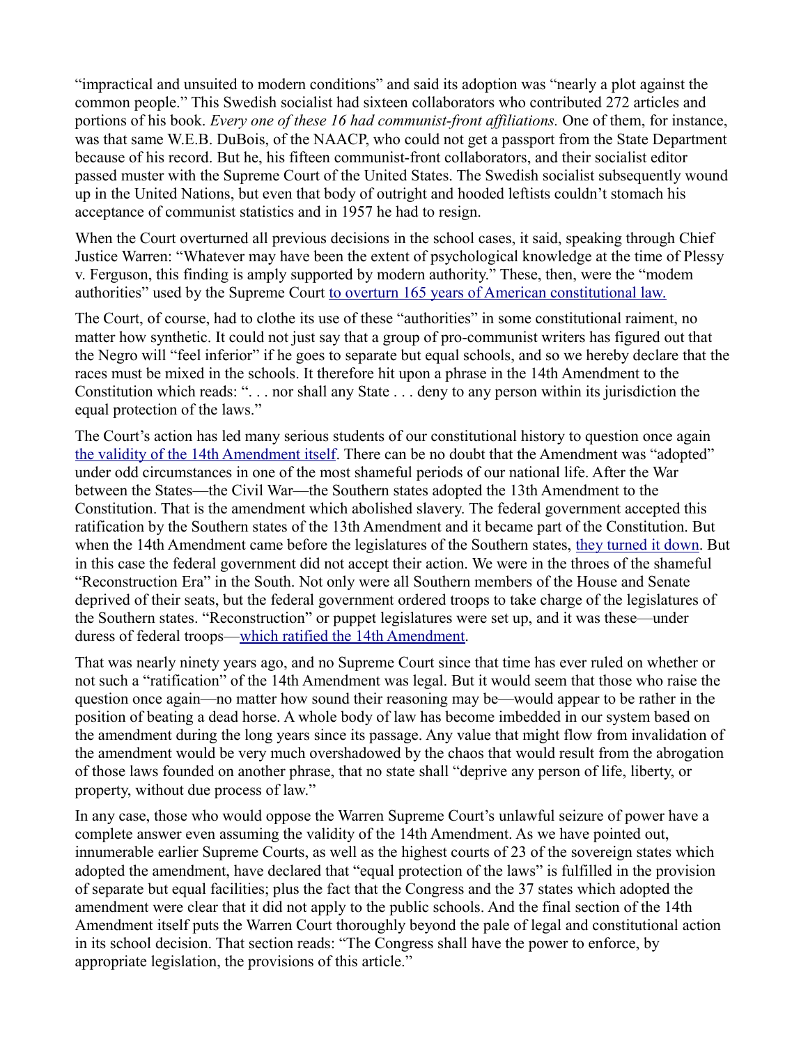"impractical and unsuited to modern conditions" and said its adoption was "nearly a plot against the common people." This Swedish socialist had sixteen collaborators who contributed 272 articles and portions of his book. *Every one of these 16 had communist-front affiliations.* One of them, for instance, was that same W.E.B. DuBois, of the NAACP, who could not get a passport from the State Department because of his record. But he, his fifteen communist-front collaborators, and their socialist editor passed muster with the Supreme Court of the United States. The Swedish socialist subsequently wound up in the United Nations, but even that body of outright and hooded leftists couldn't stomach his acceptance of communist statistics and in 1957 he had to resign.

When the Court overturned all previous decisions in the school cases, it said, speaking through Chief Justice Warren: "Whatever may have been the extent of psychological knowledge at the time of Plessy v. Ferguson, this finding is amply supported by modern authority." These, then, were the "modem authorities" used by the Supreme Court to overturn 165 years of American constitutional law.

The Court, of course, had to clothe its use of these "authorities" in some constitutional raiment, no matter how synthetic. It could not just say that a group of pro-communist writers has figured out that the Negro will "feel inferior" if he goes to separate but equal schools, and so we hereby declare that the races must be mixed in the schools. It therefore hit upon a phrase in the 14th Amendment to the Constitution which reads: ". . . nor shall any State . . . deny to any person within its jurisdiction the equal protection of the laws."

The Court's action has led many serious students of our constitutional history to question once again the validity of the 14th Amendment itself. There can be no doubt that the Amendment was "adopted" under odd circumstances in one of the most shameful periods of our national life. After the War between the States—the Civil War—the Southern states adopted the 13th Amendment to the Constitution. That is the amendment which abolished slavery. The federal government accepted this ratification by the Southern states of the 13th Amendment and it became part of the Constitution. But when the 14th Amendment came before the legislatures of the Southern states, they turned it down. But in this case the federal government did not accept their action. We were in the throes of the shameful "Reconstruction Era" in the South. Not only were all Southern members of the House and Senate deprived of their seats, but the federal government ordered troops to take charge of the legislatures of the Southern states. "Reconstruction" or puppet legislatures were set up, and it was these—under duress of federal troops—which ratified the 14th Amendment.

That was nearly ninety years ago, and no Supreme Court since that time has ever ruled on whether or not such a "ratification" of the 14th Amendment was legal. But it would seem that those who raise the question once again—no matter how sound their reasoning may be—would appear to be rather in the position of beating a dead horse. A whole body of law has become imbedded in our system based on the amendment during the long years since its passage. Any value that might flow from invalidation of the amendment would be very much overshadowed by the chaos that would result from the abrogation of those laws founded on another phrase, that no state shall "deprive any person of life, liberty, or property, without due process of law."

In any case, those who would oppose the Warren Supreme Court's unlawful seizure of power have a complete answer even assuming the validity of the 14th Amendment. As we have pointed out, innumerable earlier Supreme Courts, as well as the highest courts of 23 of the sovereign states which adopted the amendment, have declared that "equal protection of the laws" is fulfilled in the provision of separate but equal facilities; plus the fact that the Congress and the 37 states which adopted the amendment were clear that it did not apply to the public schools. And the final section of the 14th Amendment itself puts the Warren Court thoroughly beyond the pale of legal and constitutional action in its school decision. That section reads: "The Congress shall have the power to enforce, by appropriate legislation, the provisions of this article."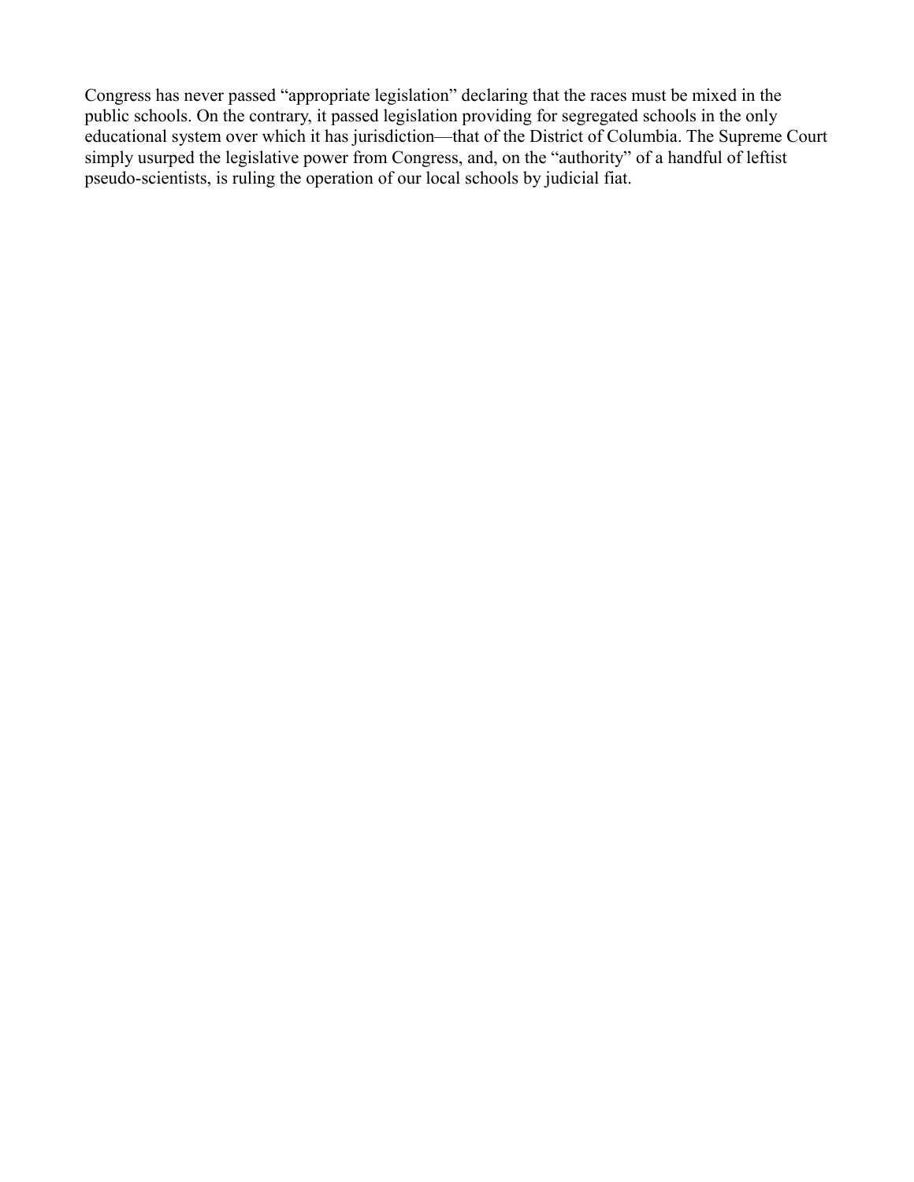Congress has never passed "appropriate legislation" declaring that the races must be mixed in the public schools. On the contrary, it passed legislation providing for segregated schools in the only educational system over which it has jurisdiction—that of the District of Columbia. The Supreme Court simply usurped the legislative power from Congress, and, on the "authority" of a handful of leftist pseudo-scientists, is ruling the operation of our local schools by judicial fiat.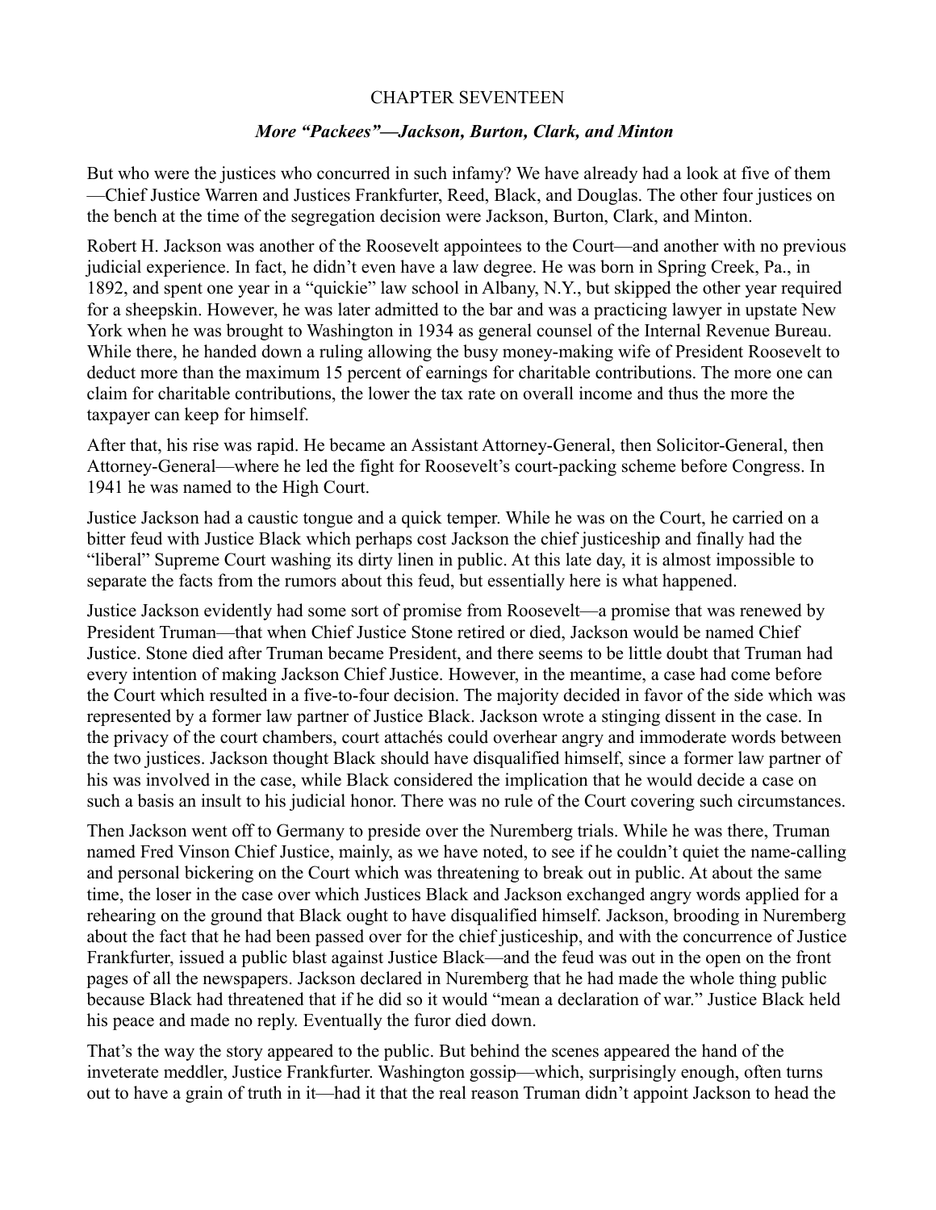## CHAPTER SEVENTEEN

### *More "Packees"—Jackson, Burton, Clark, and Minton*

But who were the justices who concurred in such infamy? We have already had a look at five of them—Chief Justice Warren and Justices Frankfurter, Reed, Black, and Douglas. The other four justices on the bench at the time of the segregation decision were Jackson, Burton, Clark, and Minton.

Robert H. Jackson was another of the Roosevelt appointees to the Court—and another with no previous judicial experience. In fact, he didn't even have a law degree. He was born in Spring Creek, Pa., in 1892, and spent one year in a "quickie" law school in Albany, N.Y., but skipped the other year required for a sheepskin. However, he was later admitted to the bar and was a practicing lawyer in upstate New York when he was brought to Washington in 1934 as general counsel of the Internal Revenue Bureau. While there, he handed down a ruling allowing the busy money-making wife of President Roosevelt to deduct more than the maximum 15 percent of earnings for charitable contributions. The more one can claim for charitable contributions, the lower the tax rate on overall income and thus the more the taxpayer can keep for himself.

After that, his rise was rapid. He became an Assistant Attorney-General, then Solicitor-General, then Attorney-General—where he led the fight for Roosevelt's court-packing scheme before Congress. In 1941 he was named to the High Court.

Justice Jackson had a caustic tongue and a quick temper. While he was on the Court, he carried on a bitter feud with Justice Black which perhaps cost Jackson the chief justiceship and finally had the "liberal" Supreme Court washing its dirty linen in public. At this late day, it is almost impossible to separate the facts from the rumors about this feud, but essentially here is what happened.

Justice Jackson evidently had some sort of promise from Roosevelt—a promise that was renewed by President Truman—that when Chief Justice Stone retired or died, Jackson would be named Chief Justice. Stone died after Truman became President, and there seems to be little doubt that Truman had every intention of making Jackson Chief Justice. However, in the meantime, a case had come before the Court which resulted in a five-to-four decision. The majority decided in favor of the side which was represented by a former law partner of Justice Black. Jackson wrote a stinging dissent in the case. In the privacy of the court chambers, court attachés could overhear angry and immoderate words between the two justices. Jackson thought Black should have disqualified himself, since a former law partner of his was involved in the case, while Black considered the implication that he would decide a case on such a basis an insult to his judicial honor. There was no rule of the Court covering such circumstances.

Then Jackson went off to Germany to preside over the Nuremberg trials. While he was there, Truman named Fred Vinson Chief Justice, mainly, as we have noted, to see if he couldn't quiet the name-calling and personal bickering on the Court which was threatening to break out in public. At about the same time, the loser in the case over which Justices Black and Jackson exchanged angry words applied for a rehearing on the ground that Black ought to have disqualified himself. Jackson, brooding in Nuremberg about the fact that he had been passed over for the chief justiceship, and with the concurrence of Justice Frankfurter, issued a public blast against Justice Black—and the feud was out in the open on the front pages of all the newspapers. Jackson declared in Nuremberg that he had made the whole thing public because Black had threatened that if he did so it would "mean a declaration of war." Justice Black held his peace and made no reply. Eventually the furor died down.

That's the way the story appeared to the public. But behind the scenes appeared the hand of the inveterate meddler, Justice Frankfurter. Washington gossip—which, surprisingly enough, often turns out to have a grain of truth in it—had it that the real reason Truman didn't appoint Jackson to head the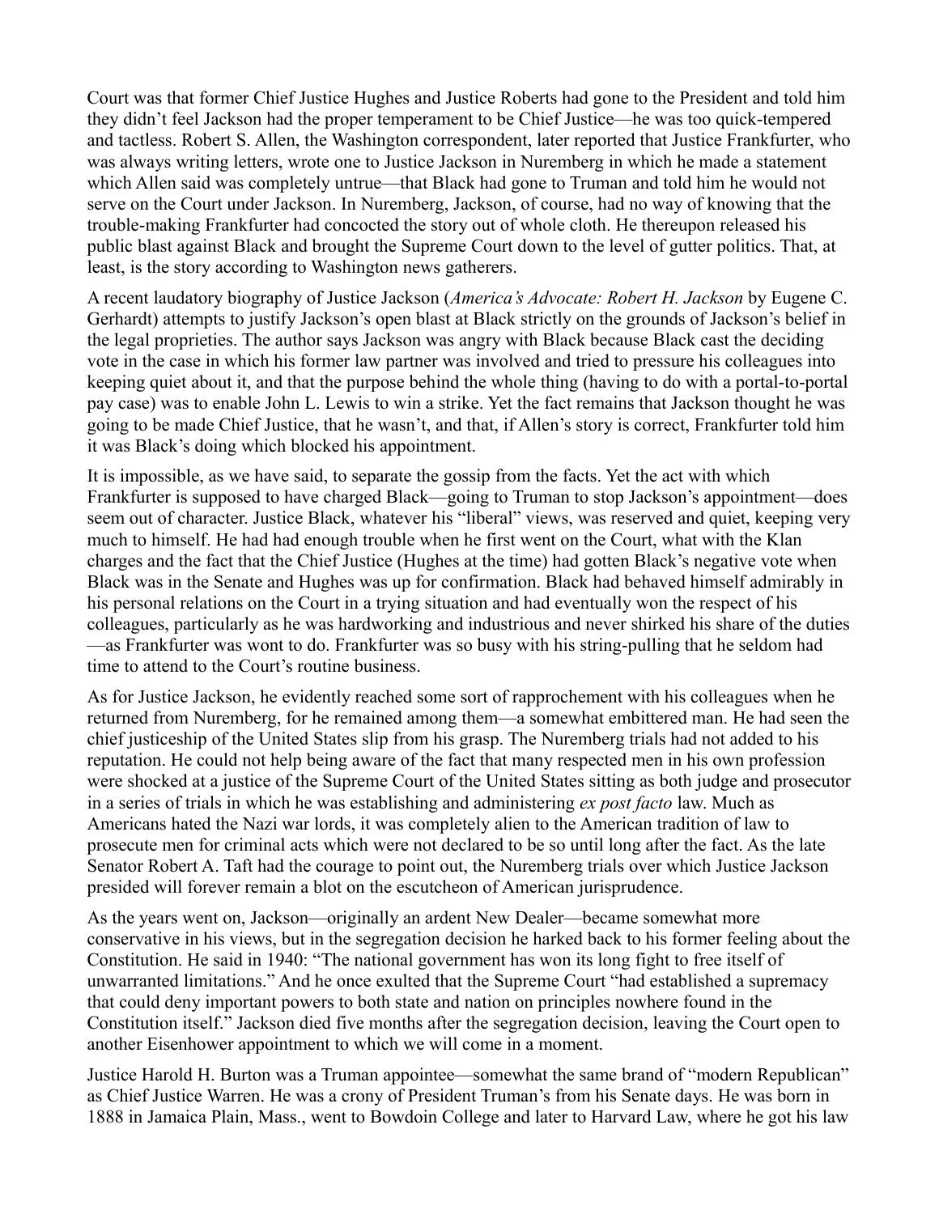Court was that former Chief Justice Hughes and Justice Roberts had gone to the President and told him they didn't feel Jackson had the proper temperament to be Chief Justice—he was too quick-tempered and tactless. Robert S. Allen, the Washington correspondent, later reported that Justice Frankfurter, who was always writing letters, wrote one to Justice Jackson in Nuremberg in which he made a statement which Allen said was completely untrue—that Black had gone to Truman and told him he would not serve on the Court under Jackson. In Nuremberg, Jackson, of course, had no way of knowing that the trouble-making Frankfurter had concocted the story out of whole cloth. He thereupon released his public blast against Black and brought the Supreme Court down to the level of gutter politics. That, at least, is the story according to Washington news gatherers.

A recent laudatory biography of Justice Jackson (*America's Advocate: Robert H. Jackson* by Eugene C. Gerhardt) attempts to justify Jackson's open blast at Black strictly on the grounds of Jackson's belief in the legal proprieties. The author says Jackson was angry with Black because Black cast the deciding vote in the case in which his former law partner was involved and tried to pressure his colleagues into keeping quiet about it, and that the purpose behind the whole thing (having to do with a portal-to-portal pay case) was to enable John L. Lewis to win a strike. Yet the fact remains that Jackson thought he was going to be made Chief Justice, that he wasn't, and that, if Allen's story is correct, Frankfurter told him it was Black's doing which blocked his appointment.

It is impossible, as we have said, to separate the gossip from the facts. Yet the act with which Frankfurter is supposed to have charged Black—going to Truman to stop Jackson's appointment—does seem out of character. Justice Black, whatever his "liberal" views, was reserved and quiet, keeping very much to himself. He had had enough trouble when he first went on the Court, what with the Klan charges and the fact that the Chief Justice (Hughes at the time) had gotten Black's negative vote when Black was in the Senate and Hughes was up for confirmation. Black had behaved himself admirably in his personal relations on the Court in a trying situation and had eventually won the respect of his colleagues, particularly as he was hardworking and industrious and never shirked his share of the duties—as Frankfurter was wont to do. Frankfurter was so busy with his string-pulling that he seldom had time to attend to the Court's routine business.

As for Justice Jackson, he evidently reached some sort of rapprochement with his colleagues when he returned from Nuremberg, for he remained among them—a somewhat embittered man. He had seen the chief justiceship of the United States slip from his grasp. The Nuremberg trials had not added to his reputation. He could not help being aware of the fact that many respected men in his own profession were shocked at a justice of the Supreme Court of the United States sitting as both judge and prosecutor in a series of trials in which he was establishing and administering *ex post facto* law. Much as Americans hated the Nazi war lords, it was completely alien to the American tradition of law to prosecute men for criminal acts which were not declared to be so until long after the fact. As the late Senator Robert A. Taft had the courage to point out, the Nuremberg trials over which Justice Jackson presided will forever remain a blot on the escutcheon of American jurisprudence.

As the years went on, Jackson—originally an ardent New Dealer—became somewhat more conservative in his views, but in the segregation decision he harked back to his former feeling about the Constitution. He said in 1940: "The national government has won its long fight to free itself of unwarranted limitations." And he once exulted that the Supreme Court "had established a supremacy that could deny important powers to both state and nation on principles nowhere found in the Constitution itself." Jackson died five months after the segregation decision, leaving the Court open to another Eisenhower appointment to which we will come in a moment.

Justice Harold H. Burton was a Truman appointee—somewhat the same brand of "modern Republican" as Chief Justice Warren. He was a crony of President Truman's from his Senate days. He was born in 1888 in Jamaica Plain, Mass., went to Bowdoin College and later to Harvard Law, where he got his law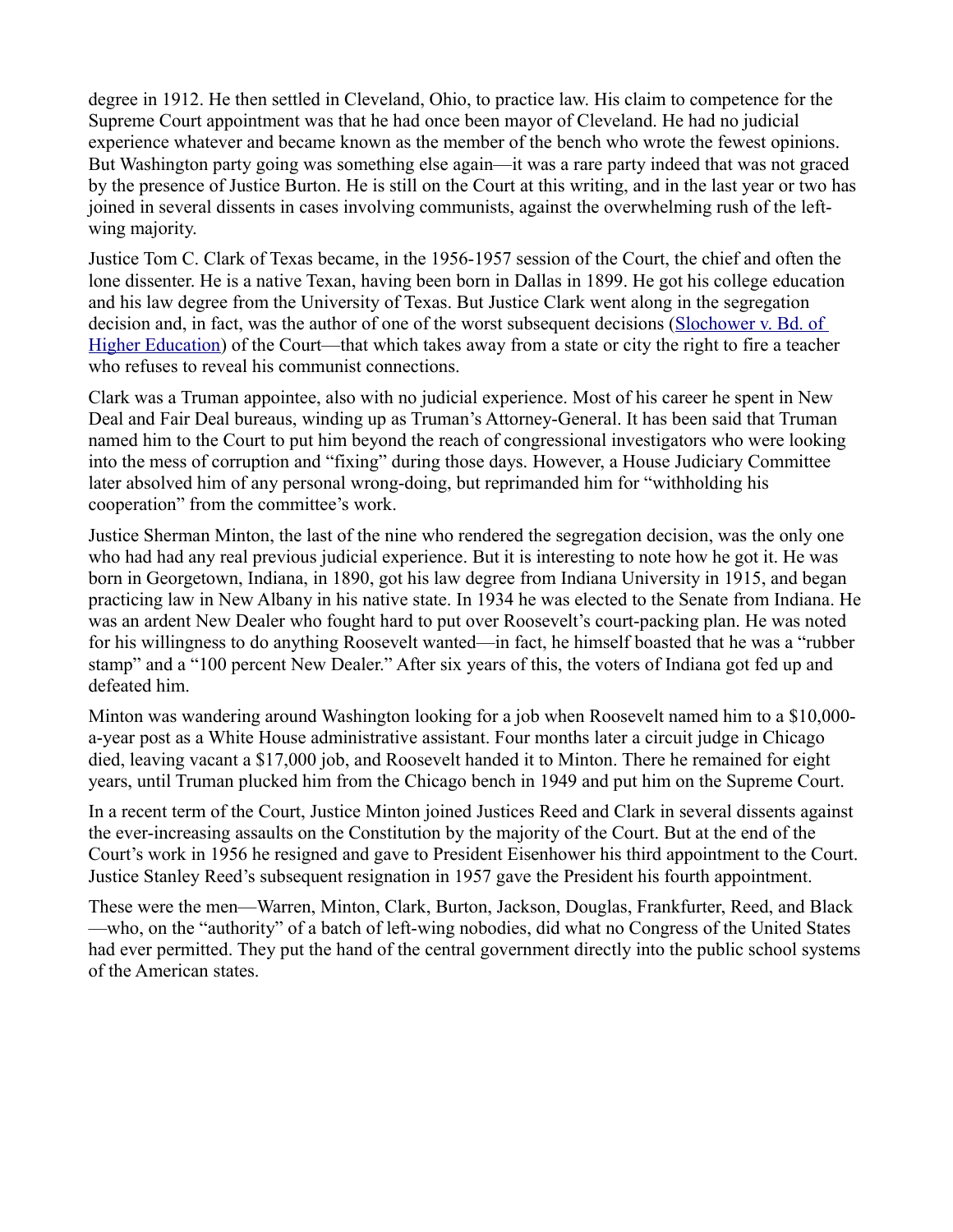degree in 1912. He then settled in Cleveland, Ohio, to practice law. His claim to competence for the Supreme Court appointment was that he had once been mayor of Cleveland. He had no judicial experience whatever and became known as the member of the bench who wrote the fewest opinions. But Washington party going was something else again—it was a rare party indeed that was not graced by the presence of Justice Burton. He is still on the Court at this writing, and in the last year or two has joined in several dissents in cases involving communists, against the overwhelming rush of the left-wing majority.

Justice Tom C. Clark of Texas became, in the 1956-1957 session of the Court, the chief and often the lone dissenter. He is a native Texan, having been born in Dallas in 1899. He got his college education and his law degree from the University of Texas. But Justice Clark went along in the segregation decision and, in fact, was the author of one of the worst subsequent decisions (Slochower v. Bd. of Higher Education) of the Court—that which takes away from a state or city the right to fire a teacher who refuses to reveal his communist connections.

Clark was a Truman appointee, also with no judicial experience. Most of his career he spent in New Deal and Fair Deal bureaus, winding up as Truman's Attorney-General. It has been said that Truman named him to the Court to put him beyond the reach of congressional investigators who were looking into the mess of corruption and "fixing" during those days. However, a House Judiciary Committee later absolved him of any personal wrong-doing, but reprimanded him for "withholding his cooperation" from the committee's work.

Justice Sherman Minton, the last of the nine who rendered the segregation decision, was the only one who had had any real previous judicial experience. But it is interesting to note how he got it. He was born in Georgetown, Indiana, in 1890, got his law degree from Indiana University in 1915, and began practicing law in New Albany in his native state. In 1934 he was elected to the Senate from Indiana. He was an ardent New Dealer who fought hard to put over Roosevelt's court-packing plan. He was noted for his willingness to do anything Roosevelt wanted—in fact, he himself boasted that he was a "rubber stamp" and a "100 percent New Dealer." After six years of this, the voters of Indiana got fed up and defeated him.

Minton was wandering around Washington looking for a job when Roosevelt named him to a $10,000-a-year post as a White House administrative assistant. Four months later a circuit judge in Chicago died, leaving vacant a $17,000 job, and Roosevelt handed it to Minton. There he remained for eight years, until Truman plucked him from the Chicago bench in 1949 and put him on the Supreme Court.

In a recent term of the Court, Justice Minton joined Justices Reed and Clark in several dissents against the ever-increasing assaults on the Constitution by the majority of the Court. But at the end of the Court's work in 1956 he resigned and gave to President Eisenhower his third appointment to the Court. Justice Stanley Reed's subsequent resignation in 1957 gave the President his fourth appointment.

These were the men—Warren, Minton, Clark, Burton, Jackson, Douglas, Frankfurter, Reed, and Black—who, on the "authority" of a batch of left-wing nobodies, did what no Congress of the United States had ever permitted. They put the hand of the central government directly into the public school systems of the American states.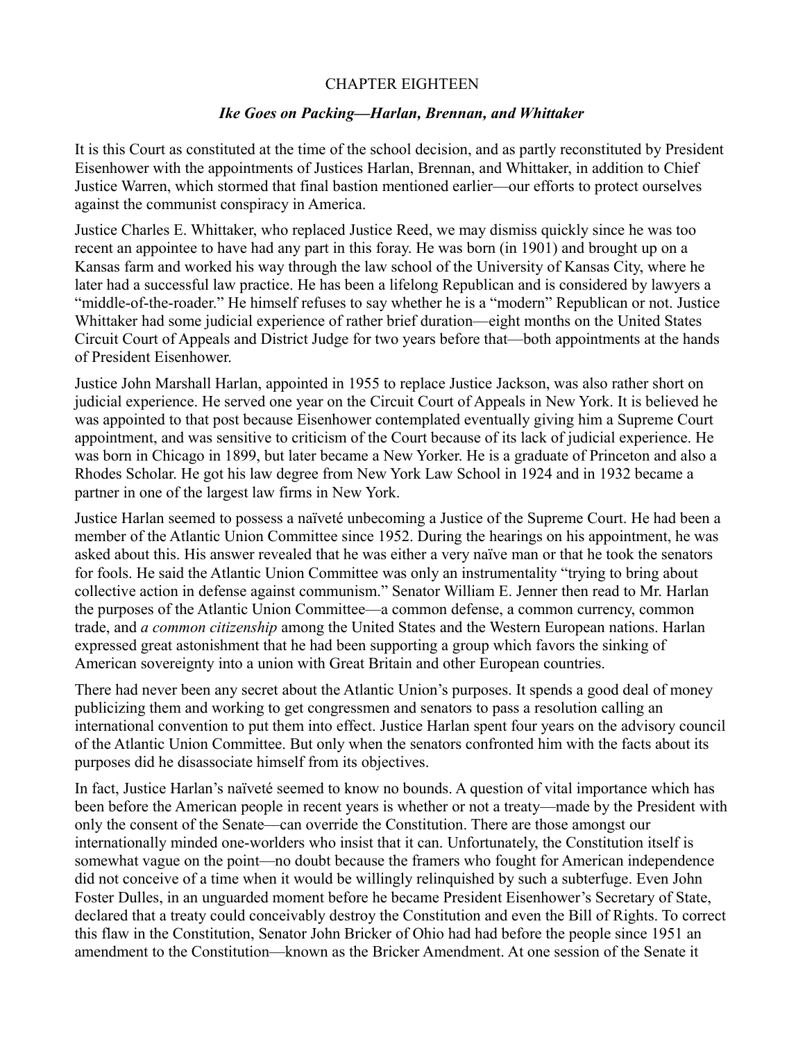# CHAPTER EIGHTEEN

## *Ike Goes on Packing—Harlan, Brennan, and Whittaker*

It is this Court as constituted at the time of the school decision, and as partly reconstituted by President Eisenhower with the appointments of Justices Harlan, Brennan, and Whittaker, in addition to Chief Justice Warren, which stormed that final bastion mentioned earlier—our efforts to protect ourselves against the communist conspiracy in America.

Justice Charles E. Whittaker, who replaced Justice Reed, we may dismiss quickly since he was too recent an appointee to have had any part in this foray. He was born (in 1901) and brought up on a Kansas farm and worked his way through the law school of the University of Kansas City, where he later had a successful law practice. He has been a lifelong Republican and is considered by lawyers a "middle-of-the-roader." He himself refuses to say whether he is a "modern" Republican or not. Justice Whittaker had some judicial experience of rather brief duration—eight months on the United States Circuit Court of Appeals and District Judge for two years before that—both appointments at the hands of President Eisenhower.

Justice John Marshall Harlan, appointed in 1955 to replace Justice Jackson, was also rather short on judicial experience. He served one year on the Circuit Court of Appeals in New York. It is believed he was appointed to that post because Eisenhower contemplated eventually giving him a Supreme Court appointment, and was sensitive to criticism of the Court because of its lack of judicial experience. He was born in Chicago in 1899, but later became a New Yorker. He is a graduate of Princeton and also a Rhodes Scholar. He got his law degree from New York Law School in 1924 and in 1932 became a partner in one of the largest law firms in New York.

Justice Harlan seemed to possess a naïveté unbecoming a Justice of the Supreme Court. He had been a member of the Atlantic Union Committee since 1952. During the hearings on his appointment, he was asked about this. His answer revealed that he was either a very naïve man or that he took the senators for fools. He said the Atlantic Union Committee was only an instrumentality "trying to bring about collective action in defense against communism." Senator William E. Jenner then read to Mr. Harlan the purposes of the Atlantic Union Committee—a common defense, a common currency, common trade, and *a common citizenship* among the United States and the Western European nations. Harlan expressed great astonishment that he had been supporting a group which favors the sinking of American sovereignty into a union with Great Britain and other European countries.

There had never been any secret about the Atlantic Union's purposes. It spends a good deal of money publicizing them and working to get congressmen and senators to pass a resolution calling an international convention to put them into effect. Justice Harlan spent four years on the advisory council of the Atlantic Union Committee. But only when the senators confronted him with the facts about its purposes did he disassociate himself from its objectives.

In fact, Justice Harlan's naïveté seemed to know no bounds. A question of vital importance which has been before the American people in recent years is whether or not a treaty—made by the President with only the consent of the Senate—can override the Constitution. There are those amongst our internationally minded one-worlders who insist that it can. Unfortunately, the Constitution itself is somewhat vague on the point—no doubt because the framers who fought for American independence did not conceive of a time when it would be willingly relinquished by such a subterfuge. Even John Foster Dulles, in an unguarded moment before he became President Eisenhower's Secretary of State, declared that a treaty could conceivably destroy the Constitution and even the Bill of Rights. To correct this flaw in the Constitution, Senator John Bricker of Ohio had had before the people since 1951 an amendment to the Constitution—known as the Bricker Amendment. At one session of the Senate it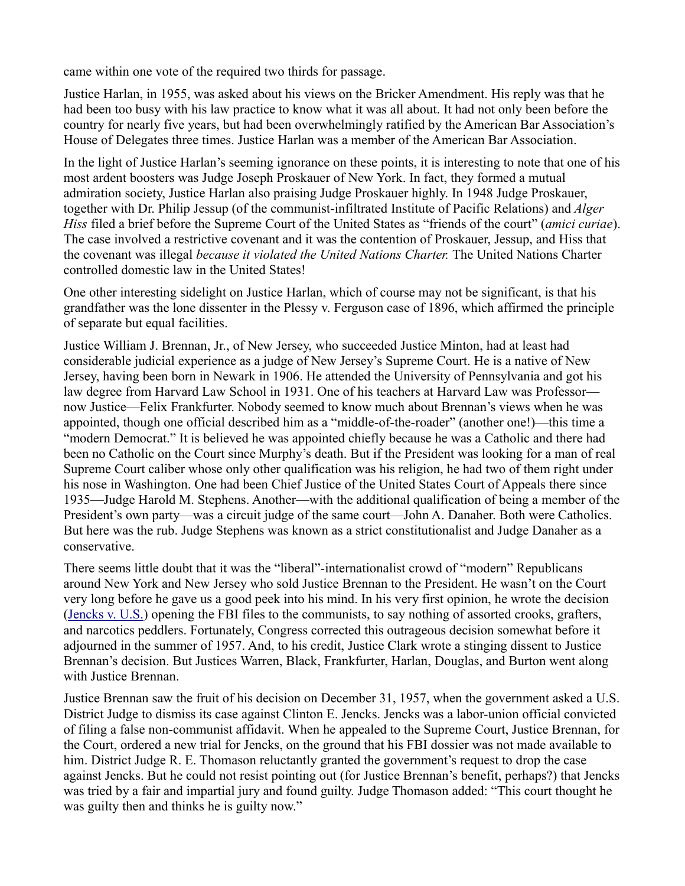came within one vote of the required two thirds for passage.

Justice Harlan, in 1955, was asked about his views on the Bricker Amendment. His reply was that he had been too busy with his law practice to know what it was all about. It had not only been before the country for nearly five years, but had been overwhelmingly ratified by the American Bar Association's House of Delegates three times. Justice Harlan was a member of the American Bar Association.

In the light of Justice Harlan's seeming ignorance on these points, it is interesting to note that one of his most ardent boosters was Judge Joseph Proskauer of New York. In fact, they formed a mutual admiration society, Justice Harlan also praising Judge Proskauer highly. In 1948 Judge Proskauer, together with Dr. Philip Jessup (of the communist-infiltrated Institute of Pacific Relations) and *Alger Hiss* filed a brief before the Supreme Court of the United States as "friends of the court" (*amici curiae*). The case involved a restrictive covenant and it was the contention of Proskauer, Jessup, and Hiss that the covenant was illegal *because it violated the United Nations Charter.* The United Nations Charter controlled domestic law in the United States!

One other interesting sidelight on Justice Harlan, which of course may not be significant, is that his grandfather was the lone dissenter in the Plessy v. Ferguson case of 1896, which affirmed the principle of separate but equal facilities.

Justice William J. Brennan, Jr., of New Jersey, who succeeded Justice Minton, had at least had considerable judicial experience as a judge of New Jersey's Supreme Court. He is a native of New Jersey, having been born in Newark in 1906. He attended the University of Pennsylvania and got his law degree from Harvard Law School in 1931. One of his teachers at Harvard Law was Professor—now Justice—Felix Frankfurter. Nobody seemed to know much about Brennan's views when he was appointed, though one official described him as a "middle-of-the-roader" (another one!)—this time a "modern Democrat." It is believed he was appointed chiefly because he was a Catholic and there had been no Catholic on the Court since Murphy's death. But if the President was looking for a man of real Supreme Court caliber whose only other qualification was his religion, he had two of them right under his nose in Washington. One had been Chief Justice of the United States Court of Appeals there since 1935—Judge Harold M. Stephens. Another—with the additional qualification of being a member of the President's own party—was a circuit judge of the same court—John A. Danaher. Both were Catholics. But here was the rub. Judge Stephens was known as a strict constitutionalist and Judge Danaher as a conservative.

There seems little doubt that it was the "liberal"-internationalist crowd of "modern" Republicans around New York and New Jersey who sold Justice Brennan to the President. He wasn't on the Court very long before he gave us a good peek into his mind. In his very first opinion, he wrote the decision (Jencks v. U.S.) opening the FBI files to the communists, to say nothing of assorted crooks, grafters, and narcotics peddlers. Fortunately, Congress corrected this outrageous decision somewhat before it adjourned in the summer of 1957. And, to his credit, Justice Clark wrote a stinging dissent to Justice Brennan's decision. But Justices Warren, Black, Frankfurter, Harlan, Douglas, and Burton went along with Justice Brennan.

Justice Brennan saw the fruit of his decision on December 31, 1957, when the government asked a U.S. District Judge to dismiss its case against Clinton E. Jencks. Jencks was a labor-union official convicted of filing a false non-communist affidavit. When he appealed to the Supreme Court, Justice Brennan, for the Court, ordered a new trial for Jencks, on the ground that his FBI dossier was not made available to him. District Judge R. E. Thomason reluctantly granted the government's request to drop the case against Jencks. But he could not resist pointing out (for Justice Brennan's benefit, perhaps?) that Jencks was tried by a fair and impartial jury and found guilty. Judge Thomason added: "This court thought he was guilty then and thinks he is guilty now."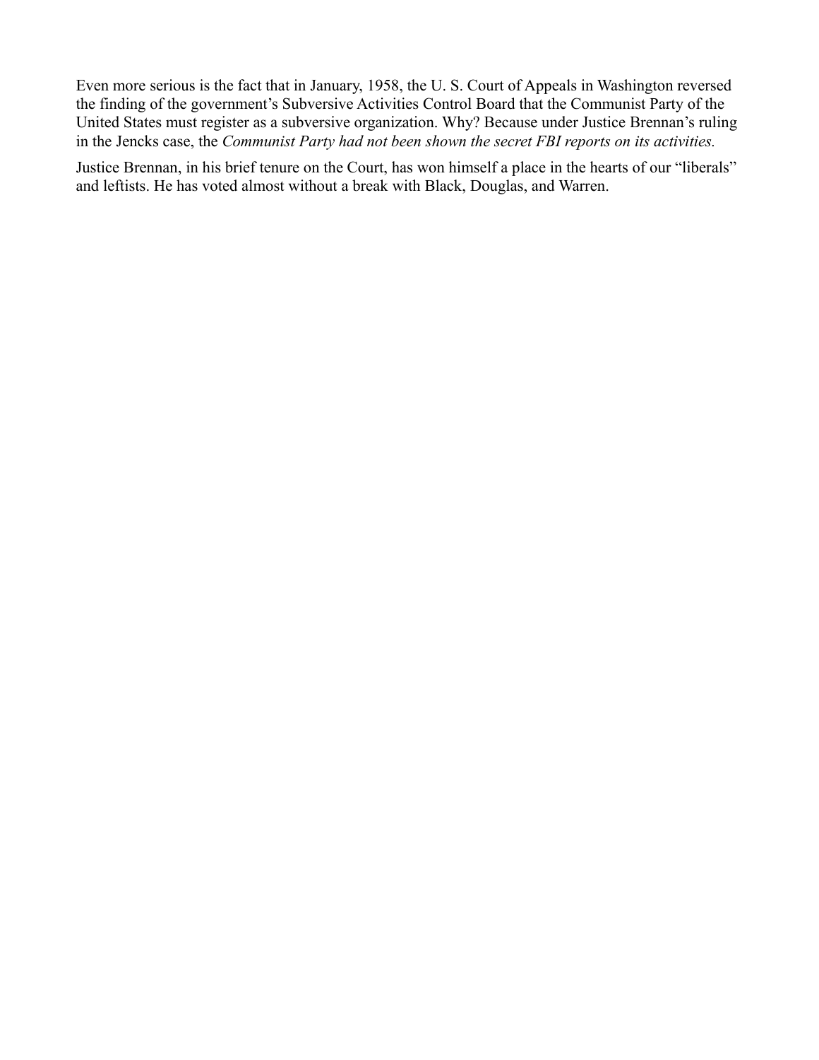Even more serious is the fact that in January, 1958, the U. S. Court of Appeals in Washington reversed the finding of the government's Subversive Activities Control Board that the Communist Party of the United States must register as a subversive organization. Why? Because under Justice Brennan's ruling in the Jencks case, the *Communist Party had not been shown the secret FBI reports on its activities.*

Justice Brennan, in his brief tenure on the Court, has won himself a place in the hearts of our "liberals" and leftists. He has voted almost without a break with Black, Douglas, and Warren.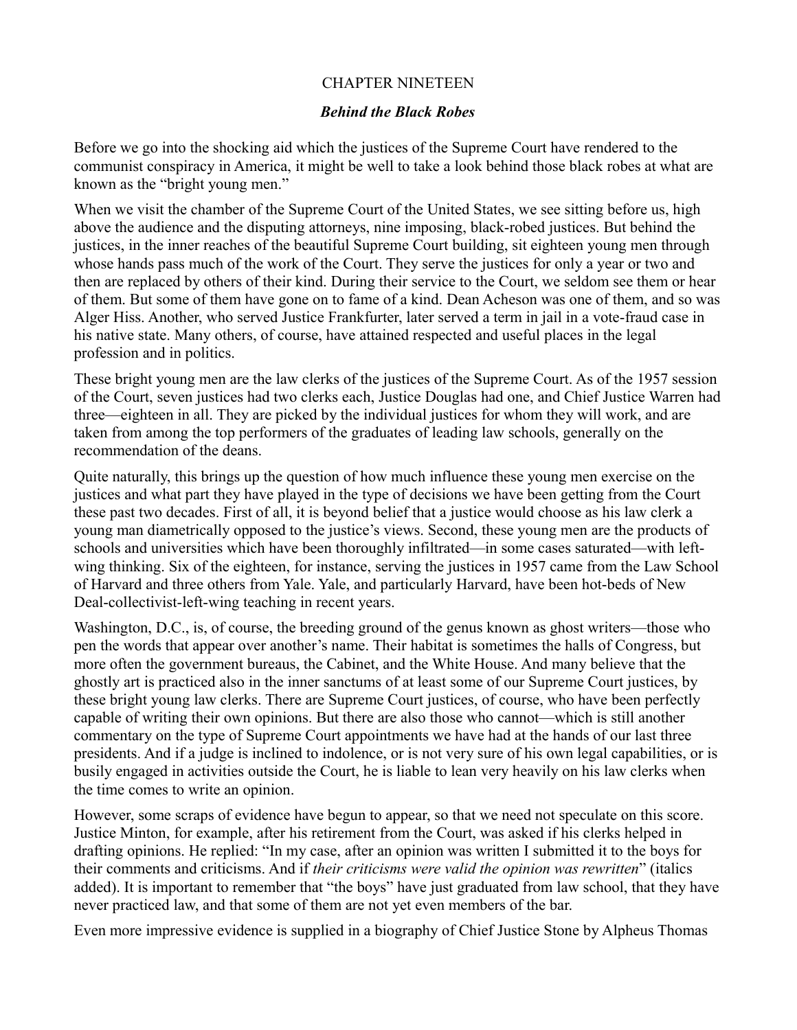## CHAPTER NINETEEN

### *Behind the Black Robes*

Before we go into the shocking aid which the justices of the Supreme Court have rendered to the communist conspiracy in America, it might be well to take a look behind those black robes at what are known as the "bright young men."

When we visit the chamber of the Supreme Court of the United States, we see sitting before us, high above the audience and the disputing attorneys, nine imposing, black-robed justices. But behind the justices, in the inner reaches of the beautiful Supreme Court building, sit eighteen young men through whose hands pass much of the work of the Court. They serve the justices for only a year or two and then are replaced by others of their kind. During their service to the Court, we seldom see them or hear of them. But some of them have gone on to fame of a kind. Dean Acheson was one of them, and so was Alger Hiss. Another, who served Justice Frankfurter, later served a term in jail in a vote-fraud case in his native state. Many others, of course, have attained respected and useful places in the legal profession and in politics.

These bright young men are the law clerks of the justices of the Supreme Court. As of the 1957 session of the Court, seven justices had two clerks each, Justice Douglas had one, and Chief Justice Warren had three—eighteen in all. They are picked by the individual justices for whom they will work, and are taken from among the top performers of the graduates of leading law schools, generally on the recommendation of the deans.

Quite naturally, this brings up the question of how much influence these young men exercise on the justices and what part they have played in the type of decisions we have been getting from the Court these past two decades. First of all, it is beyond belief that a justice would choose as his law clerk a young man diametrically opposed to the justice's views. Second, these young men are the products of schools and universities which have been thoroughly infiltrated—in some cases saturated—with left-wing thinking. Six of the eighteen, for instance, serving the justices in 1957 came from the Law School of Harvard and three others from Yale. Yale, and particularly Harvard, have been hot-beds of New Deal-collectivist-left-wing teaching in recent years.

Washington, D.C., is, of course, the breeding ground of the genus known as ghost writers—those who pen the words that appear over another's name. Their habitat is sometimes the halls of Congress, but more often the government bureaus, the Cabinet, and the White House. And many believe that the ghostly art is practiced also in the inner sanctums of at least some of our Supreme Court justices, by these bright young law clerks. There are Supreme Court justices, of course, who have been perfectly capable of writing their own opinions. But there are also those who cannot—which is still another commentary on the type of Supreme Court appointments we have had at the hands of our last three presidents. And if a judge is inclined to indolence, or is not very sure of his own legal capabilities, or is busily engaged in activities outside the Court, he is liable to lean very heavily on his law clerks when the time comes to write an opinion.

However, some scraps of evidence have begun to appear, so that we need not speculate on this score. Justice Minton, for example, after his retirement from the Court, was asked if his clerks helped in drafting opinions. He replied: "In my case, after an opinion was written I submitted it to the boys for their comments and criticisms. And if *their criticisms were valid the opinion was rewritten*" (italics added). It is important to remember that "the boys" have just graduated from law school, that they have never practiced law, and that some of them are not yet even members of the bar.

Even more impressive evidence is supplied in a biography of Chief Justice Stone by Alpheus Thomas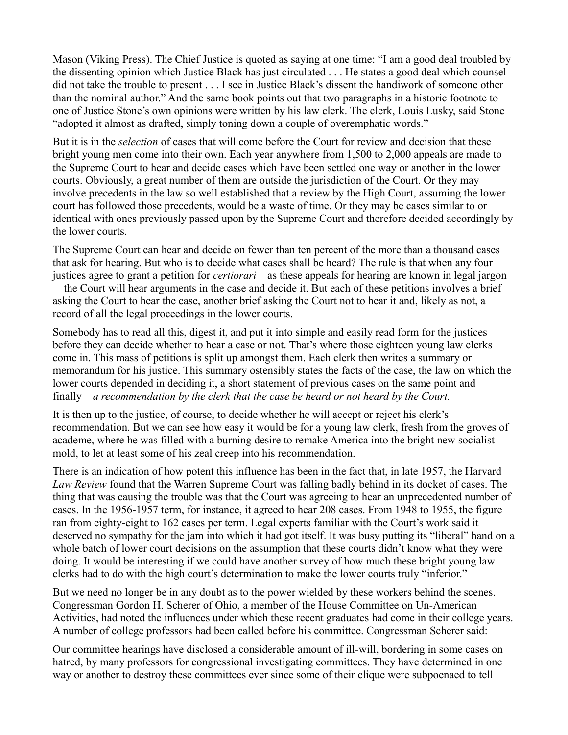Mason (Viking Press). The Chief Justice is quoted as saying at one time: "I am a good deal troubled by the dissenting opinion which Justice Black has just circulated . . . He states a good deal which counsel did not take the trouble to present . . . I see in Justice Black's dissent the handiwork of someone other than the nominal author." And the same book points out that two paragraphs in a historic footnote to one of Justice Stone's own opinions were written by his law clerk. The clerk, Louis Lusky, said Stone "adopted it almost as drafted, simply toning down a couple of overemphatic words."

But it is in the *selection* of cases that will come before the Court for review and decision that these bright young men come into their own. Each year anywhere from 1,500 to 2,000 appeals are made to the Supreme Court to hear and decide cases which have been settled one way or another in the lower courts. Obviously, a great number of them are outside the jurisdiction of the Court. Or they may involve precedents in the law so well established that a review by the High Court, assuming the lower court has followed those precedents, would be a waste of time. Or they may be cases similar to or identical with ones previously passed upon by the Supreme Court and therefore decided accordingly by the lower courts.

The Supreme Court can hear and decide on fewer than ten percent of the more than a thousand cases that ask for hearing. But who is to decide what cases shall be heard? The rule is that when any four justices agree to grant a petition for *certiorari*—as these appeals for hearing are known in legal jargon—the Court will hear arguments in the case and decide it. But each of these petitions involves a brief asking the Court to hear the case, another brief asking the Court not to hear it and, likely as not, a record of all the legal proceedings in the lower courts.

Somebody has to read all this, digest it, and put it into simple and easily read form for the justices before they can decide whether to hear a case or not. That's where those eighteen young law clerks come in. This mass of petitions is split up amongst them. Each clerk then writes a summary or memorandum for his justice. This summary ostensibly states the facts of the case, the law on which the lower courts depended in deciding it, a short statement of previous cases on the same point and—finally—*a recommendation by the clerk that the case be heard or not heard by the Court.*

It is then up to the justice, of course, to decide whether he will accept or reject his clerk's recommendation. But we can see how easy it would be for a young law clerk, fresh from the groves of academe, where he was filled with a burning desire to remake America into the bright new socialist mold, to let at least some of his zeal creep into his recommendation.

There is an indication of how potent this influence has been in the fact that, in late 1957, the Harvard *Law Review* found that the Warren Supreme Court was falling badly behind in its docket of cases. The thing that was causing the trouble was that the Court was agreeing to hear an unprecedented number of cases. In the 1956-1957 term, for instance, it agreed to hear 208 cases. From 1948 to 1955, the figure ran from eighty-eight to 162 cases per term. Legal experts familiar with the Court's work said it deserved no sympathy for the jam into which it had got itself. It was busy putting its "liberal" hand on a whole batch of lower court decisions on the assumption that these courts didn't know what they were doing. It would be interesting if we could have another survey of how much these bright young law clerks had to do with the high court's determination to make the lower courts truly "inferior."

But we need no longer be in any doubt as to the power wielded by these workers behind the scenes. Congressman Gordon H. Scherer of Ohio, a member of the House Committee on Un-American Activities, had noted the influences under which these recent graduates had come in their college years. A number of college professors had been called before his committee. Congressman Scherer said:

Our committee hearings have disclosed a considerable amount of ill-will, bordering in some cases on hatred, by many professors for congressional investigating committees. They have determined in one way or another to destroy these committees ever since some of their clique were subpoenaed to tell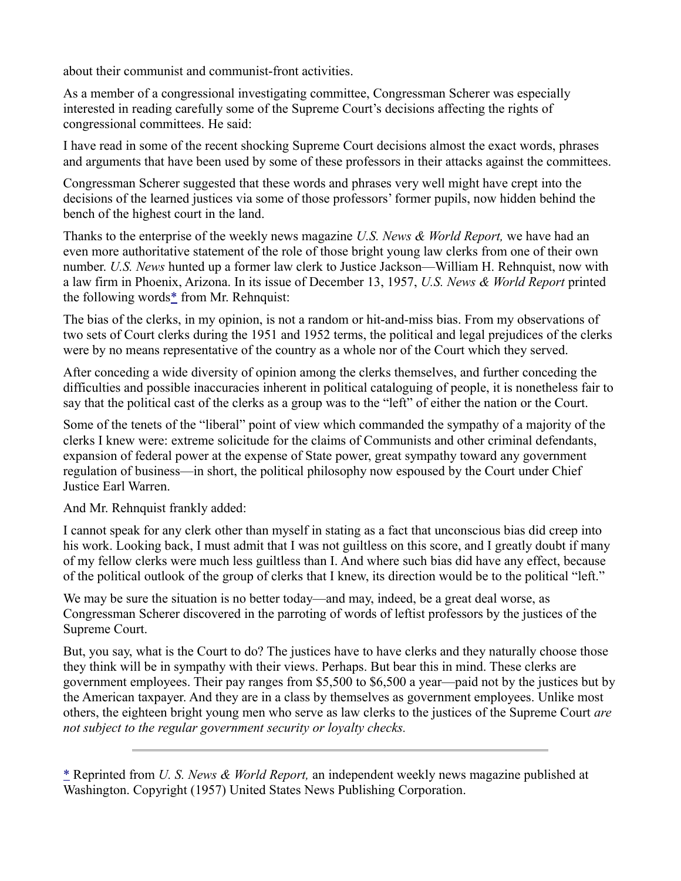about their communist and communist-front activities.

As a member of a congressional investigating committee, Congressman Scherer was especially interested in reading carefully some of the Supreme Court's decisions affecting the rights of congressional committees. He said:

I have read in some of the recent shocking Supreme Court decisions almost the exact words, phrases and arguments that have been used by some of these professors in their attacks against the committees.

Congressman Scherer suggested that these words and phrases very well might have crept into the decisions of the learned justices via some of those professors' former pupils, now hidden behind the bench of the highest court in the land.

Thanks to the enterprise of the weekly news magazine *U.S. News & World Report,* we have had an even more authoritative statement of the role of those bright young law clerks from one of their own number. *U.S. News* hunted up a former law clerk to Justice Jackson—William H. Rehnquist, now with a law firm in Phoenix, Arizona. In its issue of December 13, 1957, *U.S. News & World Report* printed the following words* from Mr. Rehnquist:

The bias of the clerks, in my opinion, is not a random or hit-and-miss bias. From my observations of two sets of Court clerks during the 1951 and 1952 terms, the political and legal prejudices of the clerks were by no means representative of the country as a whole nor of the Court which they served.

After conceding a wide diversity of opinion among the clerks themselves, and further conceding the difficulties and possible inaccuracies inherent in political cataloguing of people, it is nonetheless fair to say that the political cast of the clerks as a group was to the "left" of either the nation or the Court.

Some of the tenets of the "liberal" point of view which commanded the sympathy of a majority of the clerks I knew were: extreme solicitude for the claims of Communists and other criminal defendants, expansion of federal power at the expense of State power, great sympathy toward any government regulation of business—in short, the political philosophy now espoused by the Court under Chief Justice Earl Warren.

And Mr. Rehnquist frankly added:

I cannot speak for any clerk other than myself in stating as a fact that unconscious bias did creep into his work. Looking back, I must admit that I was not guiltless on this score, and I greatly doubt if many of my fellow clerks were much less guiltless than I. And where such bias did have any effect, because of the political outlook of the group of clerks that I knew, its direction would be to the political "left."

We may be sure the situation is no better today—and may, indeed, be a great deal worse, as Congressman Scherer discovered in the parroting of words of leftist professors by the justices of the Supreme Court.

But, you say, what is the Court to do? The justices have to have clerks and they naturally choose those they think will be in sympathy with their views. Perhaps. But bear this in mind. These clerks are government employees. Their pay ranges from $5,500 to $6,500 a year—paid not by the justices but by the American taxpayer. And they are in a class by themselves as government employees. Unlike most others, the eighteen bright young men who serve as law clerks to the justices of the Supreme Court *are not subject to the regular government security or loyalty checks.*

---

* Reprinted from *U. S. News & World Report,* an independent weekly news magazine published at Washington. Copyright (1957) United States News Publishing Corporation.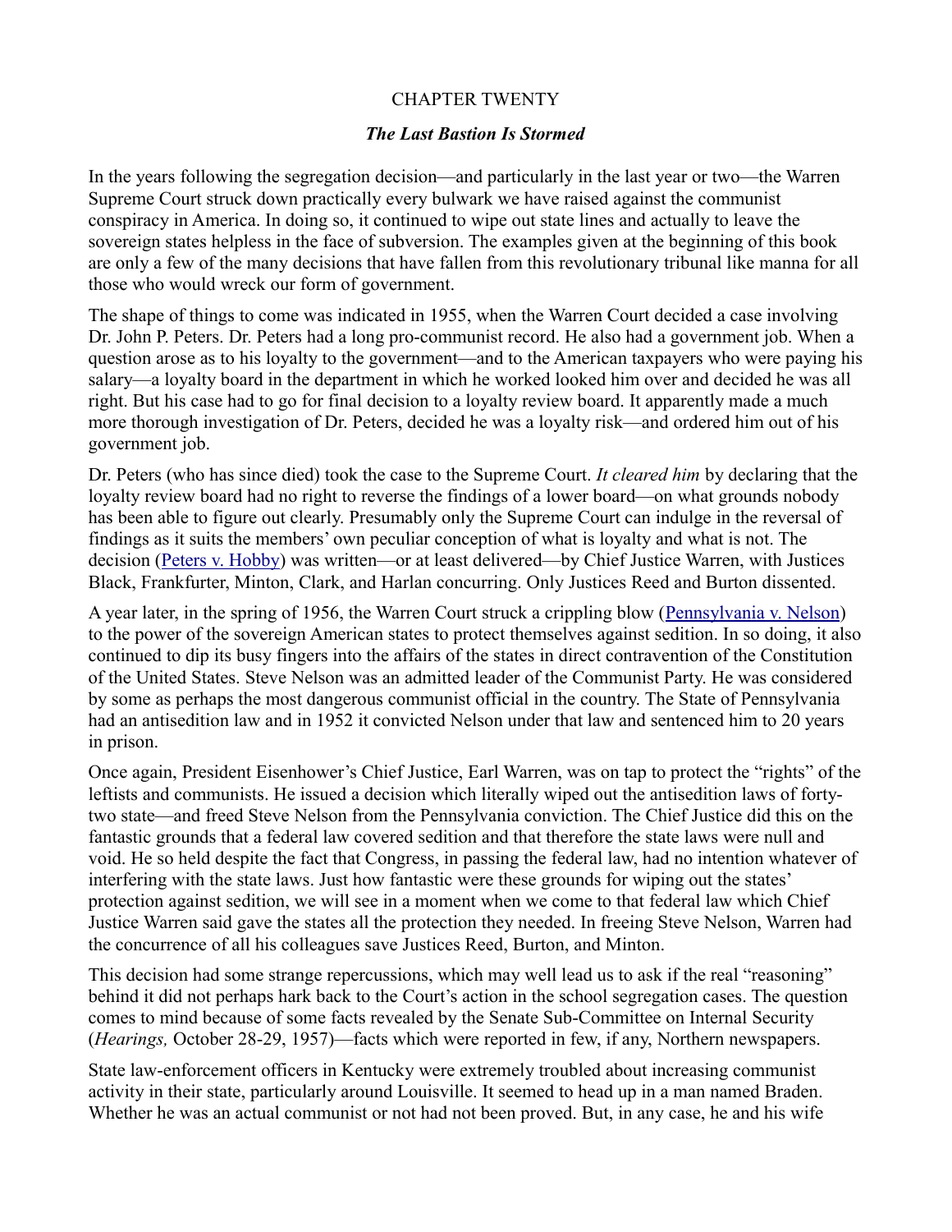CHAPTER TWENTY

## *The Last Bastion Is Stormed*

In the years following the segregation decision—and particularly in the last year or two—the Warren Supreme Court struck down practically every bulwark we have raised against the communist conspiracy in America. In doing so, it continued to wipe out state lines and actually to leave the sovereign states helpless in the face of subversion. The examples given at the beginning of this book are only a few of the many decisions that have fallen from this revolutionary tribunal like manna for all those who would wreck our form of government.

The shape of things to come was indicated in 1955, when the Warren Court decided a case involving Dr. John P. Peters. Dr. Peters had a long pro-communist record. He also had a government job. When a question arose as to his loyalty to the government—and to the American taxpayers who were paying his salary—a loyalty board in the department in which he worked looked him over and decided he was all right. But his case had to go for final decision to a loyalty review board. It apparently made a much more thorough investigation of Dr. Peters, decided he was a loyalty risk—and ordered him out of his government job.

Dr. Peters (who has since died) took the case to the Supreme Court. *It cleared him* by declaring that the loyalty review board had no right to reverse the findings of a lower board—on what grounds nobody has been able to figure out clearly. Presumably only the Supreme Court can indulge in the reversal of findings as it suits the members' own peculiar conception of what is loyalty and what is not. The decision (Peters v. Hobby) was written—or at least delivered—by Chief Justice Warren, with Justices Black, Frankfurter, Minton, Clark, and Harlan concurring. Only Justices Reed and Burton dissented.

A year later, in the spring of 1956, the Warren Court struck a crippling blow (Pennsylvania v. Nelson) to the power of the sovereign American states to protect themselves against sedition. In so doing, it also continued to dip its busy fingers into the affairs of the states in direct contravention of the Constitution of the United States. Steve Nelson was an admitted leader of the Communist Party. He was considered by some as perhaps the most dangerous communist official in the country. The State of Pennsylvania had an antisedition law and in 1952 it convicted Nelson under that law and sentenced him to 20 years in prison.

Once again, President Eisenhower's Chief Justice, Earl Warren, was on tap to protect the "rights" of the leftists and communists. He issued a decision which literally wiped out the antisedition laws of forty-two state—and freed Steve Nelson from the Pennsylvania conviction. The Chief Justice did this on the fantastic grounds that a federal law covered sedition and that therefore the state laws were null and void. He so held despite the fact that Congress, in passing the federal law, had no intention whatever of interfering with the state laws. Just how fantastic were these grounds for wiping out the states' protection against sedition, we will see in a moment when we come to that federal law which Chief Justice Warren said gave the states all the protection they needed. In freeing Steve Nelson, Warren had the concurrence of all his colleagues save Justices Reed, Burton, and Minton.

This decision had some strange repercussions, which may well lead us to ask if the real "reasoning" behind it did not perhaps hark back to the Court's action in the school segregation cases. The question comes to mind because of some facts revealed by the Senate Sub-Committee on Internal Security (*Hearings,* October 28-29, 1957)—facts which were reported in few, if any, Northern newspapers.

State law-enforcement officers in Kentucky were extremely troubled about increasing communist activity in their state, particularly around Louisville. It seemed to head up in a man named Braden. Whether he was an actual communist or not had not been proved. But, in any case, he and his wife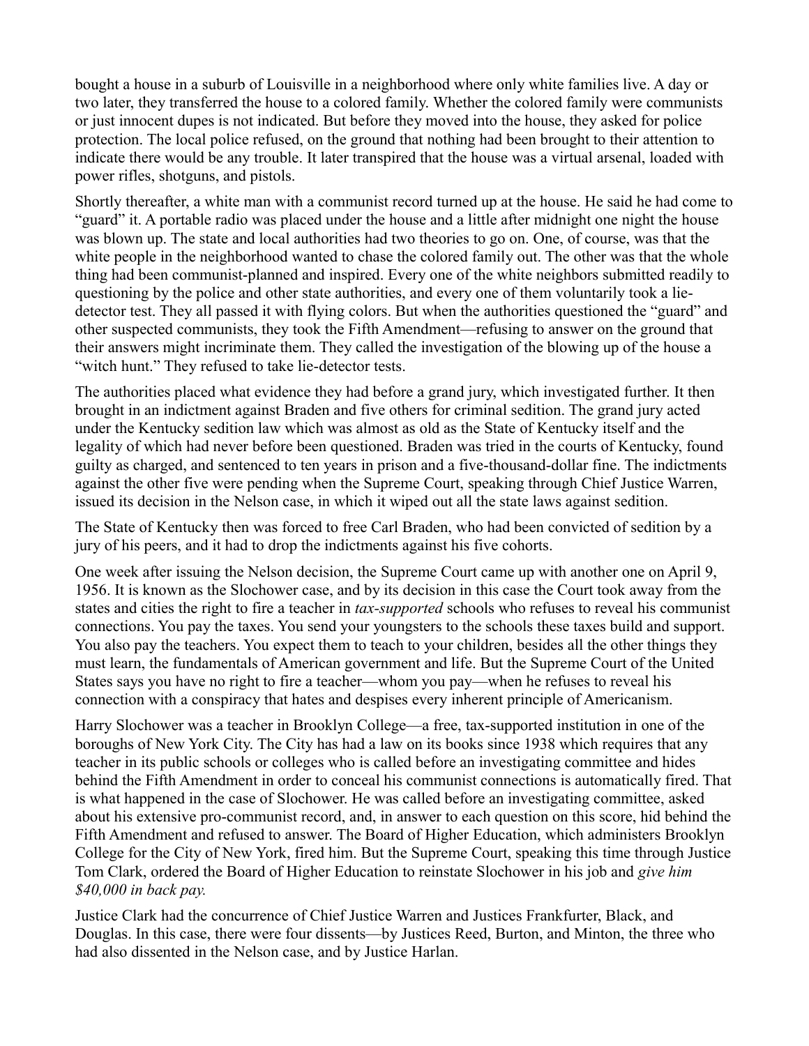bought a house in a suburb of Louisville in a neighborhood where only white families live. A day or two later, they transferred the house to a colored family. Whether the colored family were communists or just innocent dupes is not indicated. But before they moved into the house, they asked for police protection. The local police refused, on the ground that nothing had been brought to their attention to indicate there would be any trouble. It later transpired that the house was a virtual arsenal, loaded with power rifles, shotguns, and pistols.

Shortly thereafter, a white man with a communist record turned up at the house. He said he had come to "guard" it. A portable radio was placed under the house and a little after midnight one night the house was blown up. The state and local authorities had two theories to go on. One, of course, was that the white people in the neighborhood wanted to chase the colored family out. The other was that the whole thing had been communist-planned and inspired. Every one of the white neighbors submitted readily to questioning by the police and other state authorities, and every one of them voluntarily took a lie-detector test. They all passed it with flying colors. But when the authorities questioned the "guard" and other suspected communists, they took the Fifth Amendment—refusing to answer on the ground that their answers might incriminate them. They called the investigation of the blowing up of the house a "witch hunt." They refused to take lie-detector tests.

The authorities placed what evidence they had before a grand jury, which investigated further. It then brought in an indictment against Braden and five others for criminal sedition. The grand jury acted under the Kentucky sedition law which was almost as old as the State of Kentucky itself and the legality of which had never before been questioned. Braden was tried in the courts of Kentucky, found guilty as charged, and sentenced to ten years in prison and a five-thousand-dollar fine. The indictments against the other five were pending when the Supreme Court, speaking through Chief Justice Warren, issued its decision in the Nelson case, in which it wiped out all the state laws against sedition.

The State of Kentucky then was forced to free Carl Braden, who had been convicted of sedition by a jury of his peers, and it had to drop the indictments against his five cohorts.

One week after issuing the Nelson decision, the Supreme Court came up with another one on April 9, 1956. It is known as the Slochower case, and by its decision in this case the Court took away from the states and cities the right to fire a teacher in *tax-supported* schools who refuses to reveal his communist connections. You pay the taxes. You send your youngsters to the schools these taxes build and support. You also pay the teachers. You expect them to teach to your children, besides all the other things they must learn, the fundamentals of American government and life. But the Supreme Court of the United States says you have no right to fire a teacher—whom you pay—when he refuses to reveal his connection with a conspiracy that hates and despises every inherent principle of Americanism.

Harry Slochower was a teacher in Brooklyn College—a free, tax-supported institution in one of the boroughs of New York City. The City has had a law on its books since 1938 which requires that any teacher in its public schools or colleges who is called before an investigating committee and hides behind the Fifth Amendment in order to conceal his communist connections is automatically fired. That is what happened in the case of Slochower. He was called before an investigating committee, asked about his extensive pro-communist record, and, in answer to each question on this score, hid behind the Fifth Amendment and refused to answer. The Board of Higher Education, which administers Brooklyn College for the City of New York, fired him. But the Supreme Court, speaking this time through Justice Tom Clark, ordered the Board of Higher Education to reinstate Slochower in his job and *give him $40,000 in back pay.*

Justice Clark had the concurrence of Chief Justice Warren and Justices Frankfurter, Black, and Douglas. In this case, there were four dissents—by Justices Reed, Burton, and Minton, the three who had also dissented in the Nelson case, and by Justice Harlan.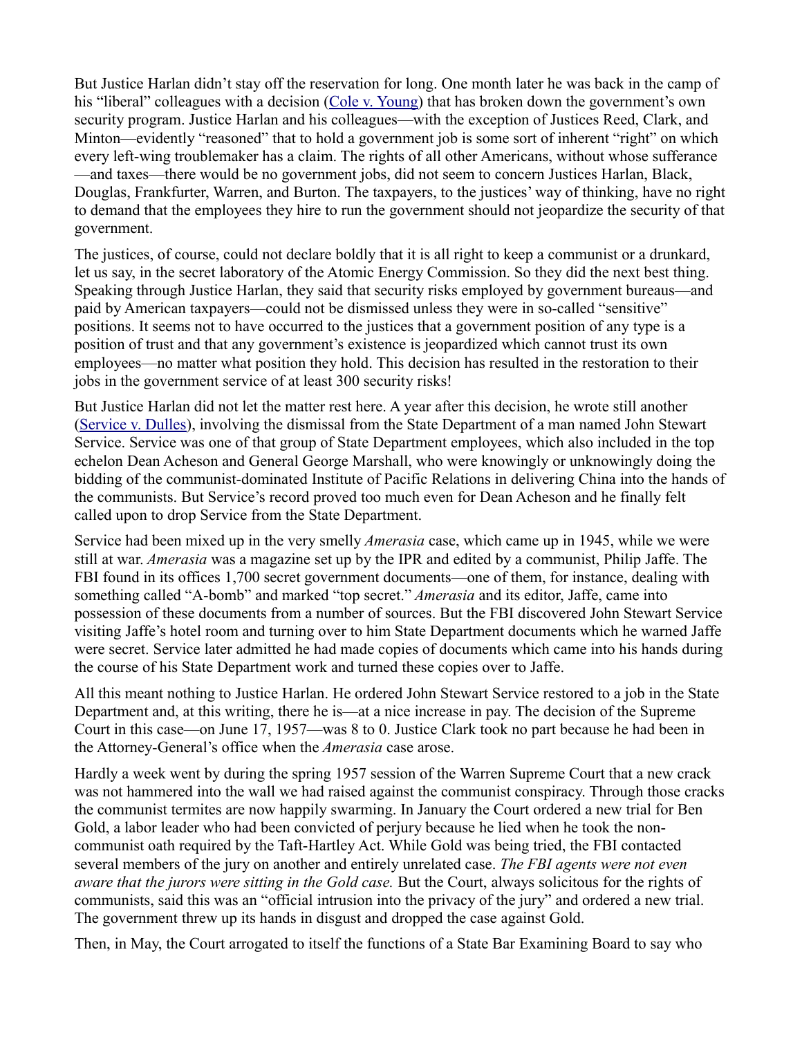But Justice Harlan didn't stay off the reservation for long. One month later he was back in the camp of his "liberal" colleagues with a decision (Cole v. Young) that has broken down the government's own security program. Justice Harlan and his colleagues—with the exception of Justices Reed, Clark, and Minton—evidently "reasoned" that to hold a government job is some sort of inherent "right" on which every left-wing troublemaker has a claim. The rights of all other Americans, without whose sufferance—and taxes—there would be no government jobs, did not seem to concern Justices Harlan, Black, Douglas, Frankfurter, Warren, and Burton. The taxpayers, to the justices' way of thinking, have no right to demand that the employees they hire to run the government should not jeopardize the security of that government.

The justices, of course, could not declare boldly that it is all right to keep a communist or a drunkard, let us say, in the secret laboratory of the Atomic Energy Commission. So they did the next best thing. Speaking through Justice Harlan, they said that security risks employed by government bureaus—and paid by American taxpayers—could not be dismissed unless they were in so-called "sensitive" positions. It seems not to have occurred to the justices that a government position of any type is a position of trust and that any government's existence is jeopardized which cannot trust its own employees—no matter what position they hold. This decision has resulted in the restoration to their jobs in the government service of at least 300 security risks!

But Justice Harlan did not let the matter rest here. A year after this decision, he wrote still another (Service v. Dulles), involving the dismissal from the State Department of a man named John Stewart Service. Service was one of that group of State Department employees, which also included in the top echelon Dean Acheson and General George Marshall, who were knowingly or unknowingly doing the bidding of the communist-dominated Institute of Pacific Relations in delivering China into the hands of the communists. But Service's record proved too much even for Dean Acheson and he finally felt called upon to drop Service from the State Department.

Service had been mixed up in the very smelly *Amerasia* case, which came up in 1945, while we were still at war. *Amerasia* was a magazine set up by the IPR and edited by a communist, Philip Jaffe. The FBI found in its offices 1,700 secret government documents—one of them, for instance, dealing with something called "A-bomb" and marked "top secret." *Amerasia* and its editor, Jaffe, came into possession of these documents from a number of sources. But the FBI discovered John Stewart Service visiting Jaffe's hotel room and turning over to him State Department documents which he warned Jaffe were secret. Service later admitted he had made copies of documents which came into his hands during the course of his State Department work and turned these copies over to Jaffe.

All this meant nothing to Justice Harlan. He ordered John Stewart Service restored to a job in the State Department and, at this writing, there he is—at a nice increase in pay. The decision of the Supreme Court in this case—on June 17, 1957—was 8 to 0. Justice Clark took no part because he had been in the Attorney-General's office when the *Amerasia* case arose.

Hardly a week went by during the spring 1957 session of the Warren Supreme Court that a new crack was not hammered into the wall we had raised against the communist conspiracy. Through those cracks the communist termites are now happily swarming. In January the Court ordered a new trial for Ben Gold, a labor leader who had been convicted of perjury because he lied when he took the non-communist oath required by the Taft-Hartley Act. While Gold was being tried, the FBI contacted several members of the jury on another and entirely unrelated case. *The FBI agents were not even aware that the jurors were sitting in the Gold case.* But the Court, always solicitous for the rights of communists, said this was an "official intrusion into the privacy of the jury" and ordered a new trial. The government threw up its hands in disgust and dropped the case against Gold.

Then, in May, the Court arrogated to itself the functions of a State Bar Examining Board to say who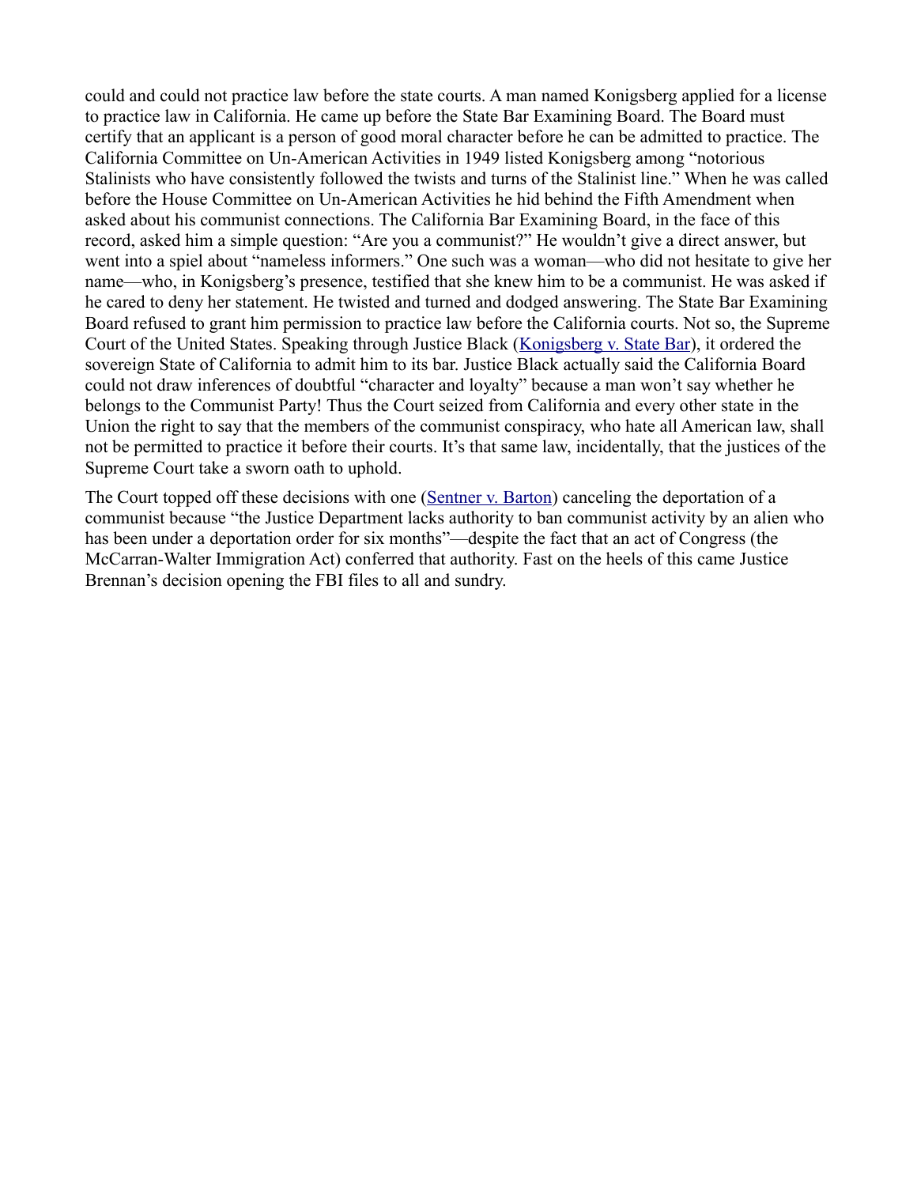could and could not practice law before the state courts. A man named Konigsberg applied for a license to practice law in California. He came up before the State Bar Examining Board. The Board must certify that an applicant is a person of good moral character before he can be admitted to practice. The California Committee on Un-American Activities in 1949 listed Konigsberg among "notorious Stalinists who have consistently followed the twists and turns of the Stalinist line." When he was called before the House Committee on Un-American Activities he hid behind the Fifth Amendment when asked about his communist connections. The California Bar Examining Board, in the face of this record, asked him a simple question: "Are you a communist?" He wouldn't give a direct answer, but went into a spiel about "nameless informers." One such was a woman—who did not hesitate to give her name—who, in Konigsberg's presence, testified that she knew him to be a communist. He was asked if he cared to deny her statement. He twisted and turned and dodged answering. The State Bar Examining Board refused to grant him permission to practice law before the California courts. Not so, the Supreme Court of the United States. Speaking through Justice Black (Konigsberg v. State Bar), it ordered the sovereign State of California to admit him to its bar. Justice Black actually said the California Board could not draw inferences of doubtful "character and loyalty" because a man won't say whether he belongs to the Communist Party! Thus the Court seized from California and every other state in the Union the right to say that the members of the communist conspiracy, who hate all American law, shall not be permitted to practice it before their courts. It's that same law, incidentally, that the justices of the Supreme Court take a sworn oath to uphold.

The Court topped off these decisions with one (Sentner v. Barton) canceling the deportation of a communist because "the Justice Department lacks authority to ban communist activity by an alien who has been under a deportation order for six months"—despite the fact that an act of Congress (the McCarran-Walter Immigration Act) conferred that authority. Fast on the heels of this came Justice Brennan's decision opening the FBI files to all and sundry.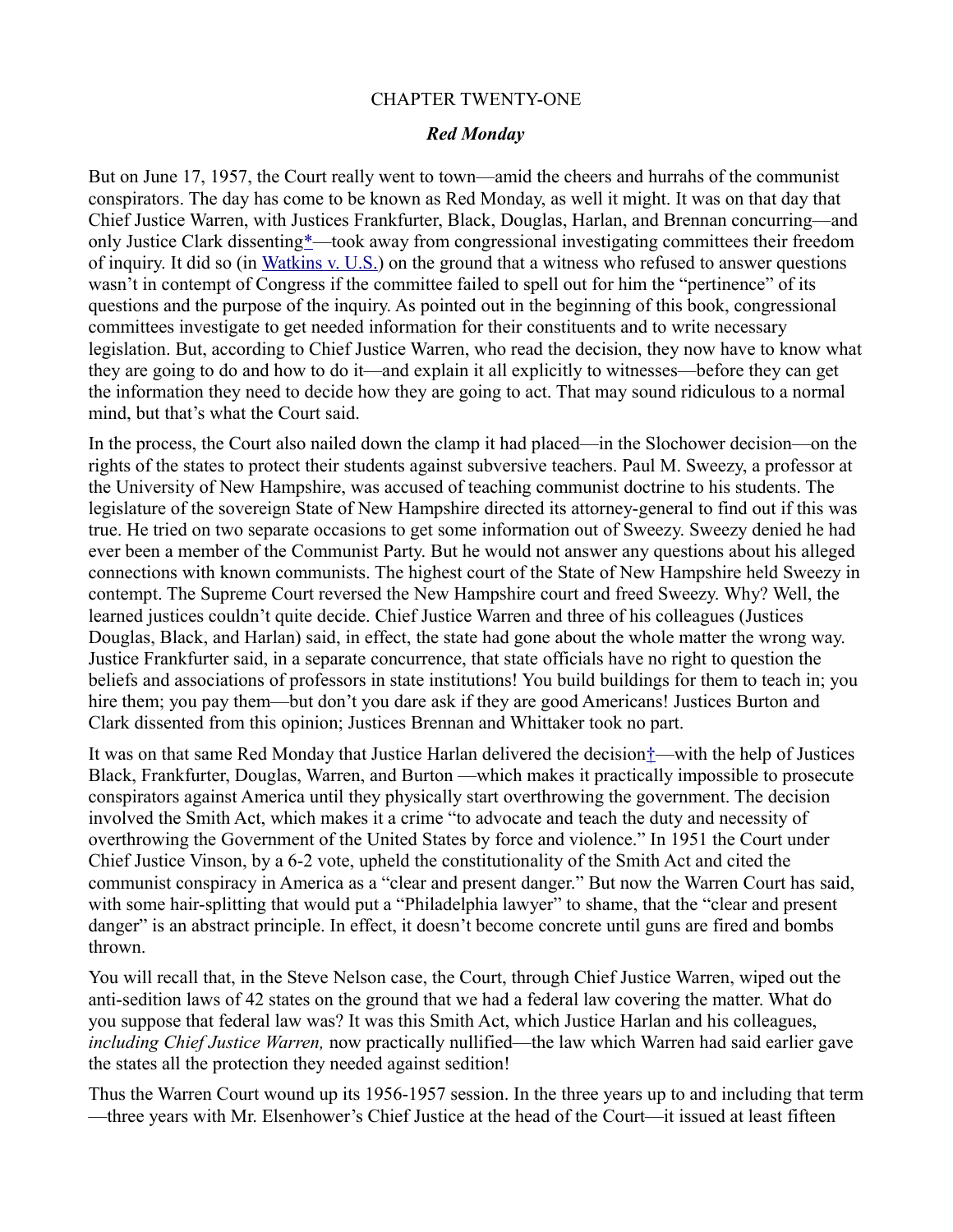CHAPTER TWENTY-ONE

### *Red Monday*

But on June 17, 1957, the Court really went to town—amid the cheers and hurrahs of the communist conspirators. The day has come to be known as Red Monday, as well it might. It was on that day that Chief Justice Warren, with Justices Frankfurter, Black, Douglas, Harlan, and Brennan concurring—and only Justice Clark dissenting*—took away from congressional investigating committees their freedom of inquiry. It did so (in Watkins v. U.S.) on the ground that a witness who refused to answer questions wasn't in contempt of Congress if the committee failed to spell out for him the "pertinence" of its questions and the purpose of the inquiry. As pointed out in the beginning of this book, congressional committees investigate to get needed information for their constituents and to write necessary legislation. But, according to Chief Justice Warren, who read the decision, they now have to know what they are going to do and how to do it—and explain it all explicitly to witnesses—before they can get the information they need to decide how they are going to act. That may sound ridiculous to a normal mind, but that's what the Court said.

In the process, the Court also nailed down the clamp it had placed—in the Slochower decision—on the rights of the states to protect their students against subversive teachers. Paul M. Sweezy, a professor at the University of New Hampshire, was accused of teaching communist doctrine to his students. The legislature of the sovereign State of New Hampshire directed its attorney-general to find out if this was true. He tried on two separate occasions to get some information out of Sweezy. Sweezy denied he had ever been a member of the Communist Party. But he would not answer any questions about his alleged connections with known communists. The highest court of the State of New Hampshire held Sweezy in contempt. The Supreme Court reversed the New Hampshire court and freed Sweezy. Why? Well, the learned justices couldn't quite decide. Chief Justice Warren and three of his colleagues (Justices Douglas, Black, and Harlan) said, in effect, the state had gone about the whole matter the wrong way. Justice Frankfurter said, in a separate concurrence, that state officials have no right to question the beliefs and associations of professors in state institutions! You build buildings for them to teach in; you hire them; you pay them—but don't you dare ask if they are good Americans! Justices Burton and Clark dissented from this opinion; Justices Brennan and Whittaker took no part.

It was on that same Red Monday that Justice Harlan delivered the decision†—with the help of Justices Black, Frankfurter, Douglas, Warren, and Burton —which makes it practically impossible to prosecute conspirators against America until they physically start overthrowing the government. The decision involved the Smith Act, which makes it a crime "to advocate and teach the duty and necessity of overthrowing the Government of the United States by force and violence." In 1951 the Court under Chief Justice Vinson, by a 6-2 vote, upheld the constitutionality of the Smith Act and cited the communist conspiracy in America as a "clear and present danger." But now the Warren Court has said, with some hair-splitting that would put a "Philadelphia lawyer" to shame, that the "clear and present danger" is an abstract principle. In effect, it doesn't become concrete until guns are fired and bombs thrown.

You will recall that, in the Steve Nelson case, the Court, through Chief Justice Warren, wiped out the anti-sedition laws of 42 states on the ground that we had a federal law covering the matter. What do you suppose that federal law was? It was this Smith Act, which Justice Harlan and his colleagues, *including Chief Justice Warren,* now practically nullified—the law which Warren had said earlier gave the states all the protection they needed against sedition!

Thus the Warren Court wound up its 1956-1957 session. In the three years up to and including that term —three years with Mr. Eisenhower's Chief Justice at the head of the Court—it issued at least fifteen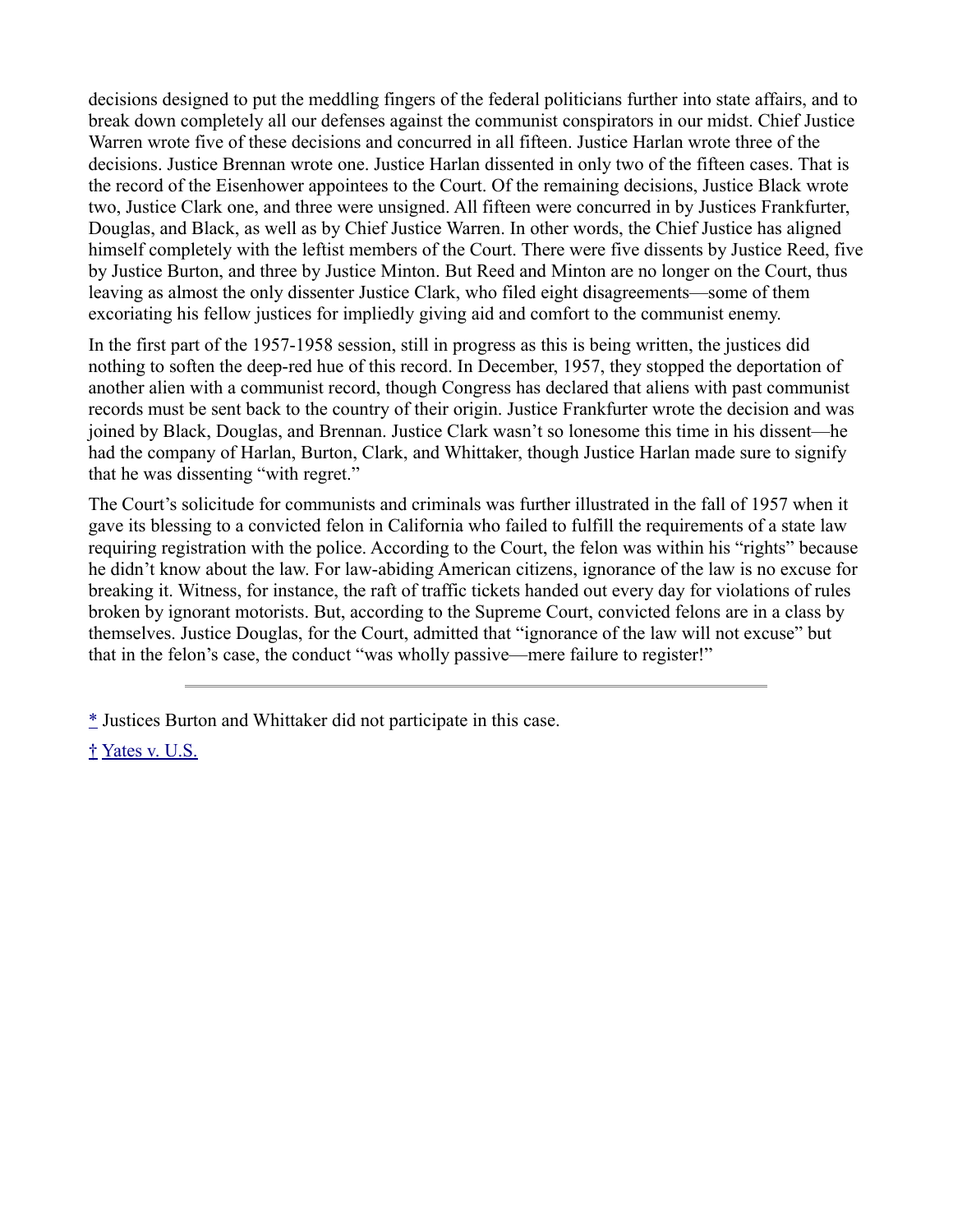decisions designed to put the meddling fingers of the federal politicians further into state affairs, and to break down completely all our defenses against the communist conspirators in our midst. Chief Justice Warren wrote five of these decisions and concurred in all fifteen. Justice Harlan wrote three of the decisions. Justice Brennan wrote one. Justice Harlan dissented in only two of the fifteen cases. That is the record of the Eisenhower appointees to the Court. Of the remaining decisions, Justice Black wrote two, Justice Clark one, and three were unsigned. All fifteen were concurred in by Justices Frankfurter, Douglas, and Black, as well as by Chief Justice Warren. In other words, the Chief Justice has aligned himself completely with the leftist members of the Court. There were five dissents by Justice Reed, five by Justice Burton, and three by Justice Minton. But Reed and Minton are no longer on the Court, thus leaving as almost the only dissenter Justice Clark, who filed eight disagreements—some of them excoriating his fellow justices for impliedly giving aid and comfort to the communist enemy.

In the first part of the 1957-1958 session, still in progress as this is being written, the justices did nothing to soften the deep-red hue of this record. In December, 1957, they stopped the deportation of another alien with a communist record, though Congress has declared that aliens with past communist records must be sent back to the country of their origin. Justice Frankfurter wrote the decision and was joined by Black, Douglas, and Brennan. Justice Clark wasn't so lonesome this time in his dissent—he had the company of Harlan, Burton, Clark, and Whittaker, though Justice Harlan made sure to signify that he was dissenting "with regret."

The Court's solicitude for communists and criminals was further illustrated in the fall of 1957 when it gave its blessing to a convicted felon in California who failed to fulfill the requirements of a state law requiring registration with the police. According to the Court, the felon was within his "rights" because he didn't know about the law. For law-abiding American citizens, ignorance of the law is no excuse for breaking it. Witness, for instance, the raft of traffic tickets handed out every day for violations of rules broken by ignorant motorists. But, according to the Supreme Court, convicted felons are in a class by themselves. Justice Douglas, for the Court, admitted that "ignorance of the law will not excuse" but that in the felon's case, the conduct "was wholly passive—mere failure to register!"

---

* Justices Burton and Whittaker did not participate in this case.

† Yates v. U.S.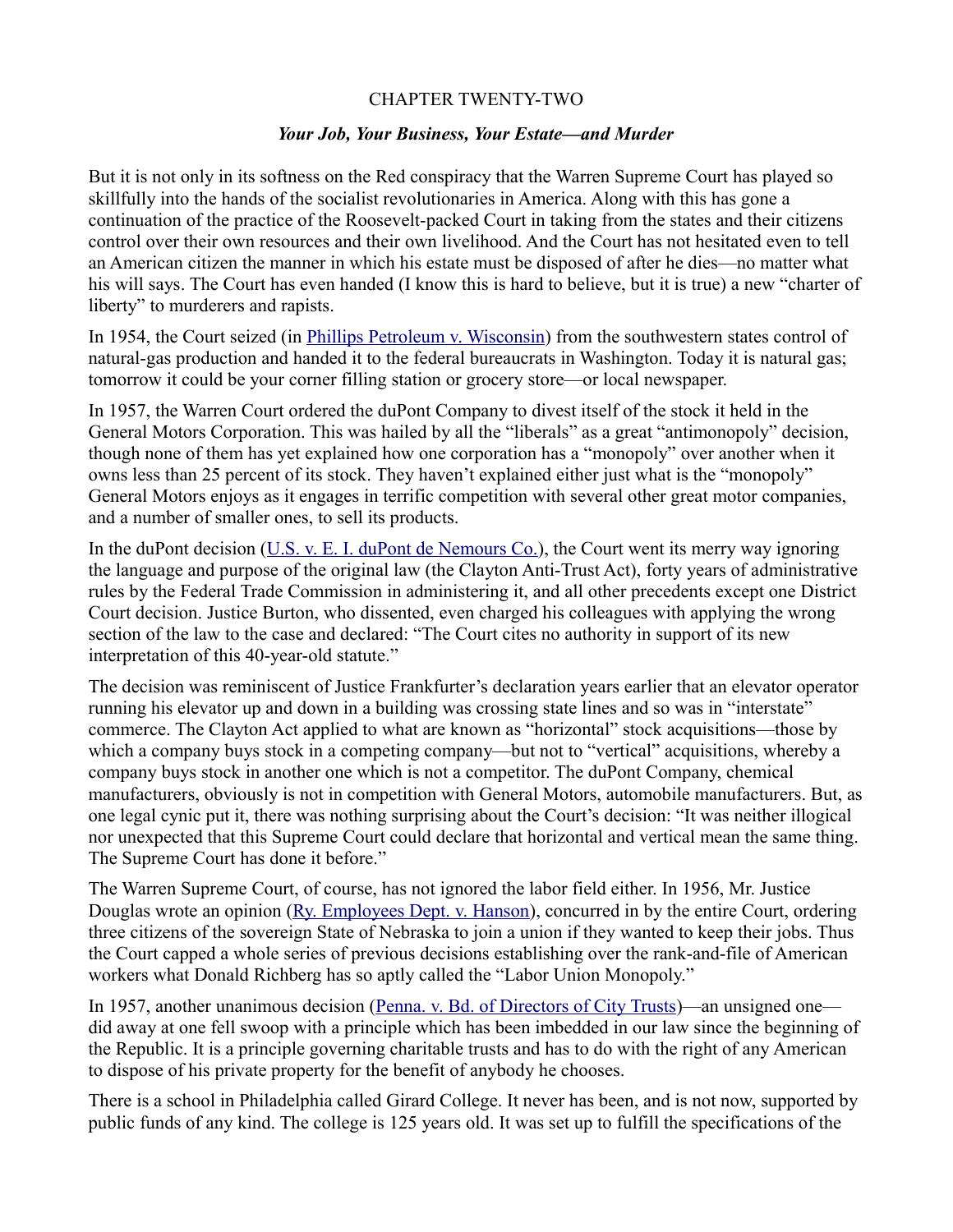CHAPTER TWENTY-TWO

***Your Job, Your Business, Your Estate—and Murder***

But it is not only in its softness on the Red conspiracy that the Warren Supreme Court has played so skillfully into the hands of the socialist revolutionaries in America. Along with this has gone a continuation of the practice of the Roosevelt-packed Court in taking from the states and their citizens control over their own resources and their own livelihood. And the Court has not hesitated even to tell an American citizen the manner in which his estate must be disposed of after he dies—no matter what his will says. The Court has even handed (I know this is hard to believe, but it is true) a new "charter of liberty" to murderers and rapists.

In 1954, the Court seized (in Phillips Petroleum v. Wisconsin) from the southwestern states control of natural-gas production and handed it to the federal bureaucrats in Washington. Today it is natural gas; tomorrow it could be your corner filling station or grocery store—or local newspaper.

In 1957, the Warren Court ordered the duPont Company to divest itself of the stock it held in the General Motors Corporation. This was hailed by all the "liberals" as a great "antimonopoly" decision, though none of them has yet explained how one corporation has a "monopoly" over another when it owns less than 25 percent of its stock. They haven't explained either just what is the "monopoly" General Motors enjoys as it engages in terrific competition with several other great motor companies, and a number of smaller ones, to sell its products.

In the duPont decision (U.S. v. E. I. duPont de Nemours Co.), the Court went its merry way ignoring the language and purpose of the original law (the Clayton Anti-Trust Act), forty years of administrative rules by the Federal Trade Commission in administering it, and all other precedents except one District Court decision. Justice Burton, who dissented, even charged his colleagues with applying the wrong section of the law to the case and declared: "The Court cites no authority in support of its new interpretation of this 40-year-old statute."

The decision was reminiscent of Justice Frankfurter's declaration years earlier that an elevator operator running his elevator up and down in a building was crossing state lines and so was in "interstate" commerce. The Clayton Act applied to what are known as "horizontal" stock acquisitions—those by which a company buys stock in a competing company—but not to "vertical" acquisitions, whereby a company buys stock in another one which is not a competitor. The duPont Company, chemical manufacturers, obviously is not in competition with General Motors, automobile manufacturers. But, as one legal cynic put it, there was nothing surprising about the Court's decision: "It was neither illogical nor unexpected that this Supreme Court could declare that horizontal and vertical mean the same thing. The Supreme Court has done it before."

The Warren Supreme Court, of course, has not ignored the labor field either. In 1956, Mr. Justice Douglas wrote an opinion (Ry. Employees Dept. v. Hanson), concurred in by the entire Court, ordering three citizens of the sovereign State of Nebraska to join a union if they wanted to keep their jobs. Thus the Court capped a whole series of previous decisions establishing over the rank-and-file of American workers what Donald Richberg has so aptly called the "Labor Union Monopoly."

In 1957, another unanimous decision (Penna. v. Bd. of Directors of City Trusts)—an unsigned one—did away at one fell swoop with a principle which has been imbedded in our law since the beginning of the Republic. It is a principle governing charitable trusts and has to do with the right of any American to dispose of his private property for the benefit of anybody he chooses.

There is a school in Philadelphia called Girard College. It never has been, and is not now, supported by public funds of any kind. The college is 125 years old. It was set up to fulfill the specifications of the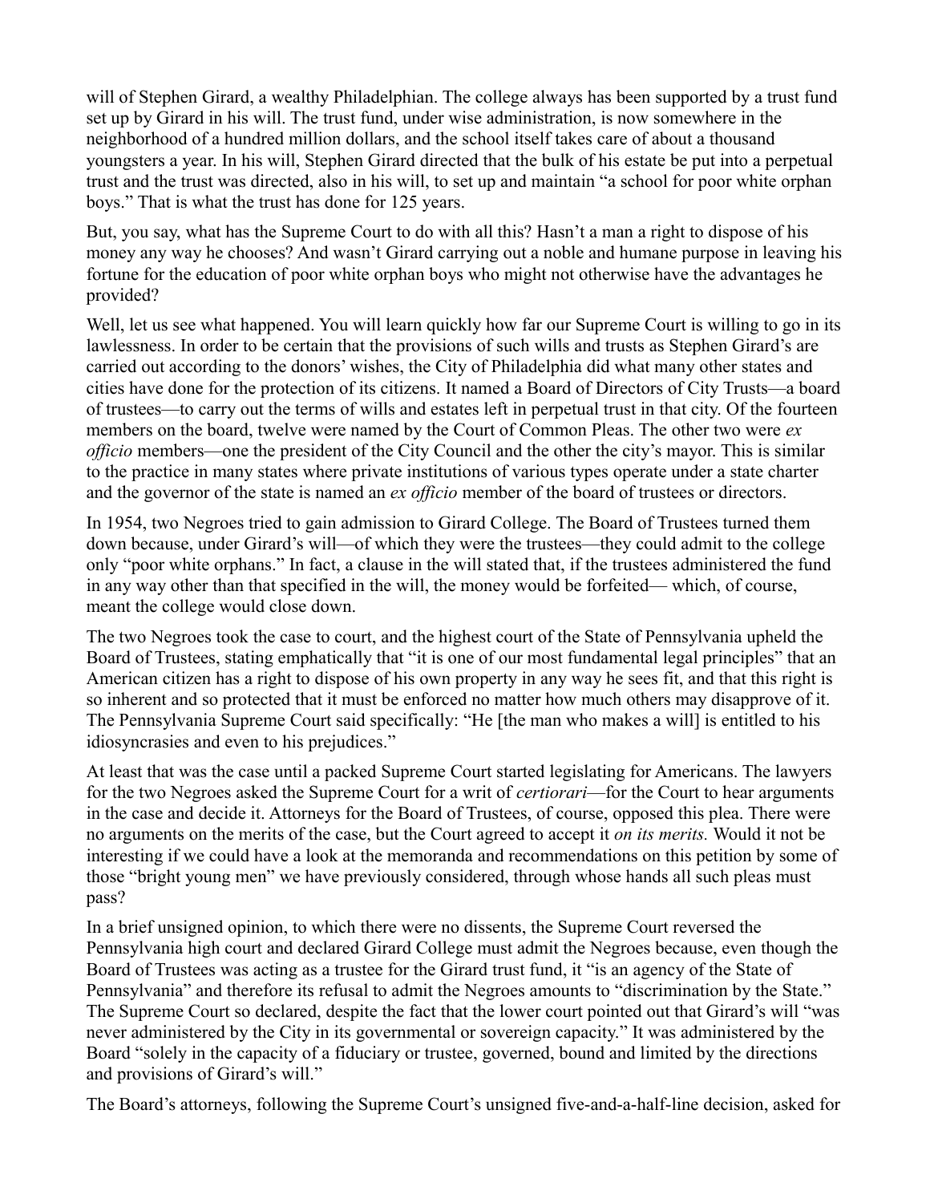will of Stephen Girard, a wealthy Philadelphian. The college always has been supported by a trust fund set up by Girard in his will. The trust fund, under wise administration, is now somewhere in the neighborhood of a hundred million dollars, and the school itself takes care of about a thousand youngsters a year. In his will, Stephen Girard directed that the bulk of his estate be put into a perpetual trust and the trust was directed, also in his will, to set up and maintain "a school for poor white orphan boys." That is what the trust has done for 125 years.

But, you say, what has the Supreme Court to do with all this? Hasn't a man a right to dispose of his money any way he chooses? And wasn't Girard carrying out a noble and humane purpose in leaving his fortune for the education of poor white orphan boys who might not otherwise have the advantages he provided?

Well, let us see what happened. You will learn quickly how far our Supreme Court is willing to go in its lawlessness. In order to be certain that the provisions of such wills and trusts as Stephen Girard's are carried out according to the donors' wishes, the City of Philadelphia did what many other states and cities have done for the protection of its citizens. It named a Board of Directors of City Trusts—a board of trustees—to carry out the terms of wills and estates left in perpetual trust in that city. Of the fourteen members on the board, twelve were named by the Court of Common Pleas. The other two were *ex officio* members—one the president of the City Council and the other the city's mayor. This is similar to the practice in many states where private institutions of various types operate under a state charter and the governor of the state is named an *ex officio* member of the board of trustees or directors.

In 1954, two Negroes tried to gain admission to Girard College. The Board of Trustees turned them down because, under Girard's will—of which they were the trustees—they could admit to the college only "poor white orphans." In fact, a clause in the will stated that, if the trustees administered the fund in any way other than that specified in the will, the money would be forfeited— which, of course, meant the college would close down.

The two Negroes took the case to court, and the highest court of the State of Pennsylvania upheld the Board of Trustees, stating emphatically that "it is one of our most fundamental legal principles" that an American citizen has a right to dispose of his own property in any way he sees fit, and that this right is so inherent and so protected that it must be enforced no matter how much others may disapprove of it. The Pennsylvania Supreme Court said specifically: "He [the man who makes a will] is entitled to his idiosyncrasies and even to his prejudices."

At least that was the case until a packed Supreme Court started legislating for Americans. The lawyers for the two Negroes asked the Supreme Court for a writ of *certiorari*—for the Court to hear arguments in the case and decide it. Attorneys for the Board of Trustees, of course, opposed this plea. There were no arguments on the merits of the case, but the Court agreed to accept it *on its merits.* Would it not be interesting if we could have a look at the memoranda and recommendations on this petition by some of those "bright young men" we have previously considered, through whose hands all such pleas must pass?

In a brief unsigned opinion, to which there were no dissents, the Supreme Court reversed the Pennsylvania high court and declared Girard College must admit the Negroes because, even though the Board of Trustees was acting as a trustee for the Girard trust fund, it "is an agency of the State of Pennsylvania" and therefore its refusal to admit the Negroes amounts to "discrimination by the State." The Supreme Court so declared, despite the fact that the lower court pointed out that Girard's will "was never administered by the City in its governmental or sovereign capacity." It was administered by the Board "solely in the capacity of a fiduciary or trustee, governed, bound and limited by the directions and provisions of Girard's will."

The Board's attorneys, following the Supreme Court's unsigned five-and-a-half-line decision, asked for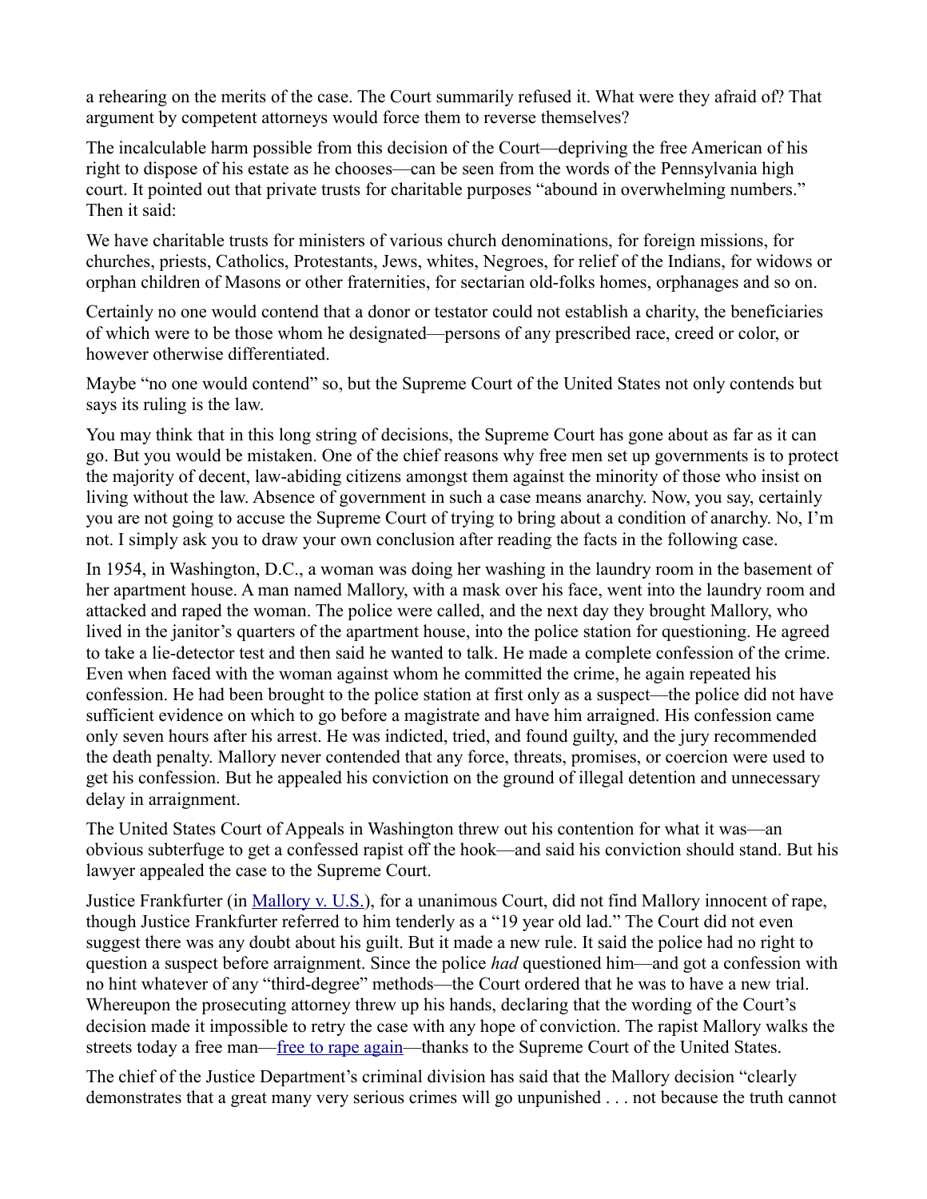a rehearing on the merits of the case. The Court summarily refused it. What were they afraid of? That argument by competent attorneys would force them to reverse themselves?

The incalculable harm possible from this decision of the Court—depriving the free American of his right to dispose of his estate as he chooses—can be seen from the words of the Pennsylvania high court. It pointed out that private trusts for charitable purposes "abound in overwhelming numbers." Then it said:

We have charitable trusts for ministers of various church denominations, for foreign missions, for churches, priests, Catholics, Protestants, Jews, whites, Negroes, for relief of the Indians, for widows or orphan children of Masons or other fraternities, for sectarian old-folks homes, orphanages and so on.

Certainly no one would contend that a donor or testator could not establish a charity, the beneficiaries of which were to be those whom he designated—persons of any prescribed race, creed or color, or however otherwise differentiated.

Maybe "no one would contend" so, but the Supreme Court of the United States not only contends but says its ruling is the law.

You may think that in this long string of decisions, the Supreme Court has gone about as far as it can go. But you would be mistaken. One of the chief reasons why free men set up governments is to protect the majority of decent, law-abiding citizens amongst them against the minority of those who insist on living without the law. Absence of government in such a case means anarchy. Now, you say, certainly you are not going to accuse the Supreme Court of trying to bring about a condition of anarchy. No, I'm not. I simply ask you to draw your own conclusion after reading the facts in the following case.

In 1954, in Washington, D.C., a woman was doing her washing in the laundry room in the basement of her apartment house. A man named Mallory, with a mask over his face, went into the laundry room and attacked and raped the woman. The police were called, and the next day they brought Mallory, who lived in the janitor's quarters of the apartment house, into the police station for questioning. He agreed to take a lie-detector test and then said he wanted to talk. He made a complete confession of the crime. Even when faced with the woman against whom he committed the crime, he again repeated his confession. He had been brought to the police station at first only as a suspect—the police did not have sufficient evidence on which to go before a magistrate and have him arraigned. His confession came only seven hours after his arrest. He was indicted, tried, and found guilty, and the jury recommended the death penalty. Mallory never contended that any force, threats, promises, or coercion were used to get his confession. But he appealed his conviction on the ground of illegal detention and unnecessary delay in arraignment.

The United States Court of Appeals in Washington threw out his contention for what it was—an obvious subterfuge to get a confessed rapist off the hook—and said his conviction should stand. But his lawyer appealed the case to the Supreme Court.

Justice Frankfurter (in Mallory v. U.S.), for a unanimous Court, did not find Mallory innocent of rape, though Justice Frankfurter referred to him tenderly as a "19 year old lad." The Court did not even suggest there was any doubt about his guilt. But it made a new rule. It said the police had no right to question a suspect before arraignment. Since the police *had* questioned him—and got a confession with no hint whatever of any "third-degree" methods—the Court ordered that he was to have a new trial. Whereupon the prosecuting attorney threw up his hands, declaring that the wording of the Court's decision made it impossible to retry the case with any hope of conviction. The rapist Mallory walks the streets today a free man—free to rape again—thanks to the Supreme Court of the United States.

The chief of the Justice Department's criminal division has said that the Mallory decision "clearly demonstrates that a great many very serious crimes will go unpunished . . . not because the truth cannot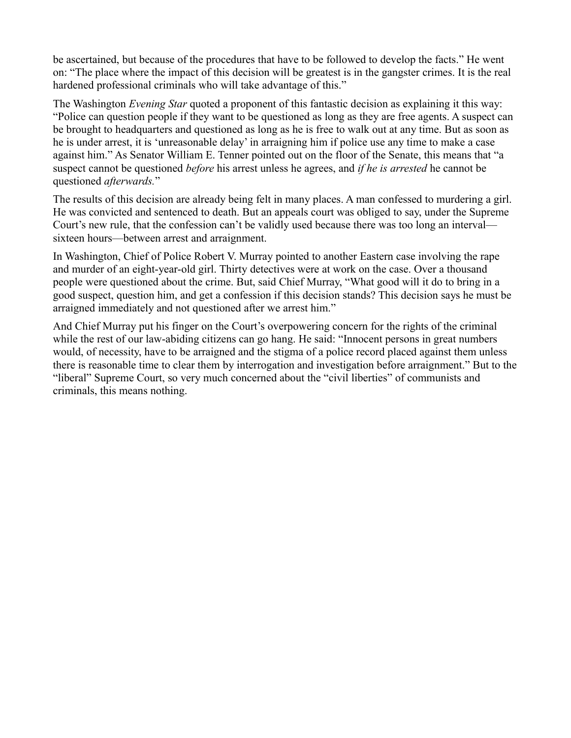be ascertained, but because of the procedures that have to be followed to develop the facts." He went on: "The place where the impact of this decision will be greatest is in the gangster crimes. It is the real hardened professional criminals who will take advantage of this."

The Washington *Evening Star* quoted a proponent of this fantastic decision as explaining it this way: "Police can question people if they want to be questioned as long as they are free agents. A suspect can be brought to headquarters and questioned as long as he is free to walk out at any time. But as soon as he is under arrest, it is 'unreasonable delay' in arraigning him if police use any time to make a case against him." As Senator William E. Tenner pointed out on the floor of the Senate, this means that "a suspect cannot be questioned *before* his arrest unless he agrees, and *if he is arrested* he cannot be questioned *afterwards.*"

The results of this decision are already being felt in many places. A man confessed to murdering a girl. He was convicted and sentenced to death. But an appeals court was obliged to say, under the Supreme Court's new rule, that the confession can't be validly used because there was too long an interval—sixteen hours—between arrest and arraignment.

In Washington, Chief of Police Robert V. Murray pointed to another Eastern case involving the rape and murder of an eight-year-old girl. Thirty detectives were at work on the case. Over a thousand people were questioned about the crime. But, said Chief Murray, "What good will it do to bring in a good suspect, question him, and get a confession if this decision stands? This decision says he must be arraigned immediately and not questioned after we arrest him."

And Chief Murray put his finger on the Court's overpowering concern for the rights of the criminal while the rest of our law-abiding citizens can go hang. He said: "Innocent persons in great numbers would, of necessity, have to be arraigned and the stigma of a police record placed against them unless there is reasonable time to clear them by interrogation and investigation before arraignment." But to the "liberal" Supreme Court, so very much concerned about the "civil liberties" of communists and criminals, this means nothing.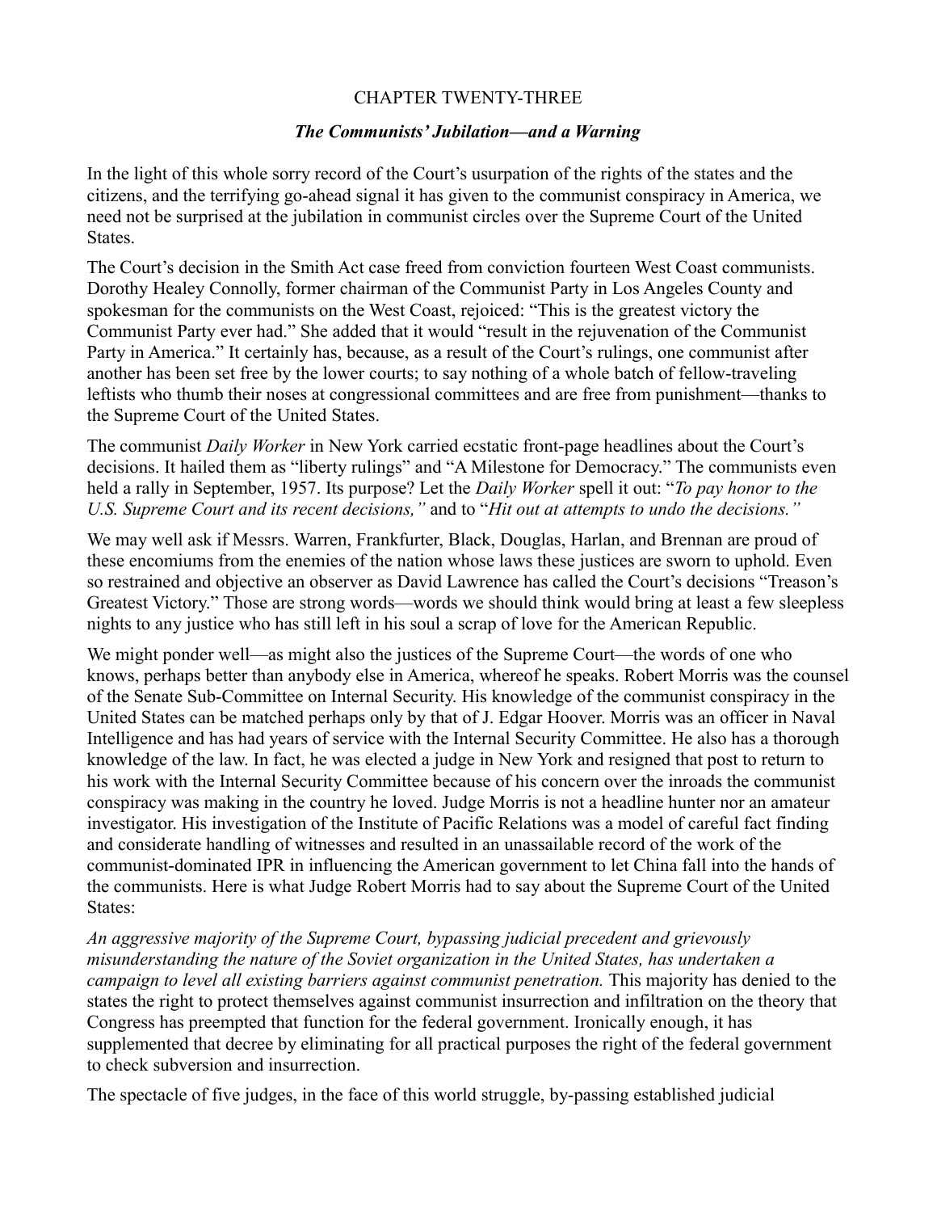# CHAPTER TWENTY-THREE

## *The Communists' Jubilation—and a Warning*

In the light of this whole sorry record of the Court's usurpation of the rights of the states and the citizens, and the terrifying go-ahead signal it has given to the communist conspiracy in America, we need not be surprised at the jubilation in communist circles over the Supreme Court of the United States.

The Court's decision in the Smith Act case freed from conviction fourteen West Coast communists. Dorothy Healey Connolly, former chairman of the Communist Party in Los Angeles County and spokesman for the communists on the West Coast, rejoiced: "This is the greatest victory the Communist Party ever had." She added that it would "result in the rejuvenation of the Communist Party in America." It certainly has, because, as a result of the Court's rulings, one communist after another has been set free by the lower courts; to say nothing of a whole batch of fellow-traveling leftists who thumb their noses at congressional committees and are free from punishment—thanks to the Supreme Court of the United States.

The communist *Daily Worker* in New York carried ecstatic front-page headlines about the Court's decisions. It hailed them as "liberty rulings" and "A Milestone for Democracy." The communists even held a rally in September, 1957. Its purpose? Let the *Daily Worker* spell it out: "*To pay honor to the U.S. Supreme Court and its recent decisions,"* and to "*Hit out at attempts to undo the decisions."*

We may well ask if Messrs. Warren, Frankfurter, Black, Douglas, Harlan, and Brennan are proud of these encomiums from the enemies of the nation whose laws these justices are sworn to uphold. Even so restrained and objective an observer as David Lawrence has called the Court's decisions "Treason's Greatest Victory." Those are strong words—words we should think would bring at least a few sleepless nights to any justice who has still left in his soul a scrap of love for the American Republic.

We might ponder well—as might also the justices of the Supreme Court—the words of one who knows, perhaps better than anybody else in America, whereof he speaks. Robert Morris was the counsel of the Senate Sub-Committee on Internal Security. His knowledge of the communist conspiracy in the United States can be matched perhaps only by that of J. Edgar Hoover. Morris was an officer in Naval Intelligence and has had years of service with the Internal Security Committee. He also has a thorough knowledge of the law. In fact, he was elected a judge in New York and resigned that post to return to his work with the Internal Security Committee because of his concern over the inroads the communist conspiracy was making in the country he loved. Judge Morris is not a headline hunter nor an amateur investigator. His investigation of the Institute of Pacific Relations was a model of careful fact finding and considerate handling of IPR witnesses and resulted in an unassailable record of the work of the communist-dominated IPR in influencing the American government to let China fall into the hands of the communists. Here is what Judge Robert Morris had to say about the Supreme Court of the United States:

*An aggressive majority of the Supreme Court, bypassing judicial precedent and grievously misunderstanding the nature of the Soviet organization in the United States, has undertaken a campaign to level all existing barriers against communist penetration.* This majority has denied to the states the right to protect themselves against communist insurrection and infiltration on the theory that Congress has preempted that function for the federal government. Ironically enough, it has supplemented that decree by eliminating for all practical purposes the right of the federal government to check subversion and insurrection.

The spectacle of five judges, in the face of this world struggle, by-passing established judicial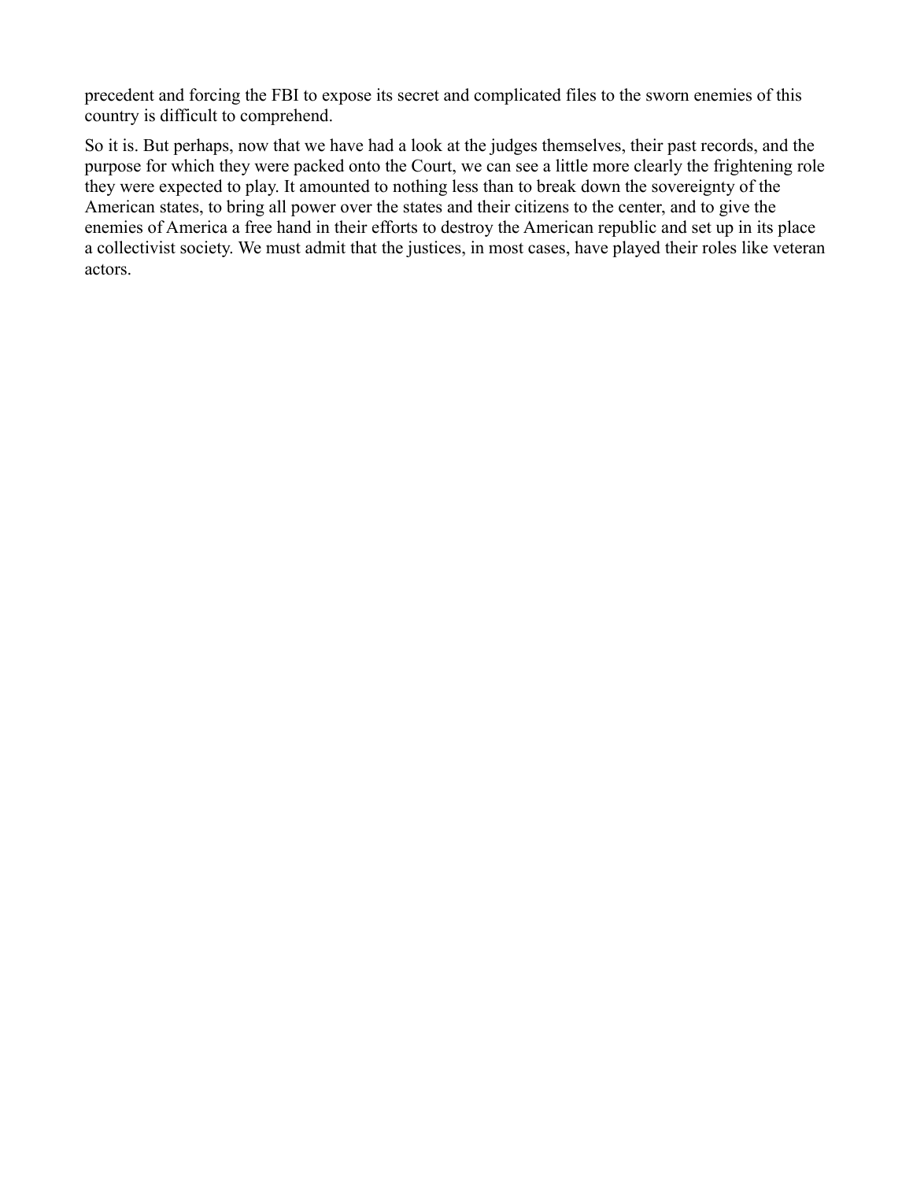precedent and forcing the FBI to expose its secret and complicated files to the sworn enemies of this country is difficult to comprehend.

So it is. But perhaps, now that we have had a look at the judges themselves, their past records, and the purpose for which they were packed onto the Court, we can see a little more clearly the frightening role they were expected to play. It amounted to nothing less than to break down the sovereignty of the American states, to bring all power over the states and their citizens to the center, and to give the enemies of America a free hand in their efforts to destroy the American republic and set up in its place a collectivist society. We must admit that the justices, in most cases, have played their roles like veteran actors.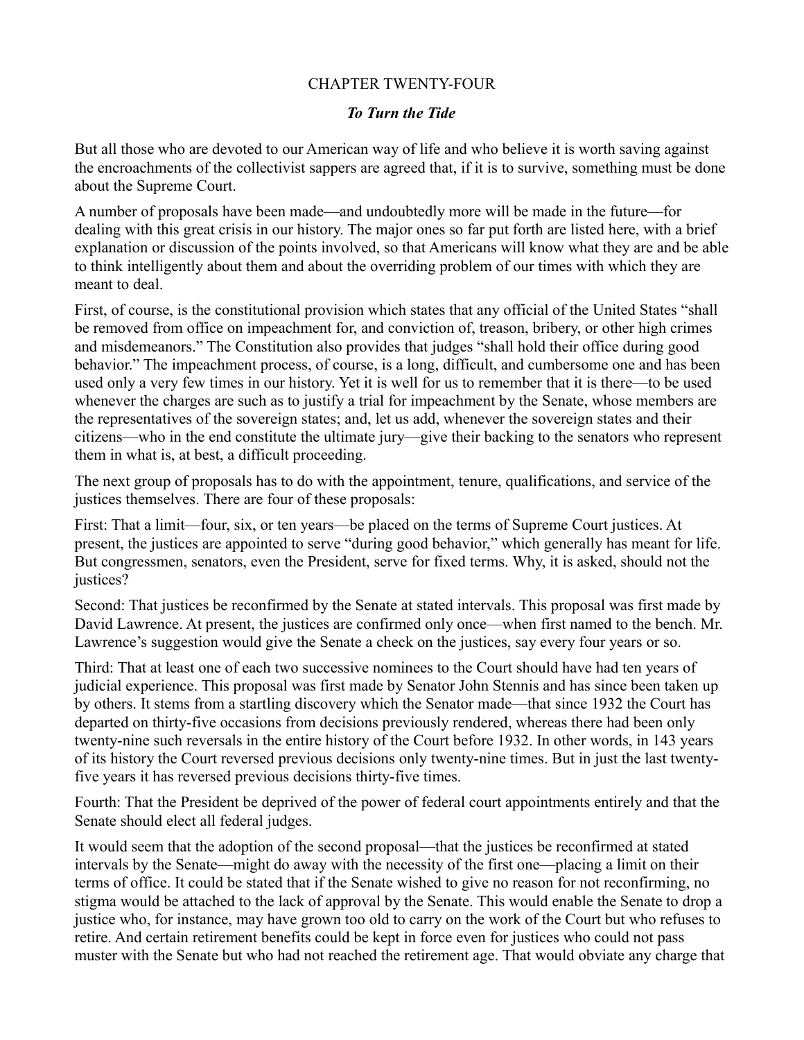## CHAPTER TWENTY-FOUR

### *To Turn the Tide*

But all those who are devoted to our American way of life and who believe it is worth saving against the encroachments of the collectivist sappers are agreed that, if it is to survive, something must be done about the Supreme Court.

A number of proposals have been made—and undoubtedly more will be made in the future—for dealing with this great crisis in our history. The major ones so far put forth are listed here, with a brief explanation or discussion of the points involved, so that Americans will know what they are and be able to think intelligently about them and about the overriding problem of our times with which they are meant to deal.

First, of course, is the constitutional provision which states that any official of the United States "shall be removed from office on impeachment for, and conviction of, treason, bribery, or other high crimes and misdemeanors." The Constitution also provides that judges "shall hold their office during good behavior." The impeachment process, of course, is a long, difficult, and cumbersome one and has been used only a very few times in our history. Yet it is well for us to remember that it is there—to be used whenever the charges are such as to justify a trial for impeachment by the Senate, whose members are the representatives of the sovereign states; and, let us add, whenever the sovereign states and their citizens—who in the end constitute the ultimate jury—give their backing to the senators who represent them in what is, at best, a difficult proceeding.

The next group of proposals has to do with the appointment, tenure, qualifications, and service of the justices themselves. There are four of these proposals:

First: That a limit—four, six, or ten years—be placed on the terms of Supreme Court justices. At present, the justices are appointed to serve "during good behavior," which generally has meant for life. But congressmen, senators, even the President, serve for fixed terms. Why, it is asked, should not the justices?

Second: That justices be reconfirmed by the Senate at stated intervals. This proposal was first made by David Lawrence. At present, the justices are confirmed only once—when first named to the bench. Mr. Lawrence's suggestion would give the Senate a check on the justices, say every four years or so.

Third: That at least one of each two successive nominees to the Court should have had ten years of judicial experience. This proposal was first made by Senator John Stennis and has since been taken up by others. It stems from a startling discovery which the Senator made—that since 1932 the Court has departed on thirty-five occasions from decisions previously rendered, whereas there had been only twenty-nine such reversals in the entire history of the Court before 1932. In other words, in 143 years of its history the Court reversed previous decisions only twenty-nine times. But in just the last twenty-five years it has reversed previous decisions thirty-five times.

Fourth: That the President be deprived of the power of federal court appointments entirely and that the Senate should elect all federal judges.

It would seem that the adoption of the second proposal—that the justices be reconfirmed at stated intervals by the Senate—might do away with the necessity of the first one—placing a limit on their terms of office. It could be stated that if the Senate wished to give no reason for not reconfirming, no stigma would be attached to the lack of approval by the Senate. This would enable the Senate to drop a justice who, for instance, may have grown too old to carry on the work of the Court but who refuses to retire. And certain retirement benefits could be kept in force even for justices who could not pass muster with the Senate but who had not reached the retirement age. That would obviate any charge that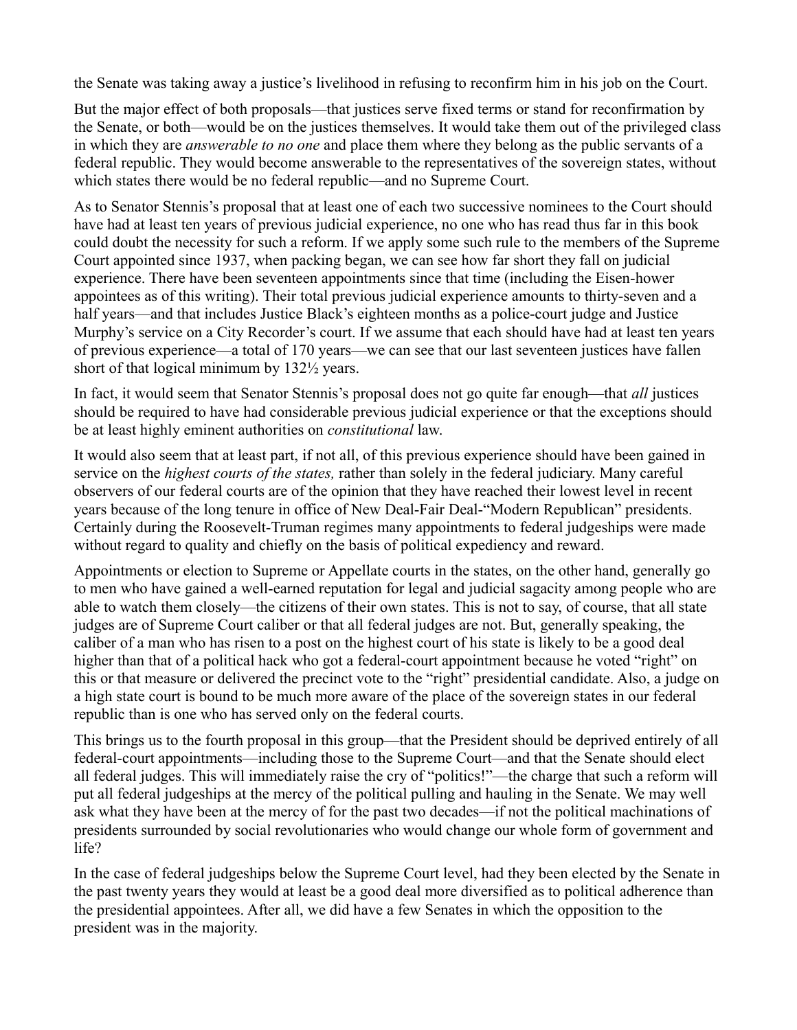the Senate was taking away a justice's livelihood in refusing to reconfirm him in his job on the Court.

But the major effect of both proposals—that justices serve fixed terms or stand for reconfirmation by the Senate, or both—would be on the justices themselves. It would take them out of the privileged class in which they are *answerable to no one* and place them where they belong as the public servants of a federal republic. They would become answerable to the representatives of the sovereign states, without which states there would be no federal republic—and no Supreme Court.

As to Senator Stennis's proposal that at least one of each two successive nominees to the Court should have had at least ten years of previous judicial experience, no one who has read thus far in this book could doubt the necessity for such a reform. If we apply some such rule to the members of the Supreme Court appointed since 1937, when packing began, we can see how far short they fall on judicial experience. There have been seventeen appointments since that time (including the Eisen-hower appointees as of this writing). Their total previous judicial experience amounts to thirty-seven and a half years—and that includes Justice Black's eighteen months as a police-court judge and Justice Murphy's service on a City Recorder's court. If we assume that each should have had at least ten years of previous experience—a total of 170 years—we can see that our last seventeen justices have fallen short of that logical minimum by 132½ years.

In fact, it would seem that Senator Stennis's proposal does not go quite far enough—that *all* justices should be required to have had considerable previous judicial experience or that the exceptions should be at least highly eminent authorities on *constitutional* law.

It would also seem that at least part, if not all, of this previous experience should have been gained in service on the *highest courts of the states,* rather than solely in the federal judiciary. Many careful observers of our federal courts are of the opinion that they have reached their lowest level in recent years because of the long tenure in office of New Deal-Fair Deal-"Modern Republican" presidents. Certainly during the Roosevelt-Truman regimes many appointments to federal judgeships were made without regard to quality and chiefly on the basis of political expediency and reward.

Appointments or election to Supreme or Appellate courts in the states, on the other hand, generally go to men who have gained a well-earned reputation for legal and judicial sagacity among people who are able to watch them closely—the citizens of their own states. This is not to say, of course, that all state judges are of Supreme Court caliber or that all federal judges are not. But, generally speaking, the caliber of a man who has risen to a post on the highest court of his state is likely to be a good deal higher than that of a political hack who got a federal-court appointment because he voted "right" on this or that measure or delivered the precinct vote to the "right" presidential candidate. Also, a judge on a high state court is bound to be much more aware of the place of the sovereign states in our federal republic than is one who has served only on the federal courts.

This brings us to the fourth proposal in this group—that the President should be deprived entirely of all federal-court appointments—including those to the Supreme Court—and that the Senate should elect all federal judges. This will immediately raise the cry of "politics!"—the charge that such a reform will put all federal judgeships at the mercy of the political pulling and hauling in the Senate. We may well ask what they have been at the mercy of for the past two decades—if not the political machinations of presidents surrounded by social revolutionaries who would change our whole form of government and life?

In the case of federal judgeships below the Supreme Court level, had they been elected by the Senate in the past twenty years they would at least be a good deal more diversified as to political adherence than the presidential appointees. After all, we did have a few Senates in which the opposition to the president was in the majority.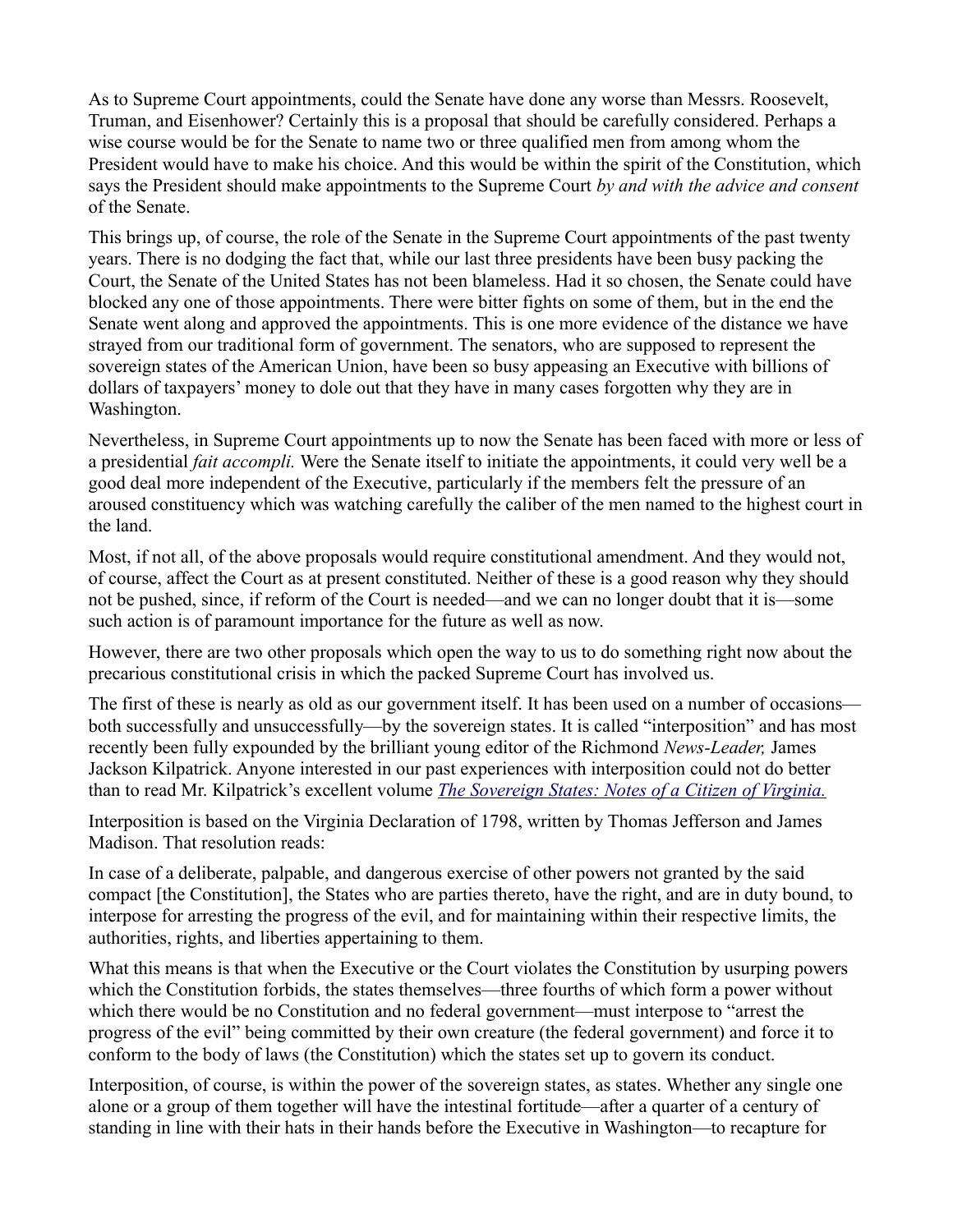As to Supreme Court appointments, could the Senate have done any worse than Messrs. Roosevelt, Truman, and Eisenhower? Certainly this is a proposal that should be carefully considered. Perhaps a wise course would be for the Senate to name two or three qualified men from among whom the President would have to make his choice. And this would be within the spirit of the Constitution, which says the President should make appointments to the Supreme Court *by and with the advice and consent* of the Senate.

This brings up, of course, the role of the Senate in the Supreme Court appointments of the past twenty years. There is no dodging the fact that, while our last three presidents have been busy packing the Court, the Senate of the United States has not been blameless. Had it so chosen, the Senate could have blocked any one of those appointments. There were bitter fights on some of them, but in the end the Senate went along and approved the appointments. This is one more evidence of the distance we have strayed from our traditional form of government. The senators, who are supposed to represent the sovereign states of the American Union, have been so busy appeasing an Executive with billions of dollars of taxpayers' money to dole out that they have in many cases forgotten why they are in Washington.

Nevertheless, in Supreme Court appointments up to now the Senate has been faced with more or less of a presidential *fait accompli.* Were the Senate itself to initiate the appointments, it could very well be a good deal more independent of the Executive, particularly if the members felt the pressure of an aroused constituency which was watching carefully the caliber of the men named to the highest court in the land.

Most, if not all, of the above proposals would require constitutional amendment. And they would not, of course, affect the Court as at present constituted. Neither of these is a good reason why they should not be pushed, since, if reform of the Court is needed—and we can no longer doubt that it is—some such action is of paramount importance for the future as well as now.

However, there are two other proposals which open the way to us to do something right now about the precarious constitutional crisis in which the packed Supreme Court has involved us.

The first of these is nearly as old as our government itself. It has been used on a number of occasions—both successfully and unsuccessfully—by the sovereign states. It is called "interposition" and has most recently been fully expounded by the brilliant young editor of the Richmond *News-Leader,* James Jackson Kilpatrick. Anyone interested in our past experiences with interposition could not do better than to read Mr. Kilpatrick's excellent volume *The Sovereign States: Notes of a Citizen of Virginia.*

Interposition is based on the Virginia Declaration of 1798, written by Thomas Jefferson and James Madison. That resolution reads:

In case of a deliberate, palpable, and dangerous exercise of other powers not granted by the said compact [the Constitution], the States who are parties thereto, have the right, and are in duty bound, to interpose for arresting the progress of the evil, and for maintaining within their respective limits, the authorities, rights, and liberties appertaining to them.

What this means is that when the Executive or the Court violates the Constitution by usurping powers which the Constitution forbids, the states themselves—three fourths of which form a power without which there would be no Constitution and no federal government—must interpose to "arrest the progress of the evil" being committed by their own creature (the federal government) and force it to conform to the body of laws (the Constitution) which the states set up to govern its conduct.

Interposition, of course, is within the power of the sovereign states, as states. Whether any single one alone or a group of them together will have the intestinal fortitude—after a quarter of a century of standing in line with their hats in their hands before the Executive in Washington—to recapture for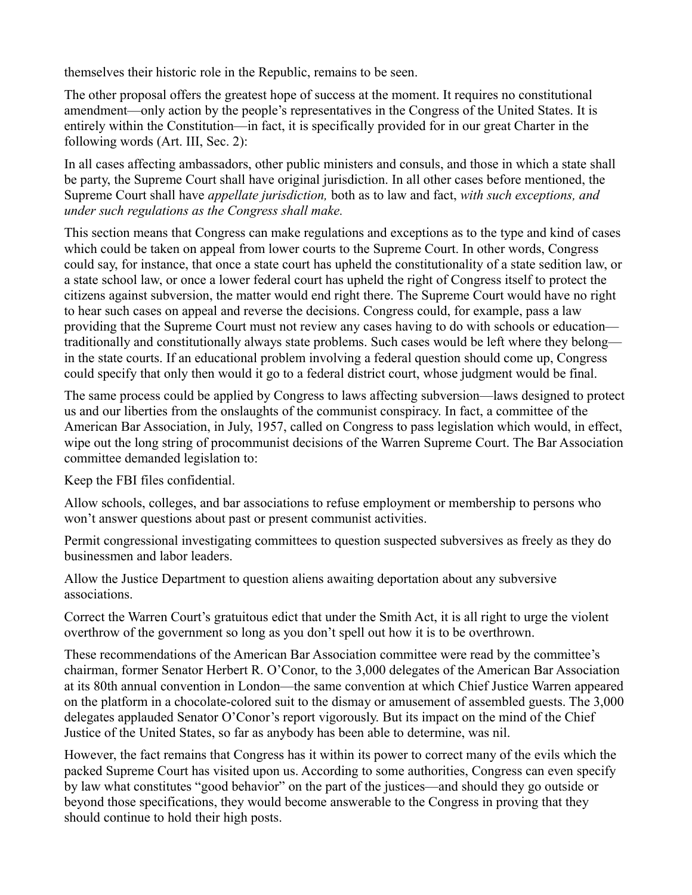themselves their historic role in the Republic, remains to be seen.

The other proposal offers the greatest hope of success at the moment. It requires no constitutional amendment—only action by the people's representatives in the Congress of the United States. It is entirely within the Constitution—in fact, it is specifically provided for in our great Charter in the following words (Art. III, Sec. 2):

In all cases affecting ambassadors, other public ministers and consuls, and those in which a state shall be party, the Supreme Court shall have original jurisdiction. In all other cases before mentioned, the Supreme Court shall have *appellate jurisdiction,* both as to law and fact, *with such exceptions, and under such regulations as the Congress shall make.*

This section means that Congress can make regulations and exceptions as to the type and kind of cases which could be taken on appeal from lower courts to the Supreme Court. In other words, Congress could say, for instance, that once a state court has upheld the constitutionality of a state sedition law, or a state school law, or once a lower federal court has upheld the right of Congress itself to protect the citizens against subversion, the matter would end right there. The Supreme Court would have no right to hear such cases on appeal and reverse the decisions. Congress could, for example, pass a law providing that the Supreme Court must not review any cases having to do with schools or education—traditionally and constitutionally always state problems. Such cases would be left where they belong—in the state courts. If an educational problem involving a federal question should come up, Congress could specify that only then would it go to a federal district court, whose judgment would be final.

The same process could be applied by Congress to laws affecting subversion—laws designed to protect us and our liberties from the onslaughts of the communist conspiracy. In fact, a committee of the American Bar Association, in July, 1957, called on Congress to pass legislation which would, in effect, wipe out the long string of procommunist decisions of the Warren Supreme Court. The Bar Association committee demanded legislation to:

Keep the FBI files confidential.

Allow schools, colleges, and bar associations to refuse employment or membership to persons who won't answer questions about past or present communist activities.

Permit congressional investigating committees to question suspected subversives as freely as they do businessmen and labor leaders.

Allow the Justice Department to question aliens awaiting deportation about any subversive associations.

Correct the Warren Court's gratuitous edict that under the Smith Act, it is all right to urge the violent overthrow of the government so long as you don't spell out how it is to be overthrown.

These recommendations of the American Bar Association committee were read by the committee's chairman, former Senator Herbert R. O'Conor, to the 3,000 delegates of the American Bar Association at its 80th annual convention in London—the same convention at which Chief Justice Warren appeared on the platform in a chocolate-colored suit to the dismay or amusement of assembled guests. The 3,000 delegates applauded Senator O'Conor's report vigorously. But its impact on the mind of the Chief Justice of the United States, so far as anybody has been able to determine, was nil.

However, the fact remains that Congress has it within its power to correct many of the evils which the packed Supreme Court has visited upon us. According to some authorities, Congress can even specify by law what constitutes "good behavior" on the part of the justices—and should they go outside or beyond those specifications, they would become answerable to the Congress in proving that they should continue to hold their high posts.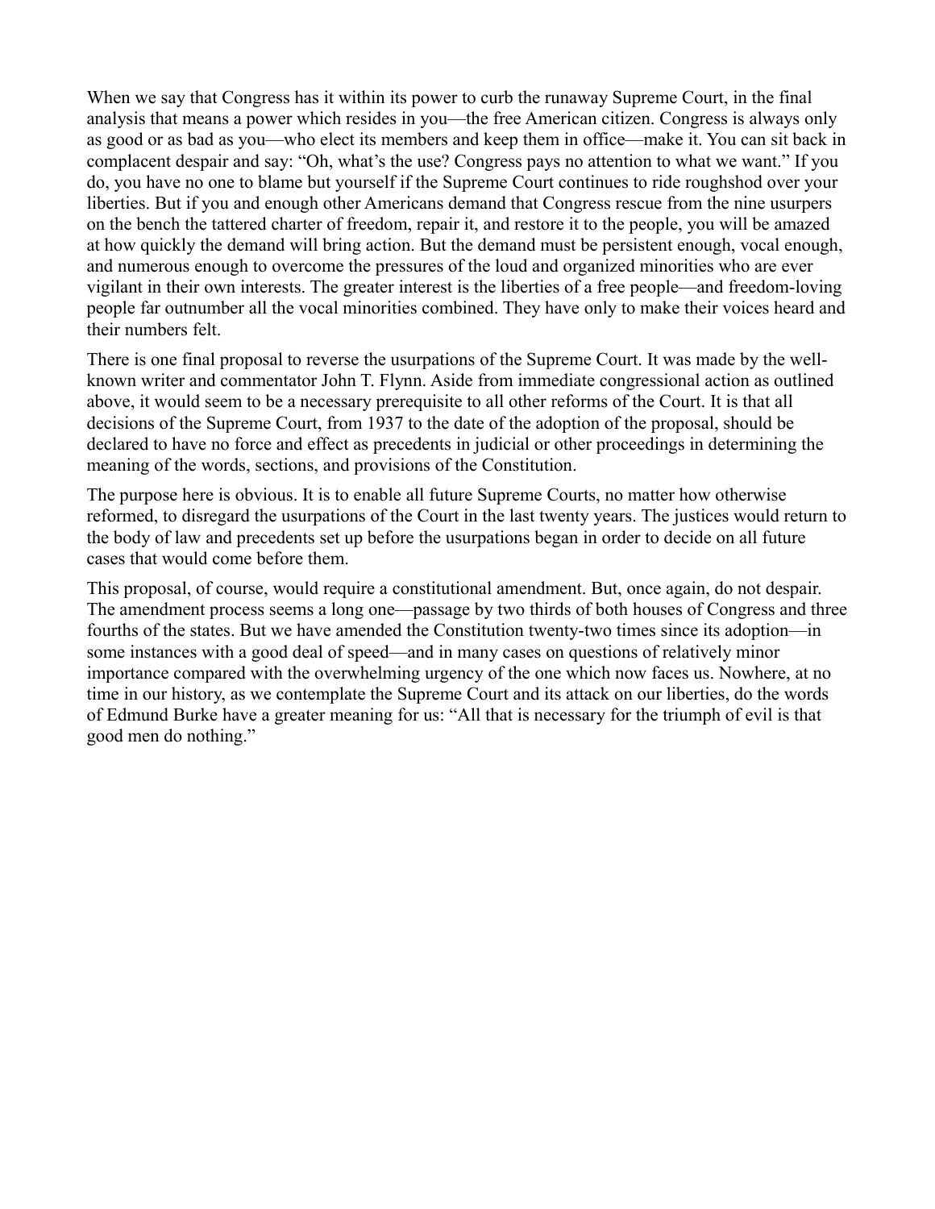When we say that Congress has it within its power to curb the runaway Supreme Court, in the final analysis that means a power which resides in you—the free American citizen. Congress is always only as good or as bad as you—who elect its members and keep them in office—make it. You can sit back in complacent despair and say: "Oh, what's the use? Congress pays no attention to what we want." If you do, you have no one to blame but yourself if the Supreme Court continues to ride roughshod over your liberties. But if you and enough other Americans demand that Congress rescue from the nine usurpers on the bench the tattered charter of freedom, repair it, and restore it to the people, you will be amazed at how quickly the demand will bring action. But the demand must be persistent enough, vocal enough, and numerous enough to overcome the pressures of the loud and organized minorities who are ever vigilant in their own interests. The greater interest is the liberties of a free people—and freedom-loving people far outnumber all the vocal minorities combined. They have only to make their voices heard and their numbers felt.

There is one final proposal to reverse the usurpations of the Supreme Court. It was made by the well-known writer and commentator John T. Flynn. Aside from immediate congressional action as outlined above, it would seem to be a necessary prerequisite to all other reforms of the Court. It is that all decisions of the Supreme Court, from 1937 to the date of the adoption of the proposal, should be declared to have no force and effect as precedents in judicial or other proceedings in determining the meaning of the words, sections, and provisions of the Constitution.

The purpose here is obvious. It is to enable all future Supreme Courts, no matter how otherwise reformed, to disregard the usurpations of the Court in the last twenty years. The justices would return to the body of law and precedents set up before the usurpations began in order to decide on all future cases that would come before them.

This proposal, of course, would require a constitutional amendment. But, once again, do not despair. The amendment process seems a long one—passage by two thirds of both houses of Congress and three fourths of the states. But we have amended the Constitution twenty-two times since its adoption—in some instances with a good deal of speed—and in many cases on questions of relatively minor importance compared with the overwhelming urgency of the one which now faces us. Nowhere, at no time in our history, as we contemplate the Supreme Court and its attack on our liberties, do the words of Edmund Burke have a greater meaning for us: "All that is necessary for the triumph of evil is that good men do nothing."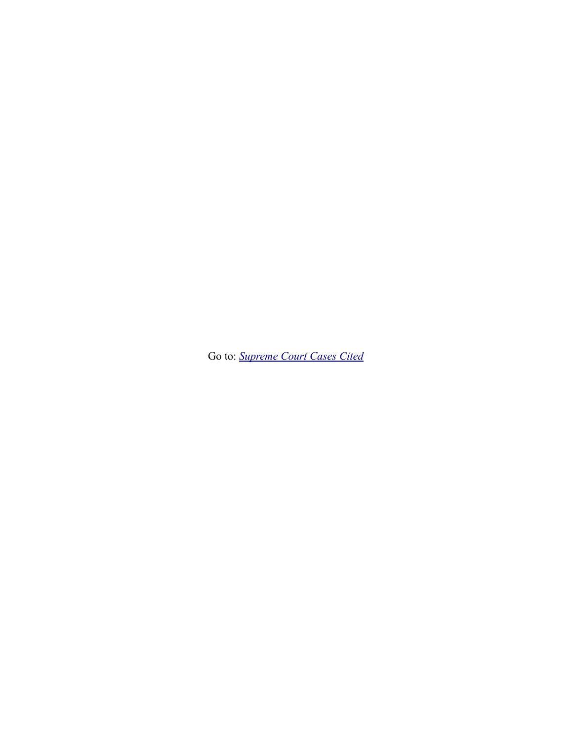Go to: *[Supreme Court Cases Cited]()*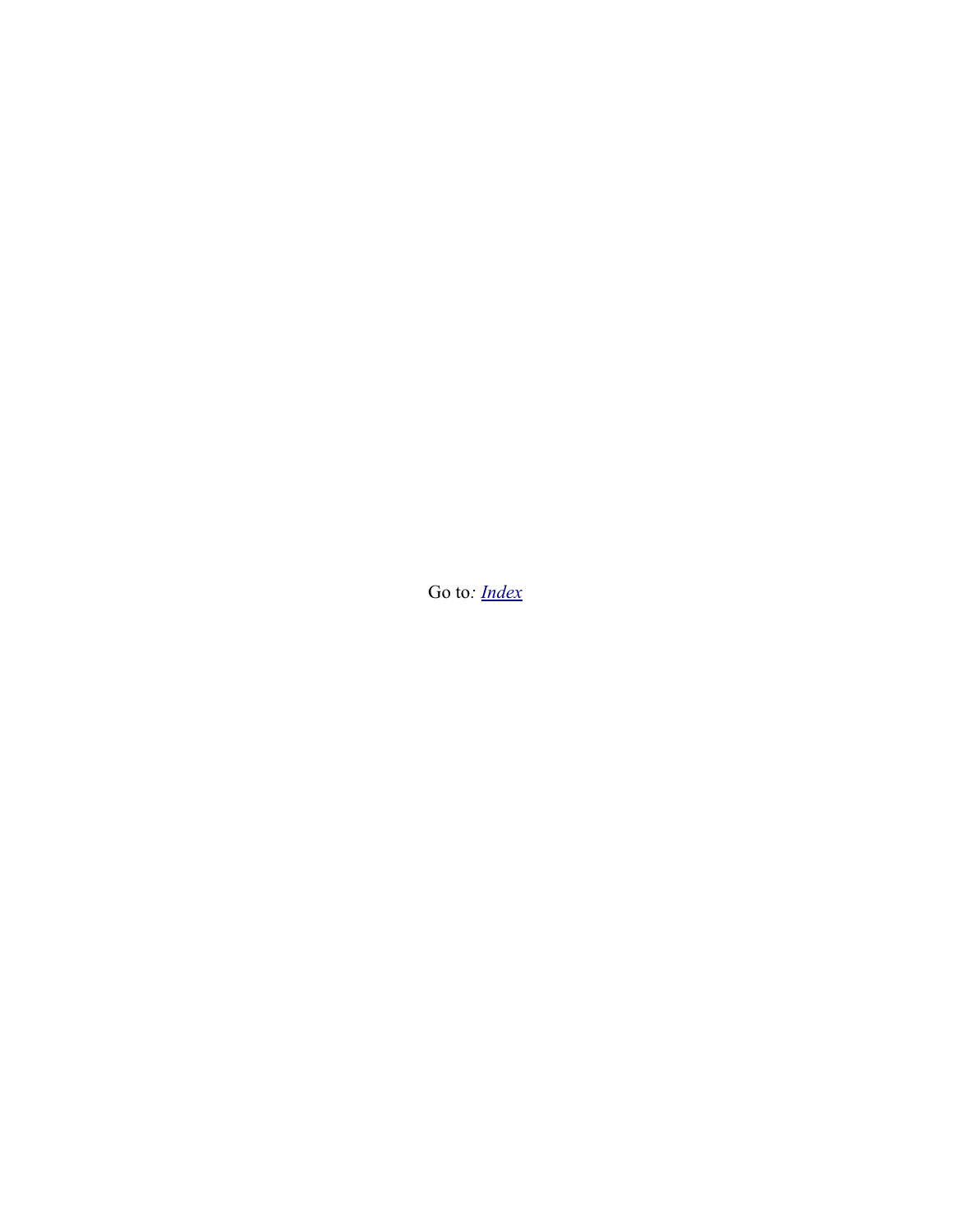Go to*: [Index]*